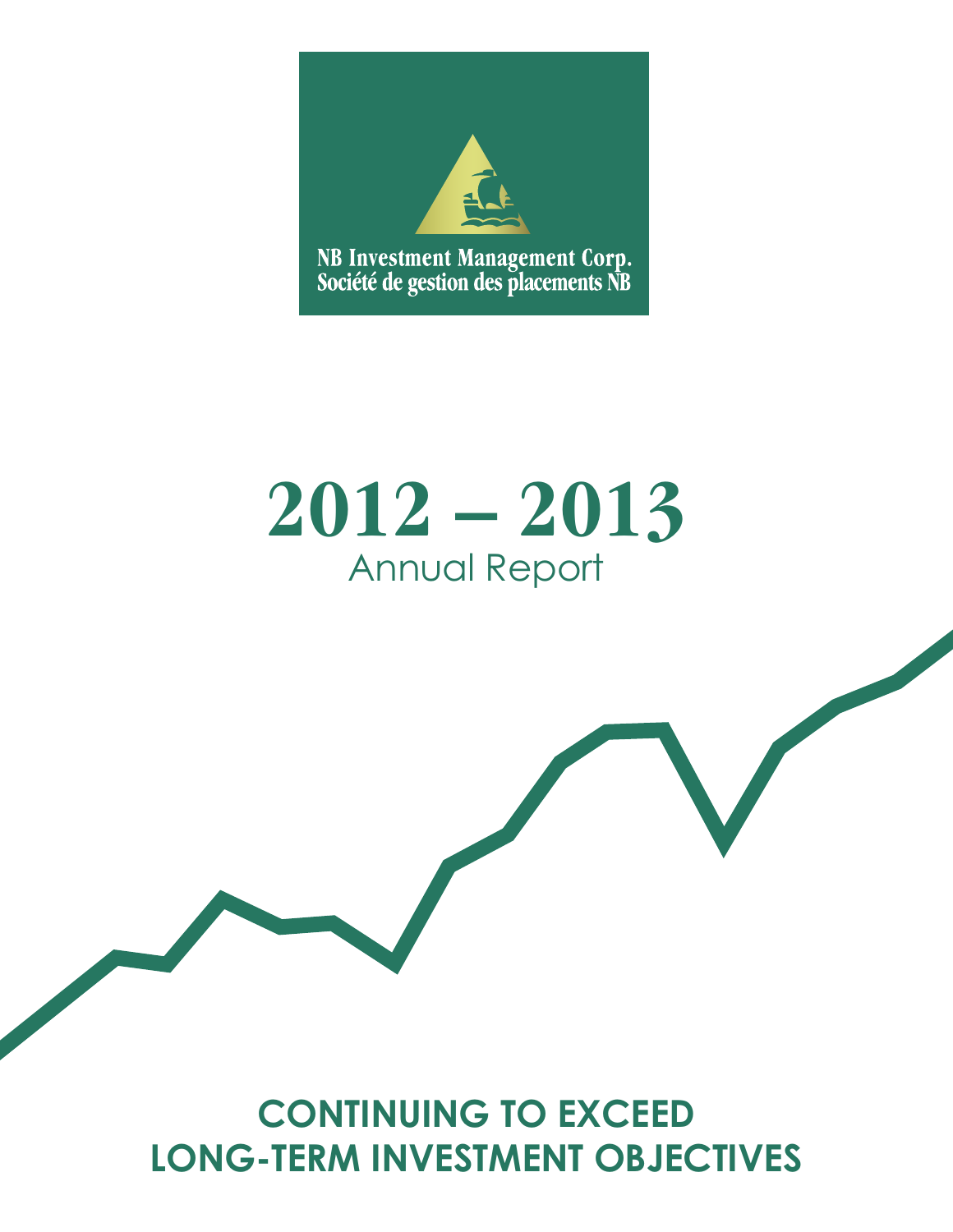NB Investment Management Corp.
Société de gestion des placements NB

# 2012 – 2013

## Annual Report

## CONTINUING TO EXCEED LONG-TERM INVESTMENT OBJECTIVES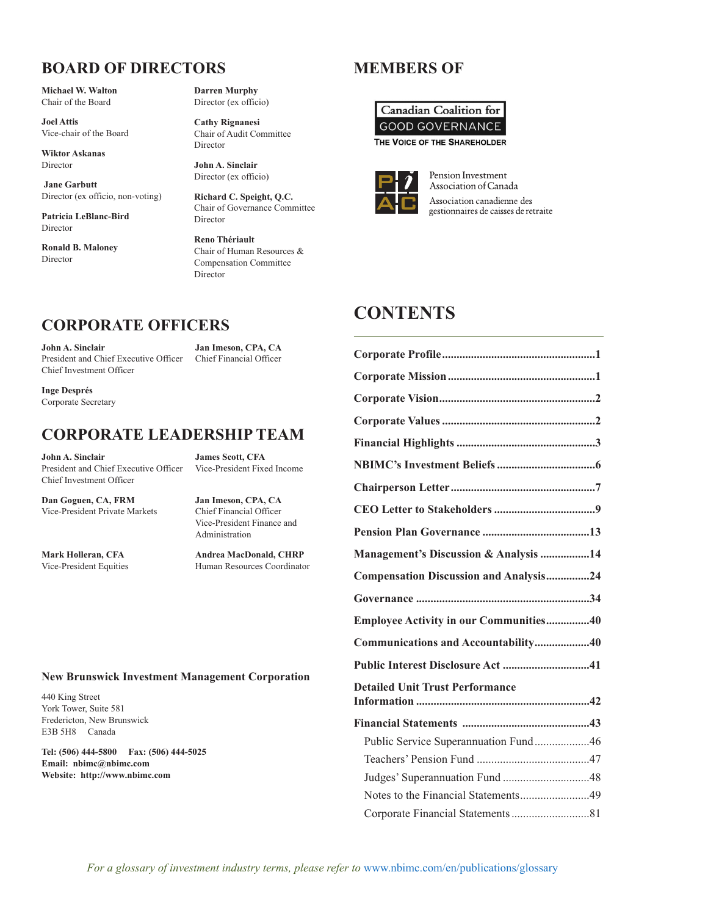## BOARD OF DIRECTORS

**Michael W. Walton**
Chair of the Board

**Joel Attis**
Vice-chair of the Board

**Wiktor Askanas**
Director

**Jane Garbutt**
Director (ex officio, non-voting)

**Patricia LeBlanc-Bird**
Director

**Ronald B. Maloney**
Director

**Darren Murphy**
Director (ex officio)

**Cathy Rignanesi**
Chair of Audit Committee
Director

**John A. Sinclair**
Director (ex officio)

**Richard C. Speight, Q.C.**
Chair of Governance Committee
Director

**Reno Thériault**
Chair of Human Resources & Compensation Committee
Director

## CORPORATE OFFICERS

**John A. Sinclair**
President and Chief Executive Officer
Chief Investment Officer

**Jan Imeson, CPA, CA**
Chief Financial Officer

**Inge Després**
Corporate Secretary

## CORPORATE LEADERSHIP TEAM

**John A. Sinclair**
President and Chief Executive Officer
Chief Investment Officer

**James Scott, CFA**
Vice-President Fixed Income

**Dan Goguen, CA, FRM**
Vice-President Private Markets

**Jan Imeson, CPA, CA**
Chief Financial Officer
Vice-President Finance and Administration

**Mark Holleran, CFA**
Vice-President Equities

**Andrea MacDonald, CHRP**
Human Resources Coordinator

**New Brunswick Investment Management Corporation**

440 King Street
York Tower, Suite 581
Fredericton, New Brunswick
E3B 5H8 Canada

**Tel: (506) 444-5800 Fax: (506) 444-5025**
**Email: nbimc@nbimc.com**
**Website: http://www.nbimc.com**

## MEMBERS OF

Canadian Coalition for GOOD GOVERNANCE
THE VOICE OF THE SHAREHOLDER

Pension Investment Association of Canada
Association canadienne des gestionnaires de caisses de retraite

## CONTENTS

- **Corporate Profile** ....1
- **Corporate Mission** ....1
- **Corporate Vision** ....2
- **Corporate Values** ....2
- **Financial Highlights** ....3
- **NBIMC's Investment Beliefs** ....6
- **Chairperson Letter** ....7
- **CEO Letter to Stakeholders** ....9
- **Pension Plan Governance** ....13
- **Management's Discussion & Analysis** ....14
- **Compensation Discussion and Analysis** ....24
- **Governance** ....34
- **Employee Activity in our Communities** ....40
- **Communications and Accountability** ....40
- **Public Interest Disclosure Act** ....41
- **Detailed Unit Trust Performance Information** ....42
- **Financial Statements** ....43
  - Public Service Superannuation Fund ....46
  - Teachers' Pension Fund ....47
  - Judges' Superannuation Fund ....48
  - Notes to the Financial Statements ....49
  - Corporate Financial Statements ....81

*For a glossary of investment industry terms, please refer to* www.nbimc.com/en/publications/glossary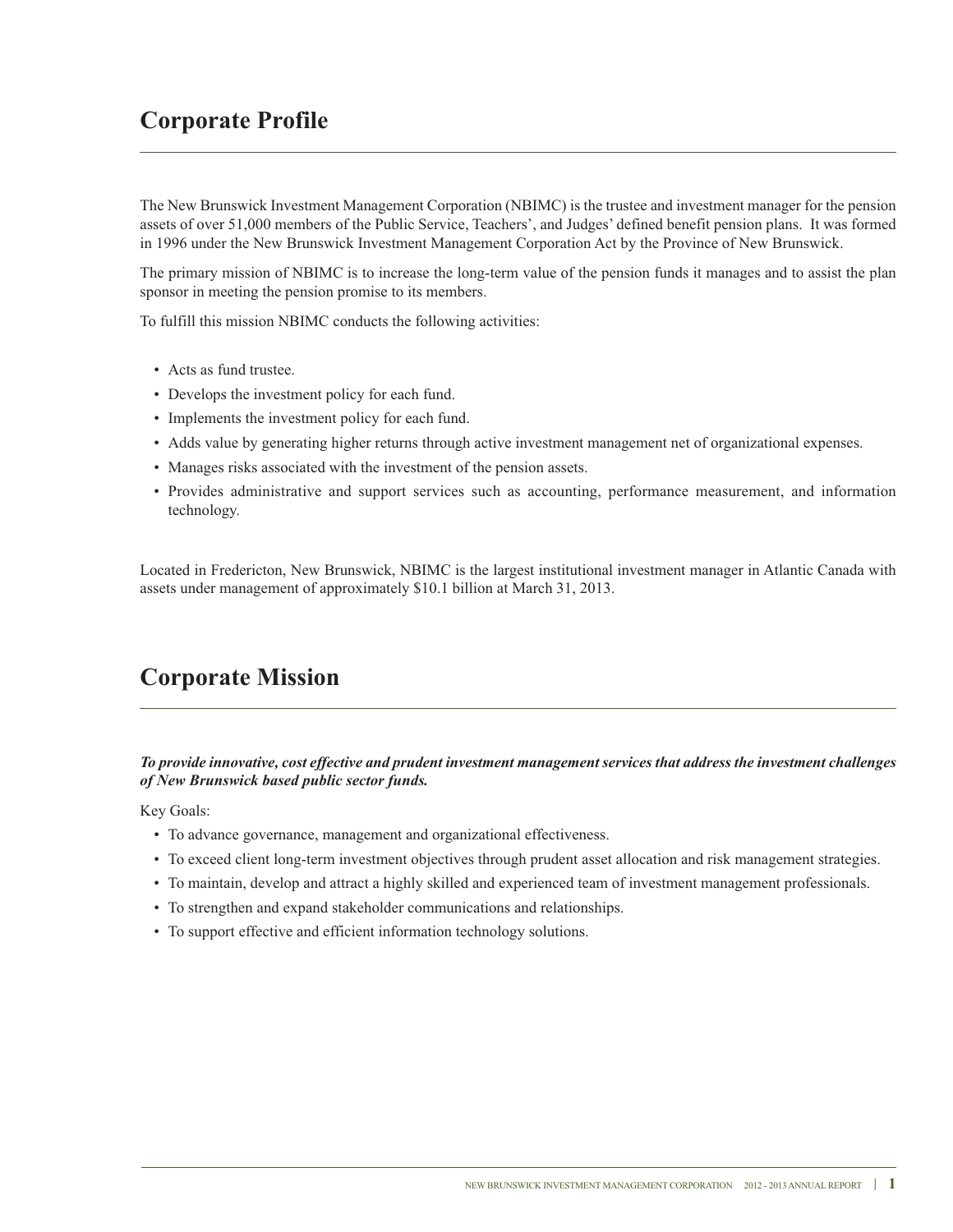## Corporate Profile

The New Brunswick Investment Management Corporation (NBIMC) is the trustee and investment manager for the pension assets of over 51,000 members of the Public Service, Teachers', and Judges' defined benefit pension plans. It was formed in 1996 under the New Brunswick Investment Management Corporation Act by the Province of New Brunswick.

The primary mission of NBIMC is to increase the long-term value of the pension funds it manages and to assist the plan sponsor in meeting the pension promise to its members.

To fulfill this mission NBIMC conducts the following activities:

- Acts as fund trustee.
- Develops the investment policy for each fund.
- Implements the investment policy for each fund.
- Adds value by generating higher returns through active investment management net of organizational expenses.
- Manages risks associated with the investment of the pension assets.
- Provides administrative and support services such as accounting, performance measurement, and information technology.

Located in Fredericton, New Brunswick, NBIMC is the largest institutional investment manager in Atlantic Canada with assets under management of approximately $10.1 billion at March 31, 2013.

## Corporate Mission

***To provide innovative, cost effective and prudent investment management services that address the investment challenges of New Brunswick based public sector funds.***

Key Goals:

- To advance governance, management and organizational effectiveness.
- To exceed client long-term investment objectives through prudent asset allocation and risk management strategies.
- To maintain, develop and attract a highly skilled and experienced team of investment management professionals.
- To strengthen and expand stakeholder communications and relationships.
- To support effective and efficient information technology solutions.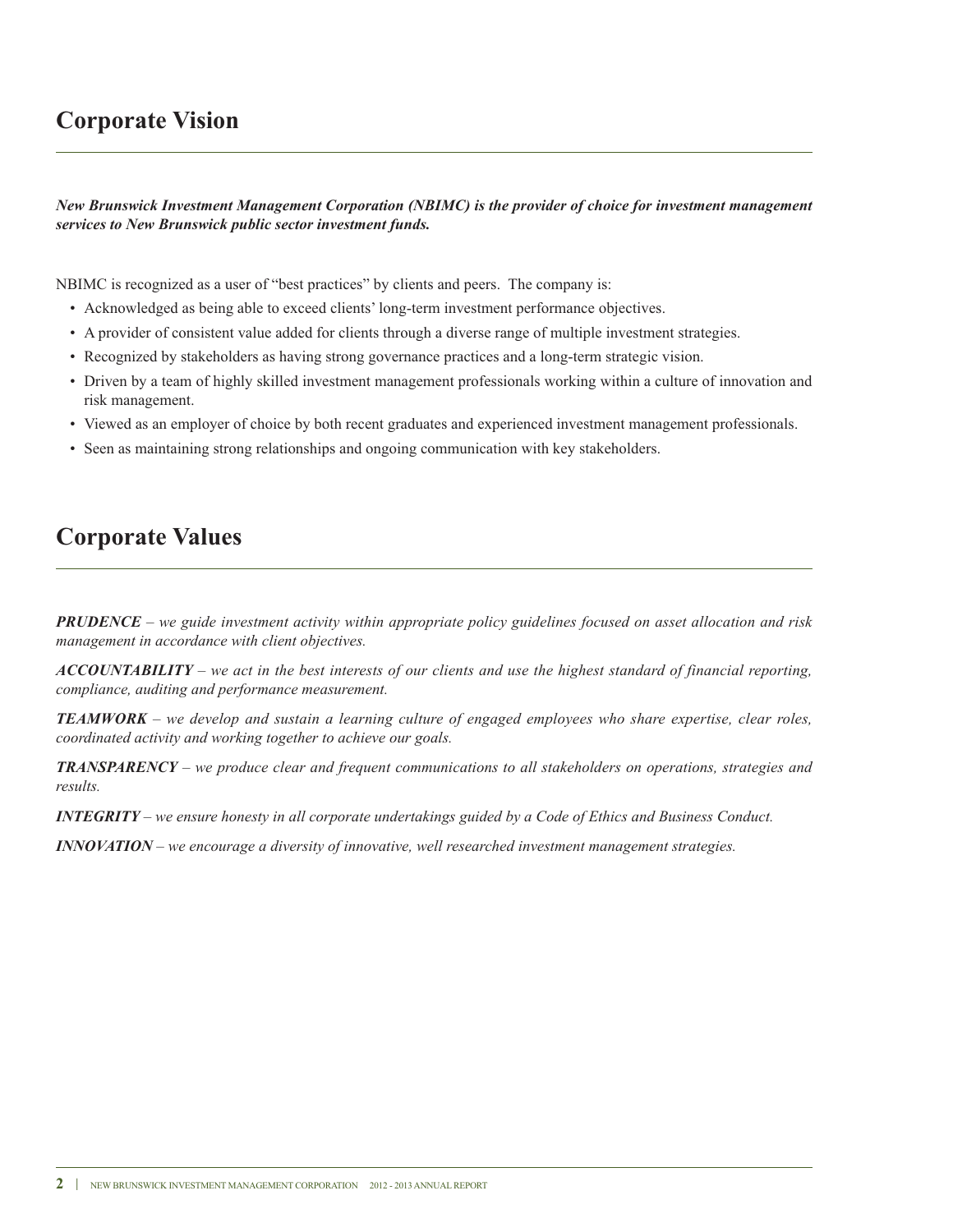## Corporate Vision

***New Brunswick Investment Management Corporation (NBIMC) is the provider of choice for investment management services to New Brunswick public sector investment funds.***

NBIMC is recognized as a user of "best practices" by clients and peers. The company is:

- Acknowledged as being able to exceed clients' long-term investment performance objectives.
- A provider of consistent value added for clients through a diverse range of multiple investment strategies.
- Recognized by stakeholders as having strong governance practices and a long-term strategic vision.
- Driven by a team of highly skilled investment management professionals working within a culture of innovation and risk management.
- Viewed as an employer of choice by both recent graduates and experienced investment management professionals.
- Seen as maintaining strong relationships and ongoing communication with key stakeholders.

## Corporate Values

***PRUDENCE*** *– we guide investment activity within appropriate policy guidelines focused on asset allocation and risk management in accordance with client objectives.*

***ACCOUNTABILITY*** *– we act in the best interests of our clients and use the highest standard of financial reporting, compliance, auditing and performance measurement.*

***TEAMWORK*** *– we develop and sustain a learning culture of engaged employees who share expertise, clear roles, coordinated activity and working together to achieve our goals.*

***TRANSPARENCY*** *– we produce clear and frequent communications to all stakeholders on operations, strategies and results.*

***INTEGRITY*** *– we ensure honesty in all corporate undertakings guided by a Code of Ethics and Business Conduct.*

***INNOVATION*** *– we encourage a diversity of innovative, well researched investment management strategies.*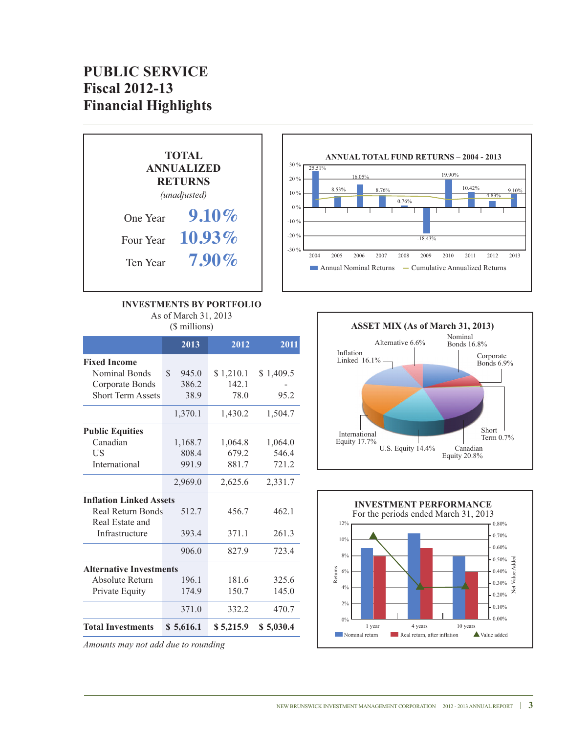# PUBLIC SERVICE
# Fiscal 2012-13
# Financial Highlights

## TOTAL ANNUALIZED RETURNS

*(unadjusted)*

| | |
|---|---|
| One Year | **9.10%** |
| Four Year | **10.93%** |
| Ten Year | **7.90%** |

## ANNUAL TOTAL FUND RETURNS – 2004 - 2013

| Year | Annual Nominal Returns |
|---|---|
| 2004 | 25.51% |
| 2005 | 8.53% |
| 2006 | 16.05% |
| 2007 | 8.76% |
| 2008 | 0.76% |
| 2009 | -18.43% |
| 2010 | 19.90% |
| 2011 | 10.42% |
| 2012 | 4.83% |
| 2013 | 9.10% |

Annual Nominal Returns — Cumulative Annualized Returns

## INVESTMENTS BY PORTFOLIO

As of March 31, 2013
($ millions)

| | 2013 | 2012 | 2011 |
|---|---|---|---|
| **Fixed Income** | | | |
| Nominal Bonds | $ 945.0 | $ 1,210.1 | $ 1,409.5 |
| Corporate Bonds | 386.2 | 142.1 | - |
| Short Term Assets | 38.9 | 78.0 | 95.2 |
| | 1,370.1 | 1,430.2 | 1,504.7 |
| **Public Equities** | | | |
| Canadian | 1,168.7 | 1,064.8 | 1,064.0 |
| US | 808.4 | 679.2 | 546.4 |
| International | 991.9 | 881.7 | 721.2 |
| | 2,969.0 | 2,625.6 | 2,331.7 |
| **Inflation Linked Assets** | | | |
| Real Return Bonds | 512.7 | 456.7 | 462.1 |
| Real Estate and Infrastructure | 393.4 | 371.1 | 261.3 |
| | 906.0 | 827.9 | 723.4 |
| **Alternative Investments** | | | |
| Absolute Return | 196.1 | 181.6 | 325.6 |
| Private Equity | 174.9 | 150.7 | 145.0 |
| | 371.0 | 332.2 | 470.7 |
| **Total Investments** | **$ 5,616.1** | **$ 5,215.9** | **$ 5,030.4** |

*Amounts may not add due to rounding*

## ASSET MIX (As of March 31, 2013)

| Asset Class | % |
|---|---|
| Nominal Bonds | 16.8% |
| Corporate Bonds | 6.9% |
| Short Term | 0.7% |
| Canadian Equity | 20.8% |
| U.S. Equity | 14.4% |
| International Equity | 17.7% |
| Inflation Linked | 16.1% |
| Alternative | 6.6% |

## INVESTMENT PERFORMANCE

For the periods ended March 31, 2013

Nominal return — Real return, after inflation — Value added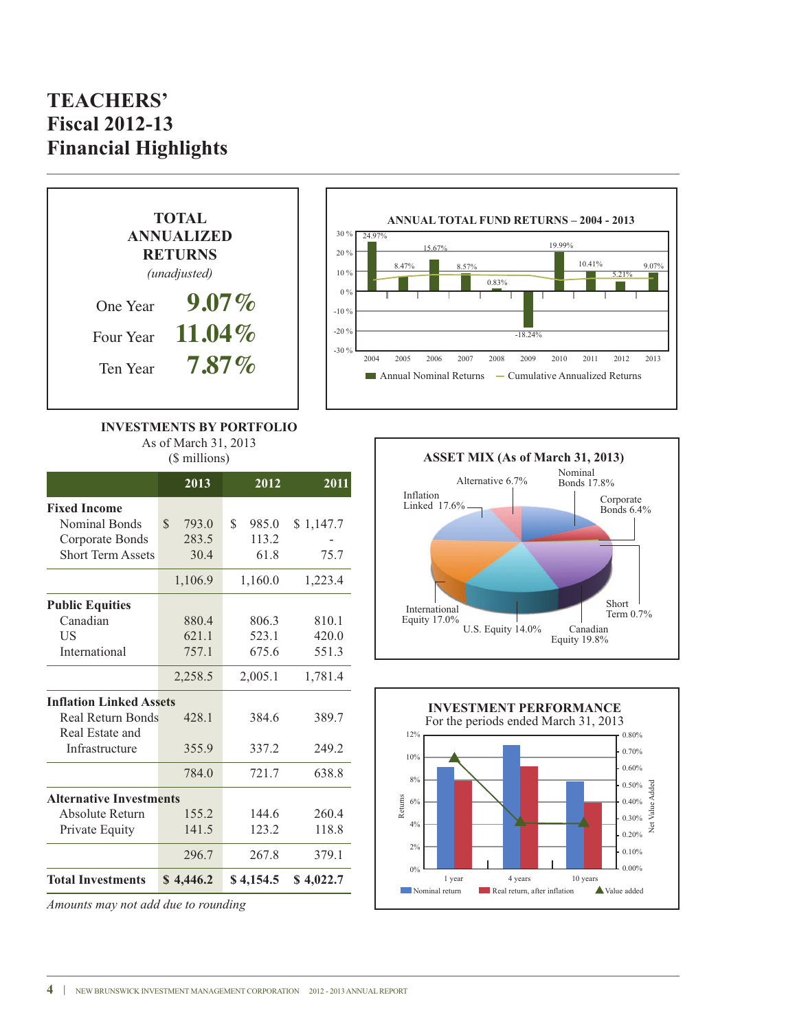# TEACHERS' Fiscal 2012-13 Financial Highlights

**TOTAL ANNUALIZED RETURNS**
*(unadjusted)*

| | |
|---|---|
| One Year | 9.07% |
| Four Year | 11.04% |
| Ten Year | 7.87% |

**ANNUAL TOTAL FUND RETURNS – 2004 - 2013**

| Year | Annual Nominal Returns |
|---|---|
| 2004 | 24.97% |
| 2005 | 8.47% |
| 2006 | 15.67% |
| 2007 | 8.57% |
| 2008 | 0.83% |
| 2009 | -18.24% |
| 2010 | 19.99% |
| 2011 | 10.41% |
| 2012 | 5.21% |
| 2013 | 9.07% |

Annual Nominal Returns — Cumulative Annualized Returns

**INVESTMENTS BY PORTFOLIO**
As of March 31, 2013
($ millions)

| | 2013 | 2012 | 2011 |
|---|---|---|---|
| **Fixed Income** | | | |
| Nominal Bonds | $ 793.0 | $ 985.0 | $ 1,147.7 |
| Corporate Bonds | 283.5 | 113.2 | - |
| Short Term Assets | 30.4 | 61.8 | 75.7 |
| | 1,106.9 | 1,160.0 | 1,223.4 |
| **Public Equities** | | | |
| Canadian | 880.4 | 806.3 | 810.1 |
| US | 621.1 | 523.1 | 420.0 |
| International | 757.1 | 675.6 | 551.3 |
| | 2,258.5 | 2,005.1 | 1,781.4 |
| **Inflation Linked Assets** | | | |
| Real Return Bonds | 428.1 | 384.6 | 389.7 |
| Real Estate and Infrastructure | 355.9 | 337.2 | 249.2 |
| | 784.0 | 721.7 | 638.8 |
| **Alternative Investments** | | | |
| Absolute Return | 155.2 | 144.6 | 260.4 |
| Private Equity | 141.5 | 123.2 | 118.8 |
| | 296.7 | 267.8 | 379.1 |
| **Total Investments** | **$ 4,446.2** | **$ 4,154.5** | **$ 4,022.7** |

*Amounts may not add due to rounding*

**ASSET MIX (As of March 31, 2013)**

| Asset | % |
|---|---|
| Nominal Bonds | 17.8% |
| Corporate Bonds | 6.4% |
| Short Term | 0.7% |
| Canadian Equity | 19.8% |
| U.S. Equity | 14.0% |
| International Equity | 17.0% |
| Inflation Linked | 17.6% |
| Alternative | 6.7% |

**INVESTMENT PERFORMANCE**
For the periods ended March 31, 2013

Returns (Nominal return, Real return, after inflation) and Net Value Added for 1 year, 4 years and 10 years.

Nominal return — Real return, after inflation — Value added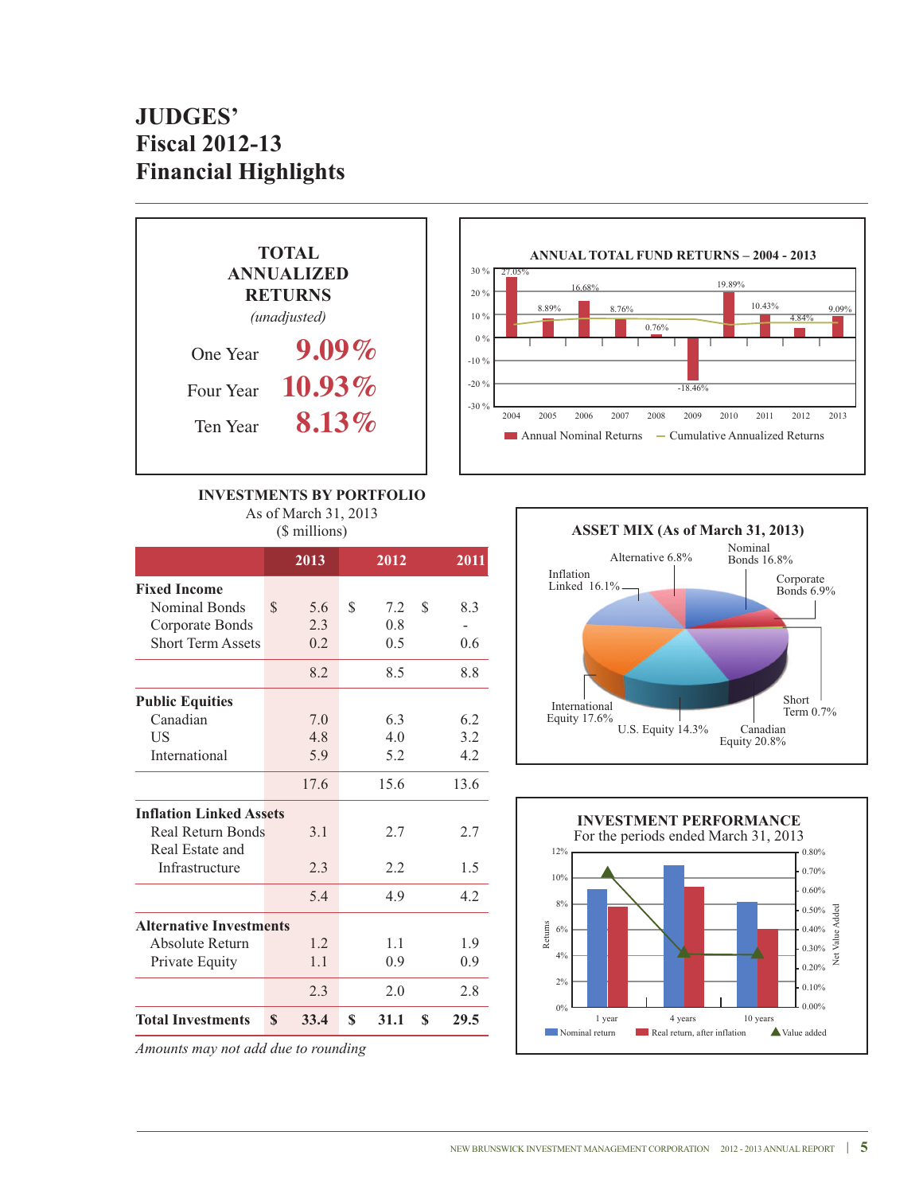# JUDGES'
# Fiscal 2012-13
# Financial Highlights

## TOTAL ANNUALIZED RETURNS

*(unadjusted)*

| | |
|---|---|
| One Year | 9.09% |
| Four Year | 10.93% |
| Ten Year | 8.13% |

## ANNUAL TOTAL FUND RETURNS – 2004 - 2013

| Year | 2004 | 2005 | 2006 | 2007 | 2008 | 2009 | 2010 | 2011 | 2012 | 2013 |
|---|---|---|---|---|---|---|---|---|---|---|
| Annual Nominal Returns | 27.05% | 8.89% | 16.68% | 8.76% | 0.76% | -18.46% | 19.89% | 10.43% | 4.84% | 9.09% |

Annual Nominal Returns — Cumulative Annualized Returns

## INVESTMENTS BY PORTFOLIO

As of March 31, 2013
($ millions)

| | 2013 | 2012 | 2011 |
|---|---|---|---|
| **Fixed Income** | | | |
| Nominal Bonds | $ 5.6 | $ 7.2 | $ 8.3 |
| Corporate Bonds | 2.3 | 0.8 | - |
| Short Term Assets | 0.2 | 0.5 | 0.6 |
| | 8.2 | 8.5 | 8.8 |
| **Public Equities** | | | |
| Canadian | 7.0 | 6.3 | 6.2 |
| US | 4.8 | 4.0 | 3.2 |
| International | 5.9 | 5.2 | 4.2 |
| | 17.6 | 15.6 | 13.6 |
| **Inflation Linked Assets** | | | |
| Real Return Bonds | 3.1 | 2.7 | 2.7 |
| Real Estate and Infrastructure | 2.3 | 2.2 | 1.5 |
| | 5.4 | 4.9 | 4.2 |
| **Alternative Investments** | | | |
| Absolute Return | 1.2 | 1.1 | 1.9 |
| Private Equity | 1.1 | 0.9 | 0.9 |
| | 2.3 | 2.0 | 2.8 |
| **Total Investments** | **$ 33.4** | **$ 31.1** | **$ 29.5** |

*Amounts may not add due to rounding*

## ASSET MIX (As of March 31, 2013)

| Asset Class | % |
|---|---|
| Nominal Bonds | 16.8% |
| Corporate Bonds | 6.9% |
| Short Term | 0.7% |
| Canadian Equity | 20.8% |
| U.S. Equity | 14.3% |
| International Equity | 17.6% |
| Inflation Linked | 16.1% |
| Alternative | 6.8% |

## INVESTMENT PERFORMANCE

For the periods ended March 31, 2013

Returns (1 year, 4 years, 10 years): Nominal return, Real return, after inflation, Value added (Net Value Added)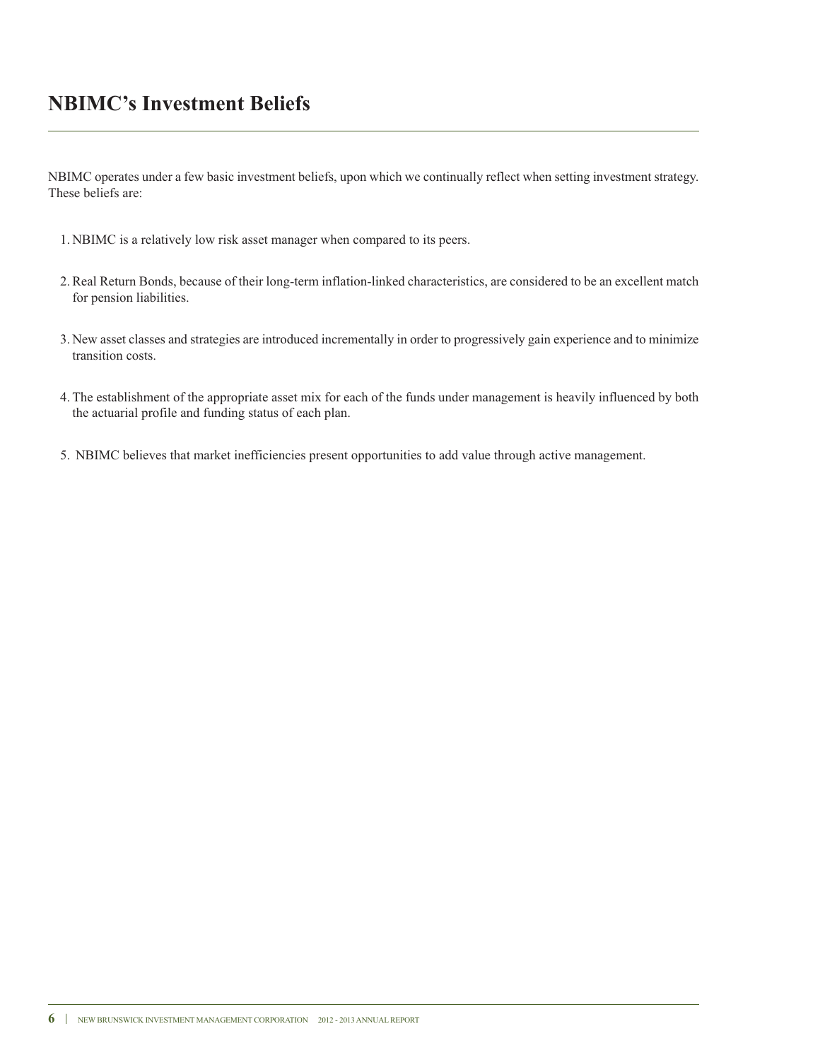# NBIMC's Investment Beliefs

NBIMC operates under a few basic investment beliefs, upon which we continually reflect when setting investment strategy. These beliefs are:

1. NBIMC is a relatively low risk asset manager when compared to its peers.
2. Real Return Bonds, because of their long-term inflation-linked characteristics, are considered to be an excellent match for pension liabilities.
3. New asset classes and strategies are introduced incrementally in order to progressively gain experience and to minimize transition costs.
4. The establishment of the appropriate asset mix for each of the funds under management is heavily influenced by both the actuarial profile and funding status of each plan.
5. NBIMC believes that market inefficiencies present opportunities to add value through active management.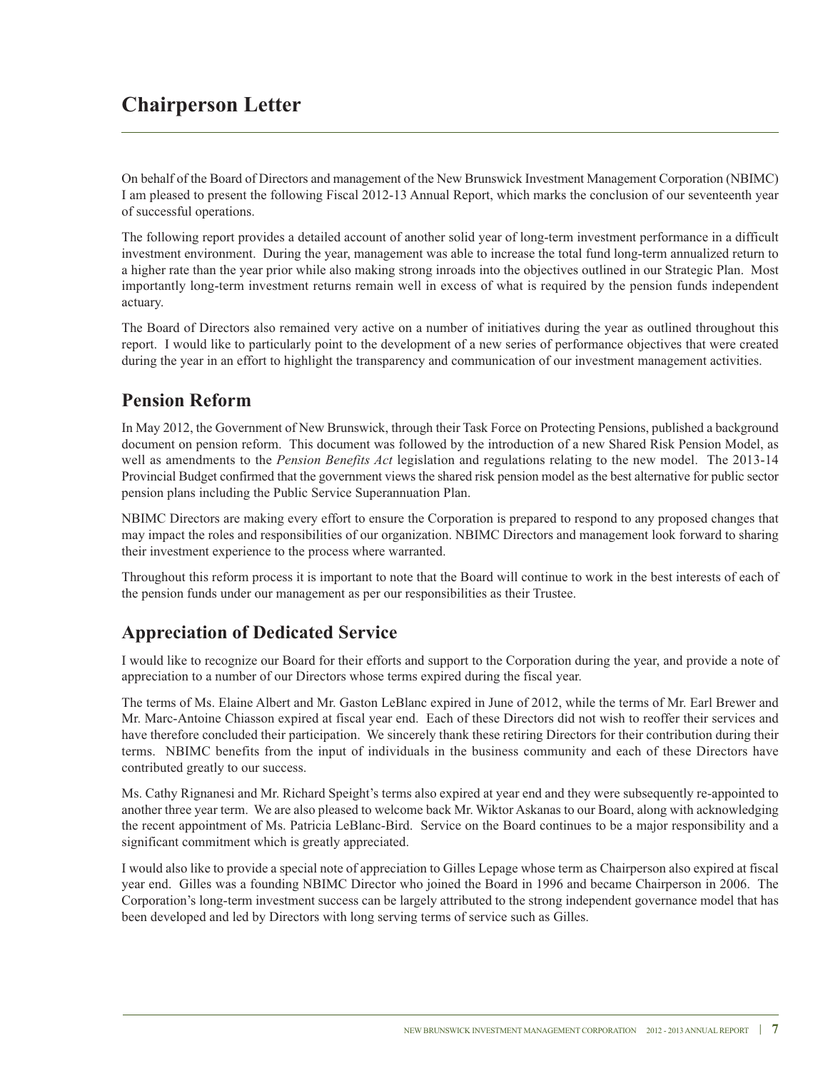# Chairperson Letter

On behalf of the Board of Directors and management of the New Brunswick Investment Management Corporation (NBIMC) I am pleased to present the following Fiscal 2012-13 Annual Report, which marks the conclusion of our seventeenth year of successful operations.

The following report provides a detailed account of another solid year of long-term investment performance in a difficult investment environment. During the year, management was able to increase the total fund long-term annualized return to a higher rate than the year prior while also making strong inroads into the objectives outlined in our Strategic Plan. Most importantly long-term investment returns remain well in excess of what is required by the pension funds independent actuary.

The Board of Directors also remained very active on a number of initiatives during the year as outlined throughout this report. I would like to particularly point to the development of a new series of performance objectives that were created during the year in an effort to highlight the transparency and communication of our investment management activities.

## Pension Reform

In May 2012, the Government of New Brunswick, through their Task Force on Protecting Pensions, published a background document on pension reform. This document was followed by the introduction of a new Shared Risk Pension Model, as well as amendments to the *Pension Benefits Act* legislation and regulations relating to the new model. The 2013-14 Provincial Budget confirmed that the government views the shared risk pension model as the best alternative for public sector pension plans including the Public Service Superannuation Plan.

NBIMC Directors are making every effort to ensure the Corporation is prepared to respond to any proposed changes that may impact the roles and responsibilities of our organization. NBIMC Directors and management look forward to sharing their investment experience to the process where warranted.

Throughout this reform process it is important to note that the Board will continue to work in the best interests of each of the pension funds under our management as per our responsibilities as their Trustee.

## Appreciation of Dedicated Service

I would like to recognize our Board for their efforts and support to the Corporation during the year, and provide a note of appreciation to a number of our Directors whose terms expired during the fiscal year.

The terms of Ms. Elaine Albert and Mr. Gaston LeBlanc expired in June of 2012, while the terms of Mr. Earl Brewer and Mr. Marc-Antoine Chiasson expired at fiscal year end. Each of these Directors did not wish to reoffer their services and have therefore concluded their participation. We sincerely thank these retiring Directors for their contribution during their terms. NBIMC benefits from the input of individuals in the business community and each of these Directors have contributed greatly to our success.

Ms. Cathy Rignanesi and Mr. Richard Speight's terms also expired at year end and they were subsequently re-appointed to another three year term. We are also pleased to welcome back Mr. Wiktor Askanas to our Board, along with acknowledging the recent appointment of Ms. Patricia LeBlanc-Bird. Service on the Board continues to be a major responsibility and a significant commitment which is greatly appreciated.

I would also like to provide a special note of appreciation to Gilles Lepage whose term as Chairperson also expired at fiscal year end. Gilles was a founding NBIMC Director who joined the Board in 1996 and became Chairperson in 2006. The Corporation's long-term investment success can be largely attributed to the strong independent governance model that has been developed and led by Directors with long serving terms of service such as Gilles.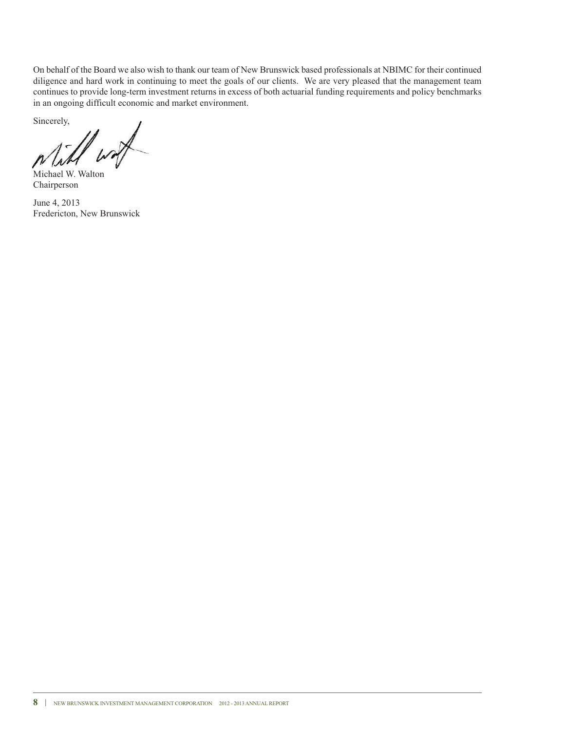On behalf of the Board we also wish to thank our team of New Brunswick based professionals at NBIMC for their continued diligence and hard work in continuing to meet the goals of our clients. We are very pleased that the management team continues to provide long-term investment returns in excess of both actuarial funding requirements and policy benchmarks in an ongoing difficult economic and market environment.

Sincerely,

Michael W. Walton
Chairperson

June 4, 2013
Fredericton, New Brunswick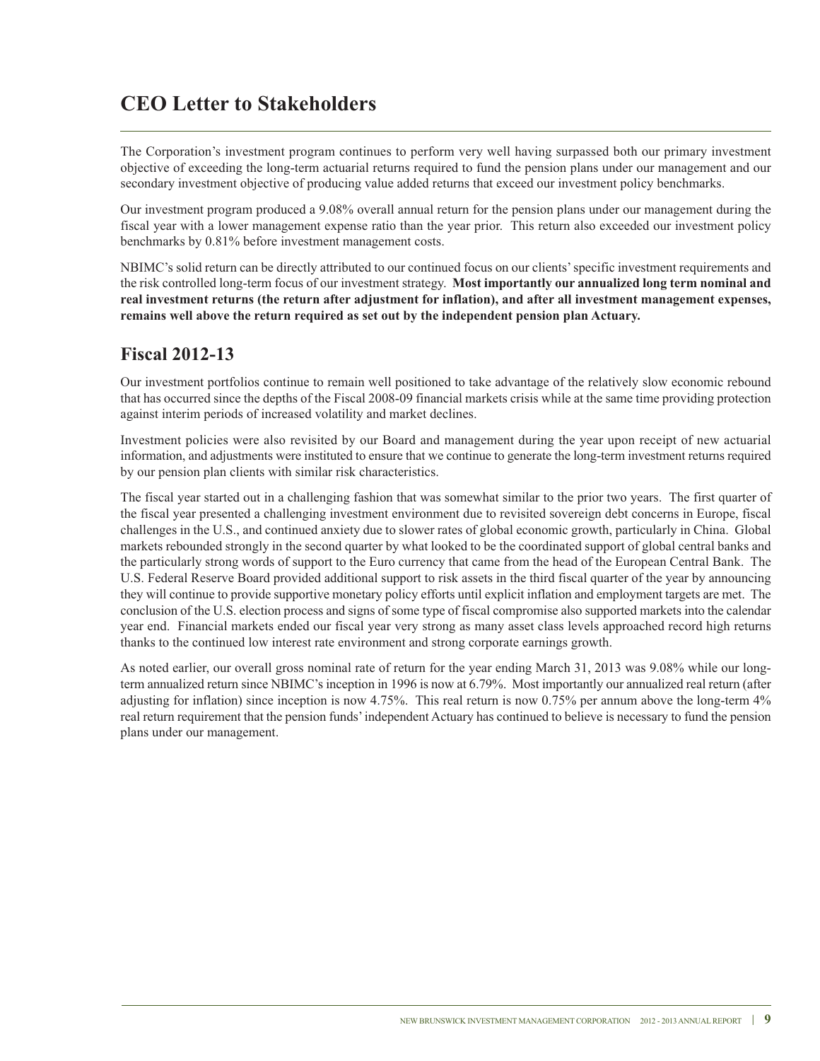# CEO Letter to Stakeholders

The Corporation's investment program continues to perform very well having surpassed both our primary investment objective of exceeding the long-term actuarial returns required to fund the pension plans under our management and our secondary investment objective of producing value added returns that exceed our investment policy benchmarks.

Our investment program produced a 9.08% overall annual return for the pension plans under our management during the fiscal year with a lower management expense ratio than the year prior. This return also exceeded our investment policy benchmarks by 0.81% before investment management costs.

NBIMC's solid return can be directly attributed to our continued focus on our clients' specific investment requirements and the risk controlled long-term focus of our investment strategy. **Most importantly our annualized long term nominal and real investment returns (the return after adjustment for inflation), and after all investment management expenses, remains well above the return required as set out by the independent pension plan Actuary.**

## Fiscal 2012-13

Our investment portfolios continue to remain well positioned to take advantage of the relatively slow economic rebound that has occurred since the depths of the Fiscal 2008-09 financial markets crisis while at the same time providing protection against interim periods of increased volatility and market declines.

Investment policies were also revisited by our Board and management during the year upon receipt of new actuarial information, and adjustments were instituted to ensure that we continue to generate the long-term investment returns required by our pension plan clients with similar risk characteristics.

The fiscal year started out in a challenging fashion that was somewhat similar to the prior two years. The first quarter of the fiscal year presented a challenging investment environment due to revisited sovereign debt concerns in Europe, fiscal challenges in the U.S., and continued anxiety due to slower rates of global economic growth, particularly in China. Global markets rebounded strongly in the second quarter by what looked to be the coordinated support of global central banks and the particularly strong words of support to the Euro currency that came from the head of the European Central Bank. The U.S. Federal Reserve Board provided additional support to risk assets in the third fiscal quarter of the year by announcing they will continue to provide supportive monetary policy efforts until explicit inflation and employment targets are met. The conclusion of the U.S. election process and signs of some type of fiscal compromise also supported markets into the calendar year end. Financial markets ended our fiscal year very strong as many asset class levels approached record high returns thanks to the continued low interest rate environment and strong corporate earnings growth.

As noted earlier, our overall gross nominal rate of return for the year ending March 31, 2013 was 9.08% while our long-term annualized return since NBIMC's inception in 1996 is now at 6.79%. Most importantly our annualized real return (after adjusting for inflation) since inception is now 4.75%. This real return is now 0.75% per annum above the long-term 4% real return requirement that the pension funds' independent Actuary has continued to believe is necessary to fund the pension plans under our management.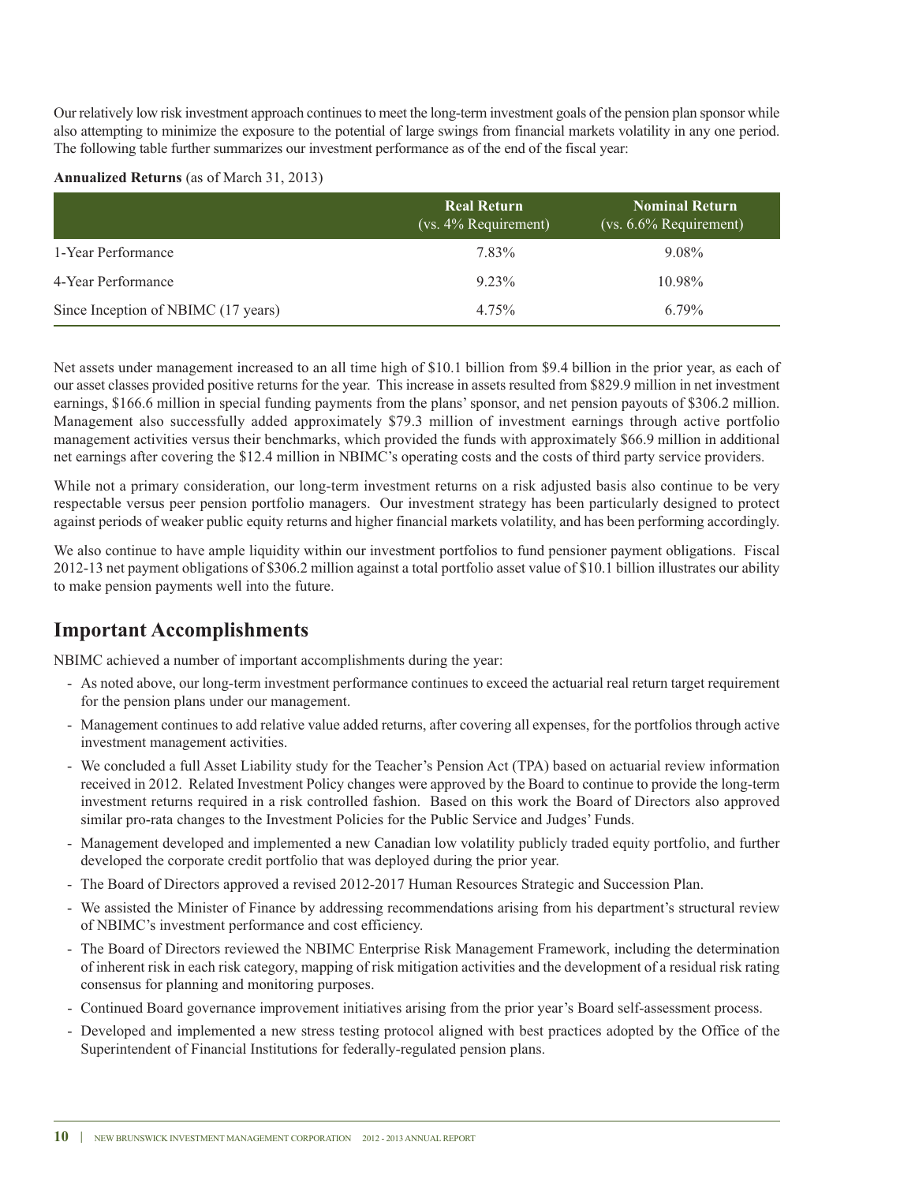Our relatively low risk investment approach continues to meet the long-term investment goals of the pension plan sponsor while also attempting to minimize the exposure to the potential of large swings from financial markets volatility in any one period. The following table further summarizes our investment performance as of the end of the fiscal year:

**Annualized Returns** (as of March 31, 2013)

| | **Real Return** (vs. 4% Requirement) | **Nominal Return** (vs. 6.6% Requirement) |
|---|---|---|
| 1-Year Performance | 7.83% | 9.08% |
| 4-Year Performance | 9.23% | 10.98% |
| Since Inception of NBIMC (17 years) | 4.75% | 6.79% |

Net assets under management increased to an all time high of $10.1 billion from $9.4 billion in the prior year, as each of our asset classes provided positive returns for the year. This increase in assets resulted from $829.9 million in net investment earnings, $166.6 million in special funding payments from the plans' sponsor, and net pension payouts of $306.2 million. Management also successfully added approximately $79.3 million of investment earnings through active portfolio management activities versus their benchmarks, which provided the funds with approximately $66.9 million in additional net earnings after covering the $12.4 million in NBIMC's operating costs and the costs of third party service providers.

While not a primary consideration, our long-term investment returns on a risk adjusted basis also continue to be very respectable versus peer pension portfolio managers. Our investment strategy has been particularly designed to protect against periods of weaker public equity returns and higher financial markets volatility, and has been performing accordingly.

We also continue to have ample liquidity within our investment portfolios to fund pensioner payment obligations. Fiscal 2012-13 net payment obligations of $306.2 million against a total portfolio asset value of $10.1 billion illustrates our ability to make pension payments well into the future.

## Important Accomplishments

NBIMC achieved a number of important accomplishments during the year:

- As noted above, our long-term investment performance continues to exceed the actuarial real return target requirement for the pension plans under our management.
- Management continues to add relative value added returns, after covering all expenses, for the portfolios through active investment management activities.
- We concluded a full Asset Liability study for the Teacher's Pension Act (TPA) based on actuarial review information received in 2012. Related Investment Policy changes were approved by the Board to continue to provide the long-term investment returns required in a risk controlled fashion. Based on this work the Board of Directors also approved similar pro-rata changes to the Investment Policies for the Public Service and Judges' Funds.
- Management developed and implemented a new Canadian low volatility publicly traded equity portfolio, and further developed the corporate credit portfolio that was deployed during the prior year.
- The Board of Directors approved a revised 2012-2017 Human Resources Strategic and Succession Plan.
- We assisted the Minister of Finance by addressing recommendations arising from his department's structural review of NBIMC's investment performance and cost efficiency.
- The Board of Directors reviewed the NBIMC Enterprise Risk Management Framework, including the determination of inherent risk in each risk category, mapping of risk mitigation activities and the development of a residual risk rating consensus for planning and monitoring purposes.
- Continued Board governance improvement initiatives arising from the prior year's Board self-assessment process.
- Developed and implemented a new stress testing protocol aligned with best practices adopted by the Office of the Superintendent of Financial Institutions for federally-regulated pension plans.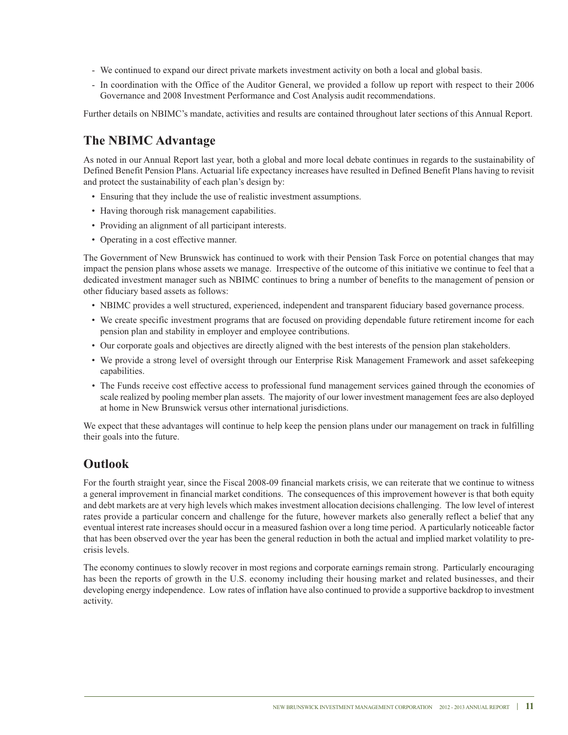- We continued to expand our direct private markets investment activity on both a local and global basis.
- In coordination with the Office of the Auditor General, we provided a follow up report with respect to their 2006 Governance and 2008 Investment Performance and Cost Analysis audit recommendations.

Further details on NBIMC's mandate, activities and results are contained throughout later sections of this Annual Report.

## The NBIMC Advantage

As noted in our Annual Report last year, both a global and more local debate continues in regards to the sustainability of Defined Benefit Pension Plans. Actuarial life expectancy increases have resulted in Defined Benefit Plans having to revisit and protect the sustainability of each plan's design by:

- Ensuring that they include the use of realistic investment assumptions.
- Having thorough risk management capabilities.
- Providing an alignment of all participant interests.
- Operating in a cost effective manner.

The Government of New Brunswick has continued to work with their Pension Task Force on potential changes that may impact the pension plans whose assets we manage. Irrespective of the outcome of this initiative we continue to feel that a dedicated investment manager such as NBIMC continues to bring a number of benefits to the management of pension or other fiduciary based assets as follows:

- NBIMC provides a well structured, experienced, independent and transparent fiduciary based governance process.
- We create specific investment programs that are focused on providing dependable future retirement income for each pension plan and stability in employer and employee contributions.
- Our corporate goals and objectives are directly aligned with the best interests of the pension plan stakeholders.
- We provide a strong level of oversight through our Enterprise Risk Management Framework and asset safekeeping capabilities.
- The Funds receive cost effective access to professional fund management services gained through the economies of scale realized by pooling member plan assets. The majority of our lower investment management fees are also deployed at home in New Brunswick versus other international jurisdictions.

We expect that these advantages will continue to help keep the pension plans under our management on track in fulfilling their goals into the future.

## Outlook

For the fourth straight year, since the Fiscal 2008-09 financial markets crisis, we can reiterate that we continue to witness a general improvement in financial market conditions. The consequences of this improvement however is that both equity and debt markets are at very high levels which makes investment allocation decisions challenging. The low level of interest rates provide a particular concern and challenge for the future, however markets also generally reflect a belief that any eventual interest rate increases should occur in a measured fashion over a long time period. A particularly noticeable factor that has been observed over the year has been the general reduction in both the actual and implied market volatility to pre-crisis levels.

The economy continues to slowly recover in most regions and corporate earnings remain strong. Particularly encouraging has been the reports of growth in the U.S. economy including their housing market and related businesses, and their developing energy independence. Low rates of inflation have also continued to provide a supportive backdrop to investment activity.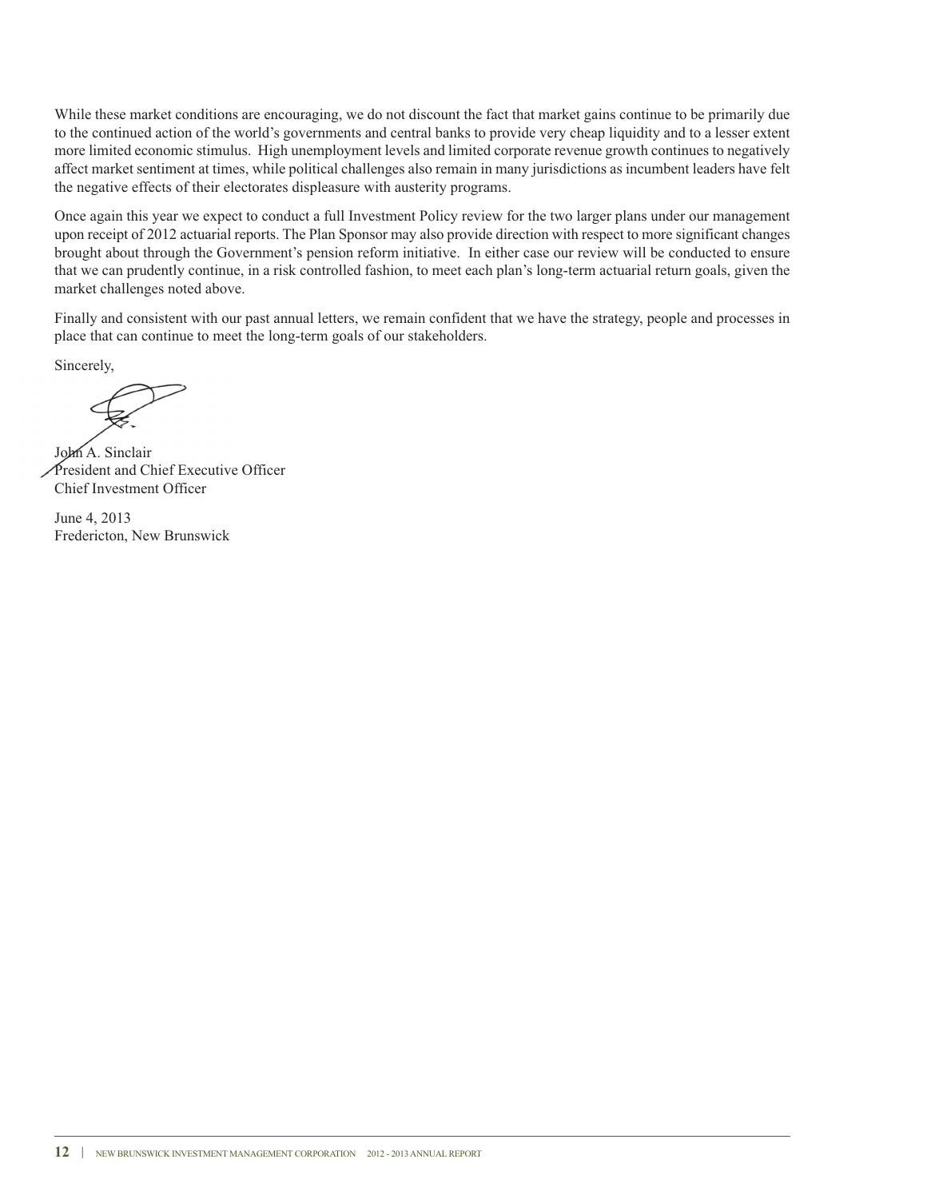While these market conditions are encouraging, we do not discount the fact that market gains continue to be primarily due to the continued action of the world's governments and central banks to provide very cheap liquidity and to a lesser extent more limited economic stimulus. High unemployment levels and limited corporate revenue growth continues to negatively affect market sentiment at times, while political challenges also remain in many jurisdictions as incumbent leaders have felt the negative effects of their electorates displeasure with austerity programs.

Once again this year we expect to conduct a full Investment Policy review for the two larger plans under our management upon receipt of 2012 actuarial reports. The Plan Sponsor may also provide direction with respect to more significant changes brought about through the Government's pension reform initiative. In either case our review will be conducted to ensure that we can prudently continue, in a risk controlled fashion, to meet each plan's long-term actuarial return goals, given the market challenges noted above.

Finally and consistent with our past annual letters, we remain confident that we have the strategy, people and processes in place that can continue to meet the long-term goals of our stakeholders.

Sincerely,

John A. Sinclair
President and Chief Executive Officer
Chief Investment Officer

June 4, 2013
Fredericton, New Brunswick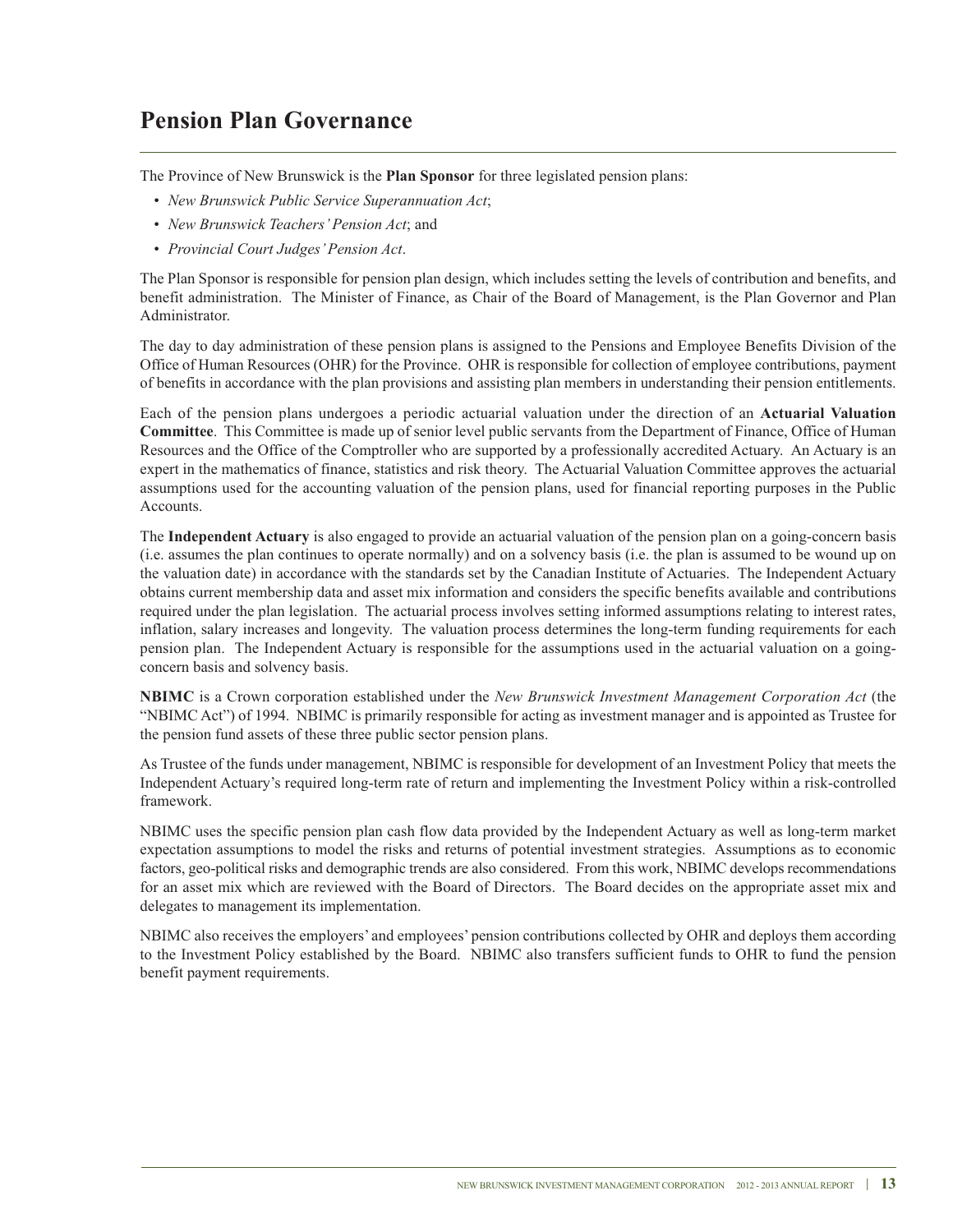# Pension Plan Governance

The Province of New Brunswick is the **Plan Sponsor** for three legislated pension plans:

- *New Brunswick Public Service Superannuation Act*;
- *New Brunswick Teachers' Pension Act*; and
- *Provincial Court Judges' Pension Act*.

The Plan Sponsor is responsible for pension plan design, which includes setting the levels of contribution and benefits, and benefit administration. The Minister of Finance, as Chair of the Board of Management, is the Plan Governor and Plan Administrator.

The day to day administration of these pension plans is assigned to the Pensions and Employee Benefits Division of the Office of Human Resources (OHR) for the Province. OHR is responsible for collection of employee contributions, payment of benefits in accordance with the plan provisions and assisting plan members in understanding their pension entitlements.

Each of the pension plans undergoes a periodic actuarial valuation under the direction of an **Actuarial Valuation Committee**. This Committee is made up of senior level public servants from the Department of Finance, Office of Human Resources and the Office of the Comptroller who are supported by a professionally accredited Actuary. An Actuary is an expert in the mathematics of finance, statistics and risk theory. The Actuarial Valuation Committee approves the actuarial assumptions used for the accounting valuation of the pension plans, used for financial reporting purposes in the Public Accounts.

The **Independent Actuary** is also engaged to provide an actuarial valuation of the pension plan on a going-concern basis (i.e. assumes the plan continues to operate normally) and on a solvency basis (i.e. the plan is assumed to be wound up on the valuation date) in accordance with the standards set by the Canadian Institute of Actuaries. The Independent Actuary obtains current membership data and asset mix information and considers the specific benefits available and contributions required under the plan legislation. The actuarial process involves setting informed assumptions relating to interest rates, inflation, salary increases and longevity. The valuation process determines the long-term funding requirements for each pension plan. The Independent Actuary is responsible for the assumptions used in the actuarial valuation on a going-concern basis and solvency basis.

**NBIMC** is a Crown corporation established under the *New Brunswick Investment Management Corporation Act* (the "NBIMC Act") of 1994. NBIMC is primarily responsible for acting as investment manager and is appointed as Trustee for the pension fund assets of these three public sector pension plans.

As Trustee of the funds under management, NBIMC is responsible for development of an Investment Policy that meets the Independent Actuary's required long-term rate of return and implementing the Investment Policy within a risk-controlled framework.

NBIMC uses the specific pension plan cash flow data provided by the Independent Actuary as well as long-term market expectation assumptions to model the risks and returns of potential investment strategies. Assumptions as to economic factors, geo-political risks and demographic trends are also considered. From this work, NBIMC develops recommendations for an asset mix which are reviewed with the Board of Directors. The Board decides on the appropriate asset mix and delegates to management its implementation.

NBIMC also receives the employers' and employees' pension contributions collected by OHR and deploys them according to the Investment Policy established by the Board. NBIMC also transfers sufficient funds to OHR to fund the pension benefit payment requirements.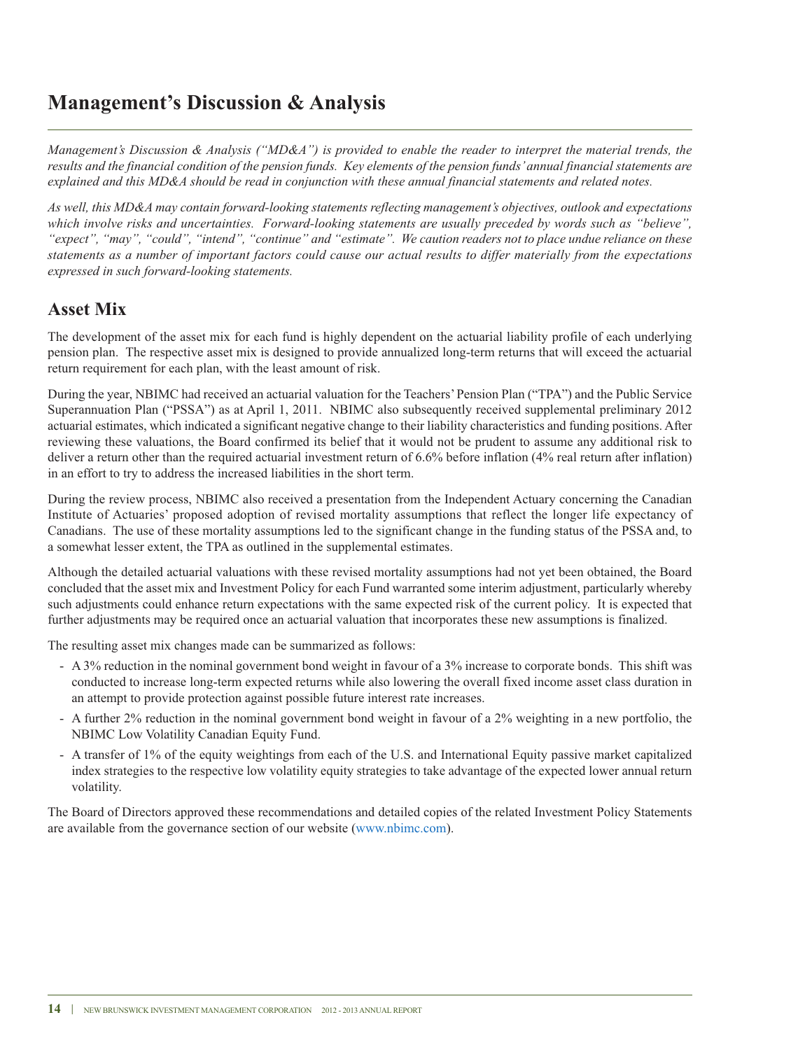# Management's Discussion & Analysis

*Management's Discussion & Analysis ("MD&A") is provided to enable the reader to interpret the material trends, the results and the financial condition of the pension funds. Key elements of the pension funds' annual financial statements are explained and this MD&A should be read in conjunction with these annual financial statements and related notes.*

*As well, this MD&A may contain forward-looking statements reflecting management's objectives, outlook and expectations which involve risks and uncertainties. Forward-looking statements are usually preceded by words such as "believe", "expect", "may", "could", "intend", "continue" and "estimate". We caution readers not to place undue reliance on these statements as a number of important factors could cause our actual results to differ materially from the expectations expressed in such forward-looking statements.*

## Asset Mix

The development of the asset mix for each fund is highly dependent on the actuarial liability profile of each underlying pension plan. The respective asset mix is designed to provide annualized long-term returns that will exceed the actuarial return requirement for each plan, with the least amount of risk.

During the year, NBIMC had received an actuarial valuation for the Teachers' Pension Plan ("TPA") and the Public Service Superannuation Plan ("PSSA") as at April 1, 2011. NBIMC also subsequently received supplemental preliminary 2012 actuarial estimates, which indicated a significant negative change to their liability characteristics and funding positions. After reviewing these valuations, the Board confirmed its belief that it would not be prudent to assume any additional risk to deliver a return other than the required actuarial investment return of 6.6% before inflation (4% real return after inflation) in an effort to try to address the increased liabilities in the short term.

During the review process, NBIMC also received a presentation from the Independent Actuary concerning the Canadian Institute of Actuaries' proposed adoption of revised mortality assumptions that reflect the longer life expectancy of Canadians. The use of these mortality assumptions led to the significant change in the funding status of the PSSA and, to a somewhat lesser extent, the TPA as outlined in the supplemental estimates.

Although the detailed actuarial valuations with these revised mortality assumptions had not yet been obtained, the Board concluded that the asset mix and Investment Policy for each Fund warranted some interim adjustment, particularly whereby such adjustments could enhance return expectations with the same expected risk of the current policy. It is expected that further adjustments may be required once an actuarial valuation that incorporates these new assumptions is finalized.

The resulting asset mix changes made can be summarized as follows:

- A 3% reduction in the nominal government bond weight in favour of a 3% increase to corporate bonds. This shift was conducted to increase long-term expected returns while also lowering the overall fixed income asset class duration in an attempt to provide protection against possible future interest rate increases.
- A further 2% reduction in the nominal government bond weight in favour of a 2% weighting in a new portfolio, the NBIMC Low Volatility Canadian Equity Fund.
- A transfer of 1% of the equity weightings from each of the U.S. and International Equity passive market capitalized index strategies to the respective low volatility equity strategies to take advantage of the expected lower annual return volatility.

The Board of Directors approved these recommendations and detailed copies of the related Investment Policy Statements are available from the governance section of our website (www.nbimc.com).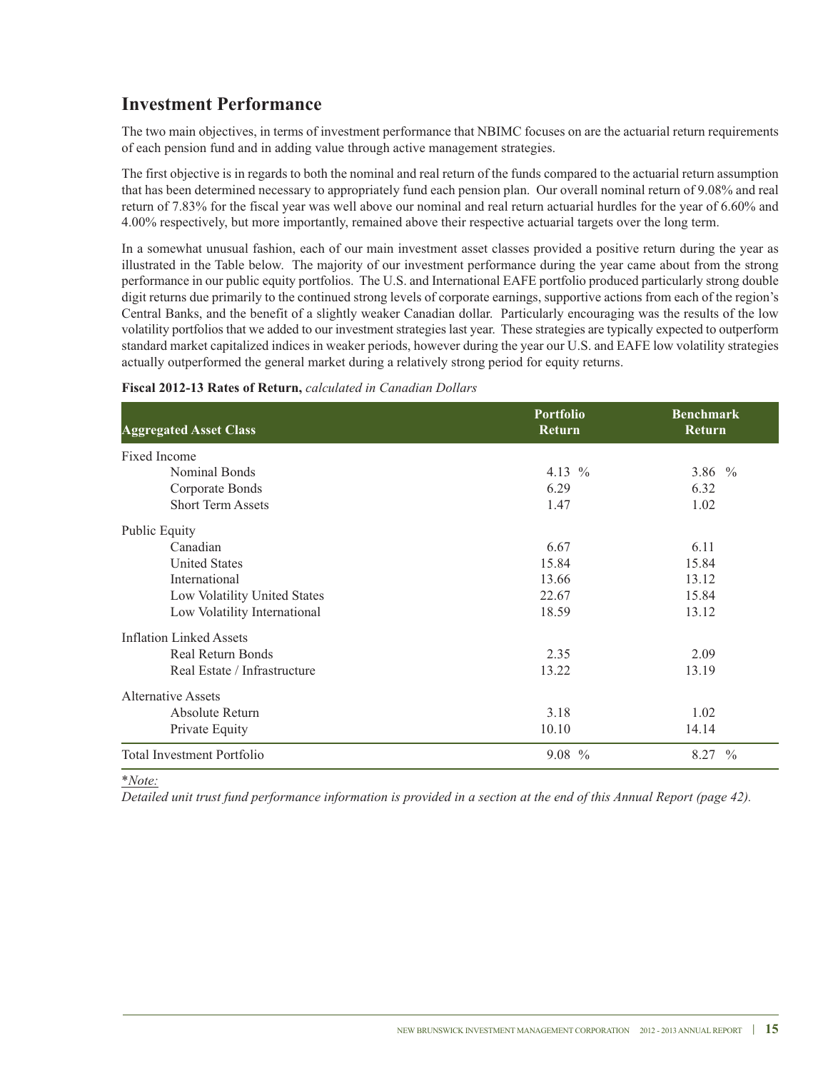## Investment Performance

The two main objectives, in terms of investment performance that NBIMC focuses on are the actuarial return requirements of each pension fund and in adding value through active management strategies.

The first objective is in regards to both the nominal and real return of the funds compared to the actuarial return assumption that has been determined necessary to appropriately fund each pension plan. Our overall nominal return of 9.08% and real return of 7.83% for the fiscal year was well above our nominal and real return actuarial hurdles for the year of 6.60% and 4.00% respectively, but more importantly, remained above their respective actuarial targets over the long term.

In a somewhat unusual fashion, each of our main investment asset classes provided a positive return during the year as illustrated in the Table below. The majority of our investment performance during the year came about from the strong performance in our public equity portfolios. The U.S. and International EAFE portfolio produced particularly strong double digit returns due primarily to the continued strong levels of corporate earnings, supportive actions from each of the region's Central Banks, and the benefit of a slightly weaker Canadian dollar. Particularly encouraging was the results of the low volatility portfolios that we added to our investment strategies last year. These strategies are typically expected to outperform standard market capitalized indices in weaker periods, however during the year our U.S. and EAFE low volatility strategies actually outperformed the general market during a relatively strong period for equity returns.

**Fiscal 2012-13 Rates of Return,** *calculated in Canadian Dollars*

| Aggregated Asset Class | Portfolio Return | Benchmark Return |
|---|---|---|
| Fixed Income | | |
| Nominal Bonds | 4.13 % | 3.86 % |
| Corporate Bonds | 6.29 | 6.32 |
| Short Term Assets | 1.47 | 1.02 |
| Public Equity | | |
| Canadian | 6.67 | 6.11 |
| United States | 15.84 | 15.84 |
| International | 13.66 | 13.12 |
| Low Volatility United States | 22.67 | 15.84 |
| Low Volatility International | 18.59 | 13.12 |
| Inflation Linked Assets | | |
| Real Return Bonds | 2.35 | 2.09 |
| Real Estate / Infrastructure | 13.22 | 13.19 |
| Alternative Assets | | |
| Absolute Return | 3.18 | 1.02 |
| Private Equity | 10.10 | 14.14 |
| Total Investment Portfolio | 9.08 % | 8.27 % |

*\*Note:*
*Detailed unit trust fund performance information is provided in a section at the end of this Annual Report (page 42).*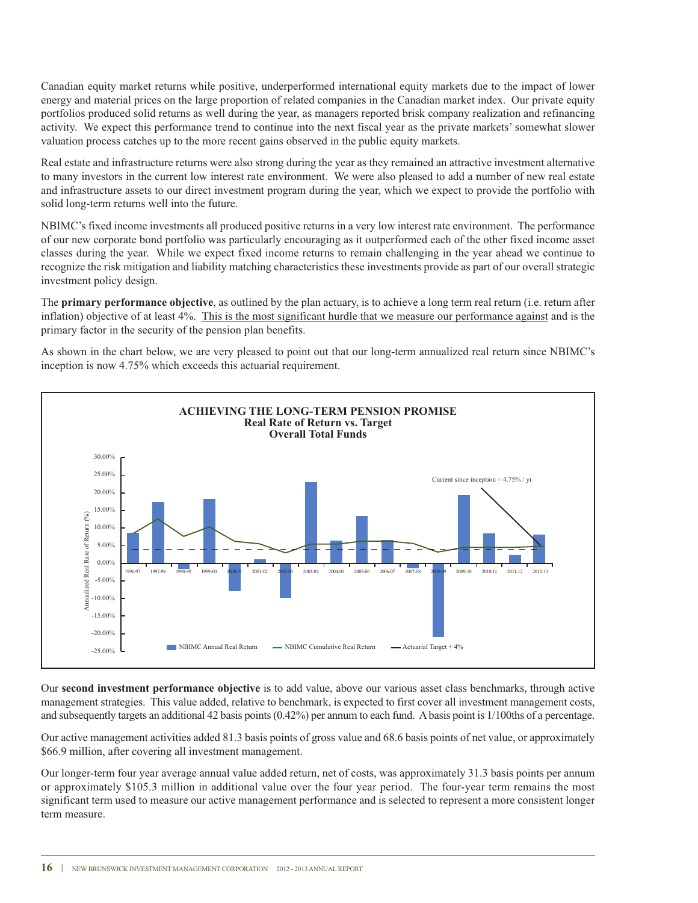Canadian equity market returns while positive, underperformed international equity markets due to the impact of lower energy and material prices on the large proportion of related companies in the Canadian market index. Our private equity portfolios produced solid returns as well during the year, as managers reported brisk company realization and refinancing activity. We expect this performance trend to continue into the next fiscal year as the private markets' somewhat slower valuation process catches up to the more recent gains observed in the public equity markets.

Real estate and infrastructure returns were also strong during the year as they remained an attractive investment alternative to many investors in the current low interest rate environment. We were also pleased to add a number of new real estate and infrastructure assets to our direct investment program during the year, which we expect to provide the portfolio with solid long-term returns well into the future.

NBIMC's fixed income investments all produced positive returns in a very low interest rate environment. The performance of our new corporate bond portfolio was particularly encouraging as it outperformed each of the other fixed income asset classes during the year. While we expect fixed income returns to remain challenging in the year ahead we continue to recognize the risk mitigation and liability matching characteristics these investments provide as part of our overall strategic investment policy design.

The **primary performance objective**, as outlined by the plan actuary, is to achieve a long term real return (i.e. return after inflation) objective of at least 4%. This is the most significant hurdle that we measure our performance against and is the primary factor in the security of the pension plan benefits.

As shown in the chart below, we are very pleased to point out that our long-term annualized real return since NBIMC's inception is now 4.75% which exceeds this actuarial requirement.

**ACHIEVING THE LONG-TERM PENSION PROMISE**
**Real Rate of Return vs. Target**
**Overall Total Funds**

Current since inception = 4.75% / yr

Legend: NBIMC Annual Real Return — NBIMC Cumulative Real Return — Actuarial Target + 4%

Our **second investment performance objective** is to add value, above our various asset class benchmarks, through active management strategies. This value added, relative to benchmark, is expected to first cover all investment management costs, and subsequently targets an additional 42 basis points (0.42%) per annum to each fund. A basis point is 1/100ths of a percentage.

Our active management activities added 81.3 basis points of gross value and 68.6 basis points of net value, or approximately \$66.9 million, after covering all investment management.

Our longer-term four year average annual value added return, net of costs, was approximately 31.3 basis points per annum or approximately \$105.3 million in additional value over the four year period. The four-year term remains the most significant term used to measure our active management performance and is selected to represent a more consistent longer term measure.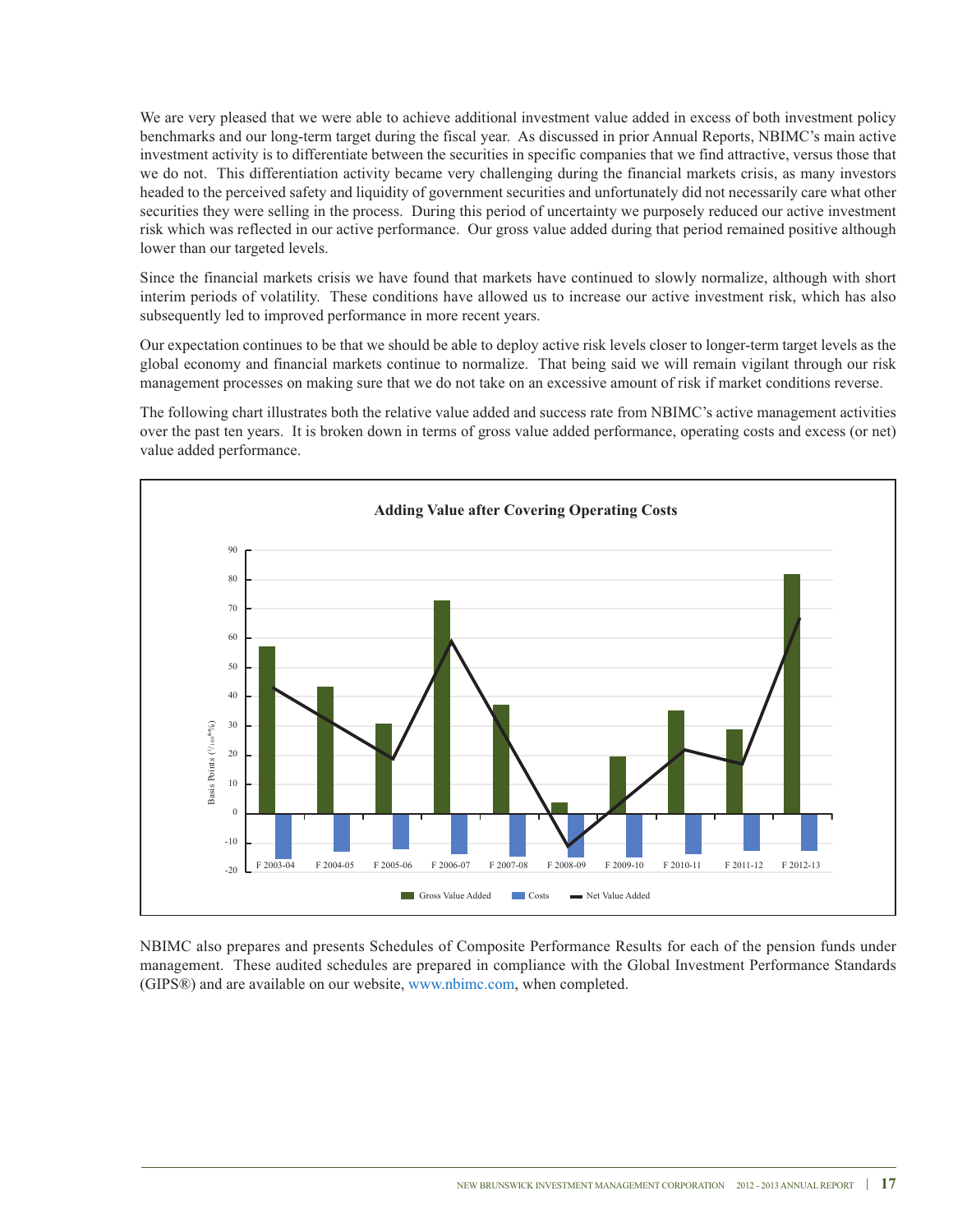We are very pleased that we were able to achieve additional investment value added in excess of both investment policy benchmarks and our long-term target during the fiscal year. As discussed in prior Annual Reports, NBIMC's main active investment activity is to differentiate between the securities in specific companies that we find attractive, versus those that we do not. This differentiation activity became very challenging during the financial markets crisis, as many investors headed to the perceived safety and liquidity of government securities and unfortunately did not necessarily care what other securities they were selling in the process. During this period of uncertainty we purposely reduced our active investment risk which was reflected in our active performance. Our gross value added during that period remained positive although lower than our targeted levels.

Since the financial markets crisis we have found that markets have continued to slowly normalize, although with short interim periods of volatility. These conditions have allowed us to increase our active investment risk, which has also subsequently led to improved performance in more recent years.

Our expectation continues to be that we should be able to deploy active risk levels closer to longer-term target levels as the global economy and financial markets continue to normalize. That being said we will remain vigilant through our risk management processes on making sure that we do not take on an excessive amount of risk if market conditions reverse.

The following chart illustrates both the relative value added and success rate from NBIMC's active management activities over the past ten years. It is broken down in terms of gross value added performance, operating costs and excess (or net) value added performance.

**Adding Value after Covering Operating Costs**

Basis Points ($^1/_{100}$th%)

Gross Value Added | Costs | Net Value Added

F 2003-04, F 2004-05, F 2005-06, F 2006-07, F 2007-08, F 2008-09, F 2009-10, F 2010-11, F 2011-12, F 2012-13

NBIMC also prepares and presents Schedules of Composite Performance Results for each of the pension funds under management. These audited schedules are prepared in compliance with the Global Investment Performance Standards (GIPS®) and are available on our website, www.nbimc.com, when completed.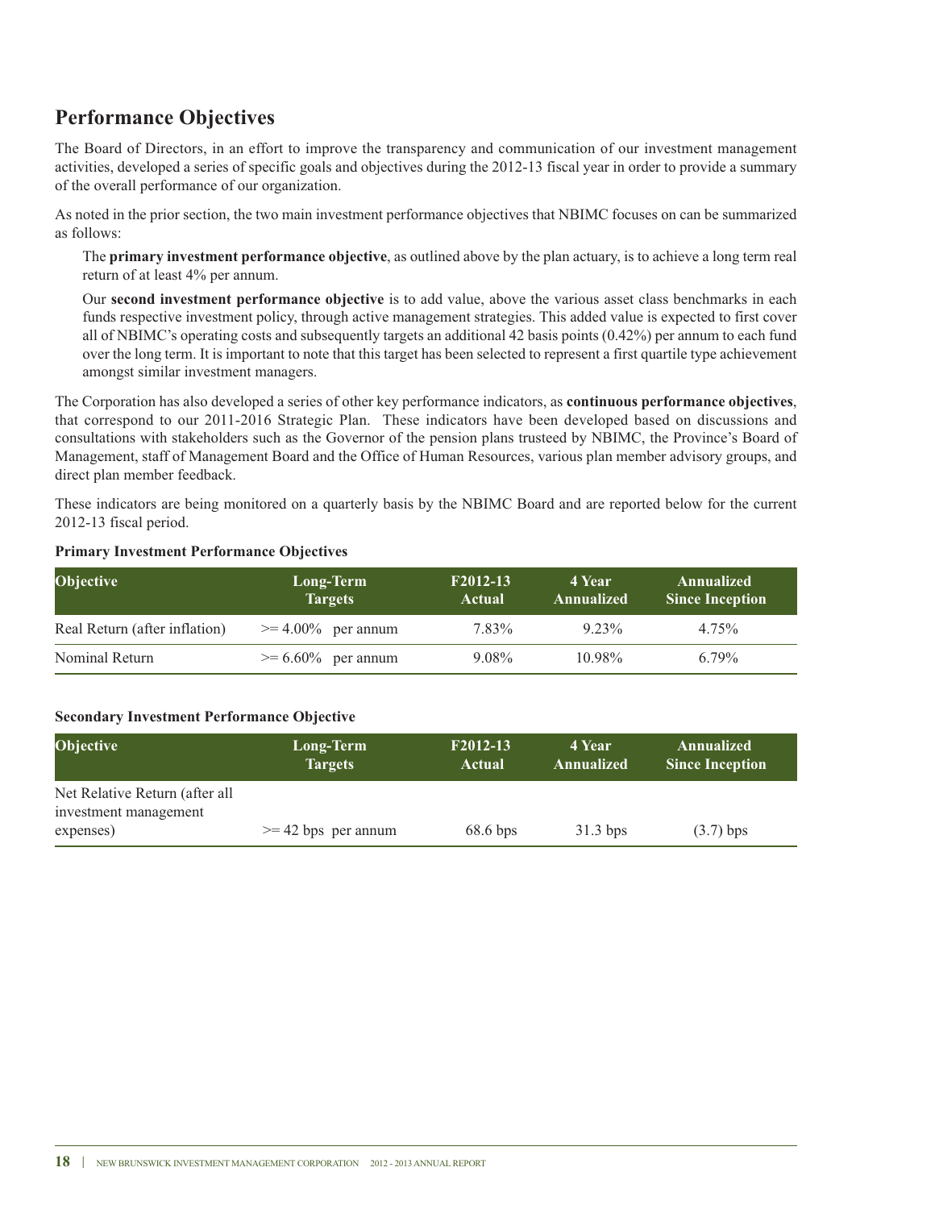## Performance Objectives

The Board of Directors, in an effort to improve the transparency and communication of our investment management activities, developed a series of specific goals and objectives during the 2012-13 fiscal year in order to provide a summary of the overall performance of our organization.

As noted in the prior section, the two main investment performance objectives that NBIMC focuses on can be summarized as follows:

The **primary investment performance objective**, as outlined above by the plan actuary, is to achieve a long term real return of at least 4% per annum.

Our **second investment performance objective** is to add value, above the various asset class benchmarks in each funds respective investment policy, through active management strategies. This added value is expected to first cover all of NBIMC's operating costs and subsequently targets an additional 42 basis points (0.42%) per annum to each fund over the long term. It is important to note that this target has been selected to represent a first quartile type achievement amongst similar investment managers.

The Corporation has also developed a series of other key performance indicators, as **continuous performance objectives**, that correspond to our 2011-2016 Strategic Plan. These indicators have been developed based on discussions and consultations with stakeholders such as the Governor of the pension plans trusteed by NBIMC, the Province's Board of Management, staff of Management Board and the Office of Human Resources, various plan member advisory groups, and direct plan member feedback.

These indicators are being monitored on a quarterly basis by the NBIMC Board and are reported below for the current 2012-13 fiscal period.

**Primary Investment Performance Objectives**

| Objective | Long-Term Targets | F2012-13 Actual | 4 Year Annualized | Annualized Since Inception |
|---|---|---|---|---|
| Real Return (after inflation) | >= 4.00% per annum | 7.83% | 9.23% | 4.75% |
| Nominal Return | >= 6.60% per annum | 9.08% | 10.98% | 6.79% |

**Secondary Investment Performance Objective**

| Objective | Long-Term Targets | F2012-13 Actual | 4 Year Annualized | Annualized Since Inception |
|---|---|---|---|---|
| Net Relative Return (after all investment management expenses) | >= 42 bps per annum | 68.6 bps | 31.3 bps | (3.7) bps |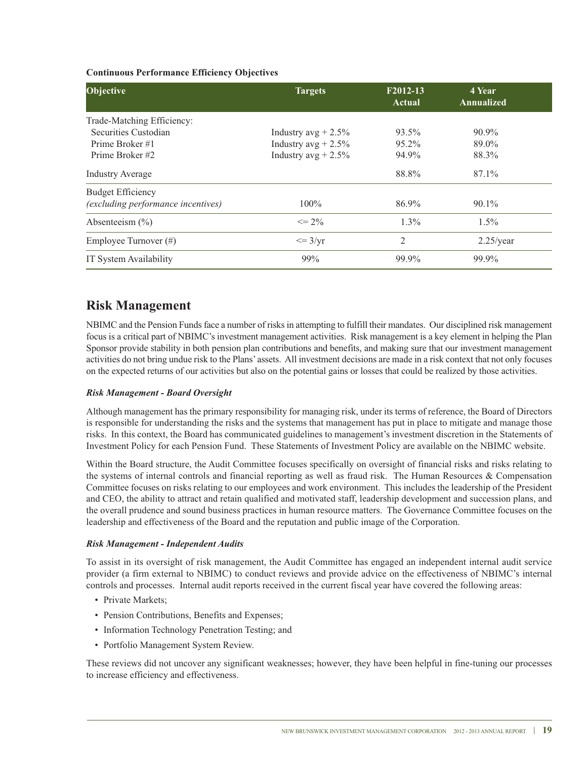**Continuous Performance Efficiency Objectives**

| Objective | Targets | F2012-13 Actual | 4 Year Annualized |
|---|---|---|---|
| Trade-Matching Efficiency: | | | |
| Securities Custodian | Industry avg + 2.5% | 93.5% | 90.9% |
| Prime Broker #1 | Industry avg + 2.5% | 95.2% | 89.0% |
| Prime Broker #2 | Industry avg + 2.5% | 94.9% | 88.3% |
| Industry Average | | 88.8% | 87.1% |
| Budget Efficiency *(excluding performance incentives)* | 100% | 86.9% | 90.1% |
| Absenteeism (%) | <= 2% | 1.3% | 1.5% |
| Employee Turnover (#) | <= 3/yr | 2 | 2.25/year |
| IT System Availability | 99% | 99.9% | 99.9% |

## Risk Management

NBIMC and the Pension Funds face a number of risks in attempting to fulfill their mandates. Our disciplined risk management focus is a critical part of NBIMC's investment management activities. Risk management is a key element in helping the Plan Sponsor provide stability in both pension plan contributions and benefits, and making sure that our investment management activities do not bring undue risk to the Plans' assets. All investment decisions are made in a risk context that not only focuses on the expected returns of our activities but also on the potential gains or losses that could be realized by those activities.

### *Risk Management - Board Oversight*

Although management has the primary responsibility for managing risk, under its terms of reference, the Board of Directors is responsible for understanding the risks and the systems that management has put in place to mitigate and manage those risks. In this context, the Board has communicated guidelines to management's investment discretion in the Statements of Investment Policy for each Pension Fund. These Statements of Investment Policy are available on the NBIMC website.

Within the Board structure, the Audit Committee focuses specifically on oversight of financial risks and risks relating to the systems of internal controls and financial reporting as well as fraud risk. The Human Resources & Compensation Committee focuses on risks relating to our employees and work environment. This includes the leadership of the President and CEO, the ability to attract and retain qualified and motivated staff, leadership development and succession plans, and the overall prudence and sound business practices in human resource matters. The Governance Committee focuses on the leadership and effectiveness of the Board and the reputation and public image of the Corporation.

### *Risk Management - Independent Audits*

To assist in its oversight of risk management, the Audit Committee has engaged an independent internal audit service provider (a firm external to NBIMC) to conduct reviews and provide advice on the effectiveness of NBIMC's internal controls and processes. Internal audit reports received in the current fiscal year have covered the following areas:

- Private Markets;
- Pension Contributions, Benefits and Expenses;
- Information Technology Penetration Testing; and
- Portfolio Management System Review.

These reviews did not uncover any significant weaknesses; however, they have been helpful in fine-tuning our processes to increase efficiency and effectiveness.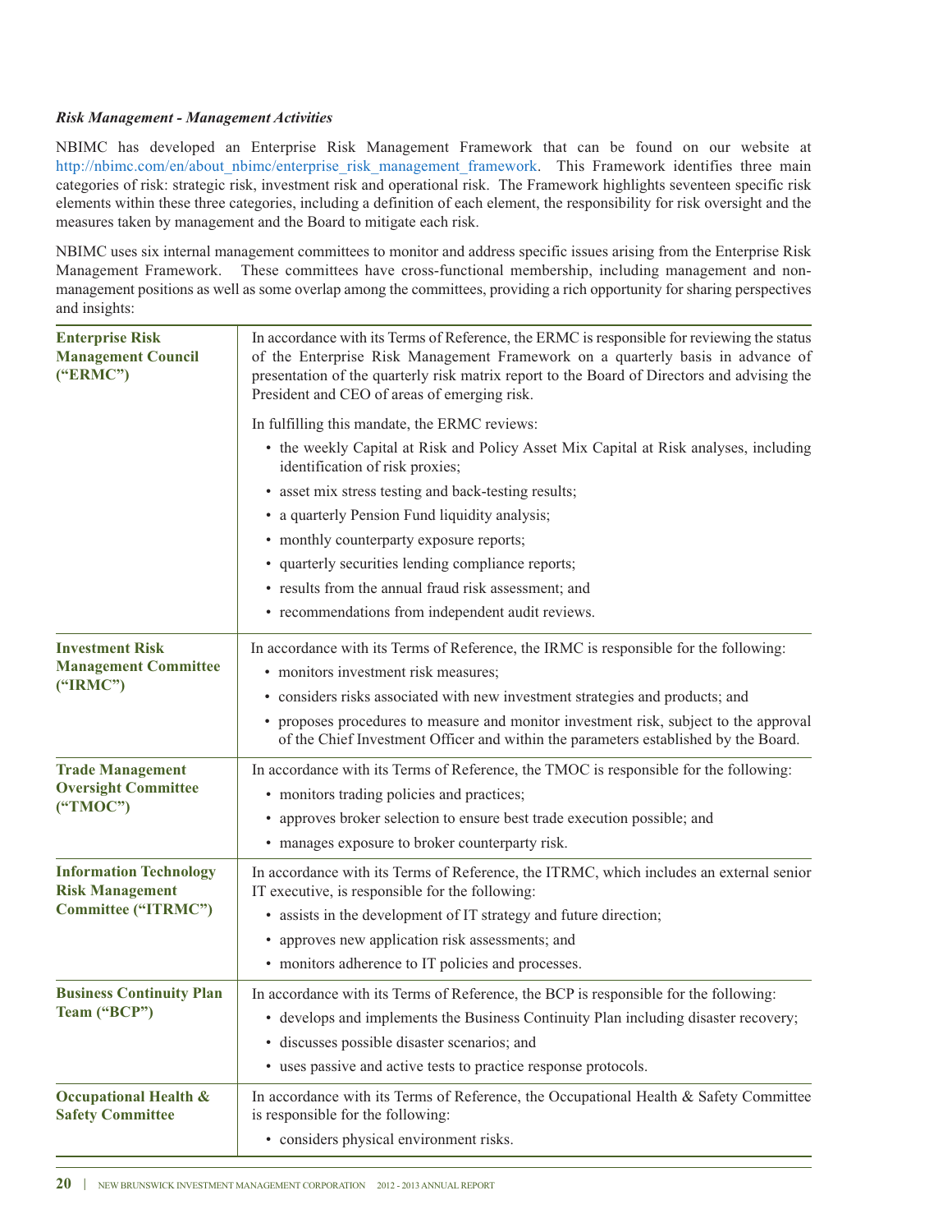***Risk Management - Management Activities***

NBIMC has developed an Enterprise Risk Management Framework that can be found on our website at http://nbimc.com/en/about_nbimc/enterprise_risk_management_framework. This Framework identifies three main categories of risk: strategic risk, investment risk and operational risk. The Framework highlights seventeen specific risk elements within these three categories, including a definition of each element, the responsibility for risk oversight and the measures taken by management and the Board to mitigate each risk.

NBIMC uses six internal management committees to monitor and address specific issues arising from the Enterprise Risk Management Framework. These committees have cross-functional membership, including management and non-management positions as well as some overlap among the committees, providing a rich opportunity for sharing perspectives and insights:

| | |
|---|---|
| **Enterprise Risk Management Council ("ERMC")** | In accordance with its Terms of Reference, the ERMC is responsible for reviewing the status of the Enterprise Risk Management Framework on a quarterly basis in advance of presentation of the quarterly risk matrix report to the Board of Directors and advising the President and CEO of areas of emerging risk.<br><br>In fulfilling this mandate, the ERMC reviews:<br>• the weekly Capital at Risk and Policy Asset Mix Capital at Risk analyses, including identification of risk proxies;<br>• asset mix stress testing and back-testing results;<br>• a quarterly Pension Fund liquidity analysis;<br>• monthly counterparty exposure reports;<br>• quarterly securities lending compliance reports;<br>• results from the annual fraud risk assessment; and<br>• recommendations from independent audit reviews. |
| **Investment Risk Management Committee ("IRMC")** | In accordance with its Terms of Reference, the IRMC is responsible for the following:<br>• monitors investment risk measures;<br>• considers risks associated with new investment strategies and products; and<br>• proposes procedures to measure and monitor investment risk, subject to the approval of the Chief Investment Officer and within the parameters established by the Board. |
| **Trade Management Oversight Committee ("TMOC")** | In accordance with its Terms of Reference, the TMOC is responsible for the following:<br>• monitors trading policies and practices;<br>• approves broker selection to ensure best trade execution possible; and<br>• manages exposure to broker counterparty risk. |
| **Information Technology Risk Management Committee ("ITRMC")** | In accordance with its Terms of Reference, the ITRMC, which includes an external senior IT executive, is responsible for the following:<br>• assists in the development of IT strategy and future direction;<br>• approves new application risk assessments; and<br>• monitors adherence to IT policies and processes. |
| **Business Continuity Plan Team ("BCP")** | In accordance with its Terms of Reference, the BCP is responsible for the following:<br>• develops and implements the Business Continuity Plan including disaster recovery;<br>• discusses possible disaster scenarios; and<br>• uses passive and active tests to practice response protocols. |
| **Occupational Health & Safety Committee** | In accordance with its Terms of Reference, the Occupational Health & Safety Committee is responsible for the following:<br>• considers physical environment risks. |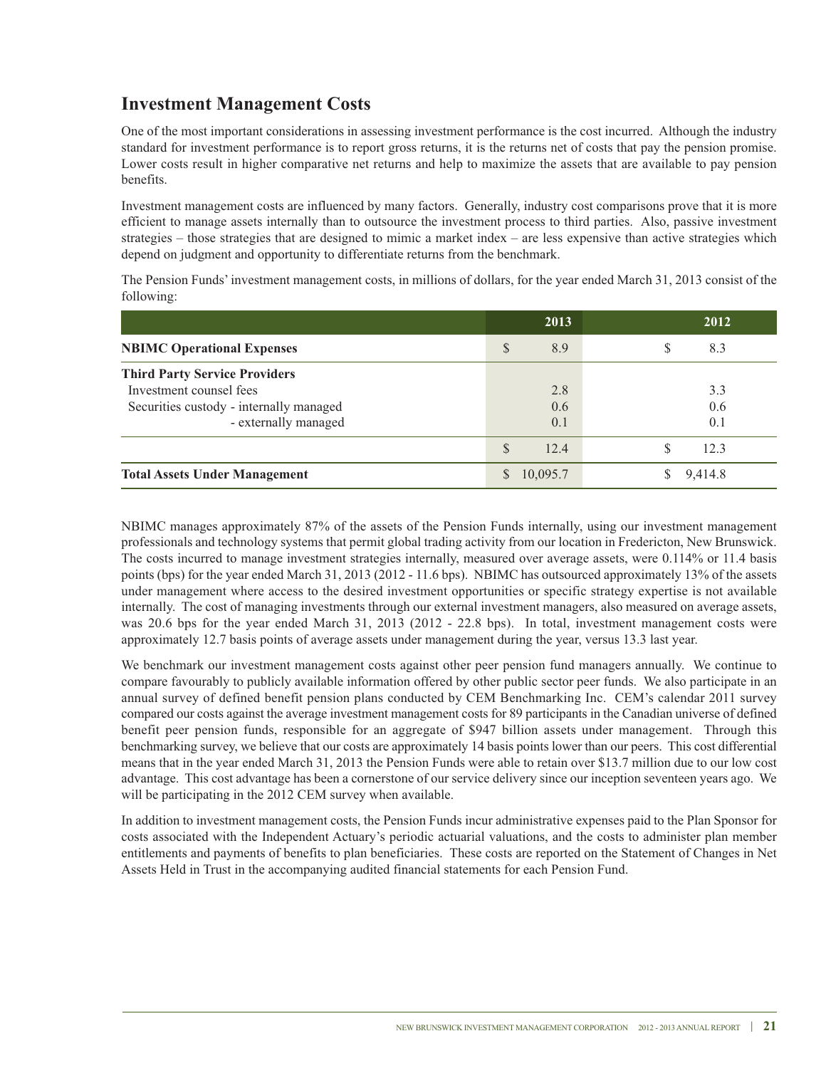## Investment Management Costs

One of the most important considerations in assessing investment performance is the cost incurred. Although the industry standard for investment performance is to report gross returns, it is the returns net of costs that pay the pension promise. Lower costs result in higher comparative net returns and help to maximize the assets that are available to pay pension benefits.

Investment management costs are influenced by many factors. Generally, industry cost comparisons prove that it is more efficient to manage assets internally than to outsource the investment process to third parties. Also, passive investment strategies – those strategies that are designed to mimic a market index – are less expensive than active strategies which depend on judgment and opportunity to differentiate returns from the benchmark.

The Pension Funds' investment management costs, in millions of dollars, for the year ended March 31, 2013 consist of the following:

| | 2013 | 2012 |
|---|---|---|
| **NBIMC Operational Expenses** | $ 8.9 | $ 8.3 |
| **Third Party Service Providers** | | |
| Investment counsel fees | 2.8 | 3.3 |
| Securities custody - internally managed | 0.6 | 0.6 |
| - externally managed | 0.1 | 0.1 |
| | $ 12.4 | $ 12.3 |
| **Total Assets Under Management** | $ 10,095.7 | $ 9,414.8 |

NBIMC manages approximately 87% of the assets of the Pension Funds internally, using our investment management professionals and technology systems that permit global trading activity from our location in Fredericton, New Brunswick. The costs incurred to manage investment strategies internally, measured over average assets, were 0.114% or 11.4 basis points (bps) for the year ended March 31, 2013 (2012 - 11.6 bps). NBIMC has outsourced approximately 13% of the assets under management where access to the desired investment opportunities or specific strategy expertise is not available internally. The cost of managing investments through our external investment managers, also measured on average assets, was 20.6 bps for the year ended March 31, 2013 (2012 - 22.8 bps). In total, investment management costs were approximately 12.7 basis points of average assets under management during the year, versus 13.3 last year.

We benchmark our investment management costs against other peer pension fund managers annually. We continue to compare favourably to publicly available information offered by other public sector peer funds. We also participate in an annual survey of defined benefit pension plans conducted by CEM Benchmarking Inc. CEM's calendar 2011 survey compared our costs against the average investment management costs for 89 participants in the Canadian universe of defined benefit peer pension funds, responsible for an aggregate of $947 billion assets under management. Through this benchmarking survey, we believe that our costs are approximately 14 basis points lower than our peers. This cost differential means that in the year ended March 31, 2013 the Pension Funds were able to retain over $13.7 million due to our low cost advantage. This cost advantage has been a cornerstone of our service delivery since our inception seventeen years ago. We will be participating in the 2012 CEM survey when available.

In addition to investment management costs, the Pension Funds incur administrative expenses paid to the Plan Sponsor for costs associated with the Independent Actuary's periodic actuarial valuations, and the costs to administer plan member entitlements and payments of benefits to plan beneficiaries. These costs are reported on the Statement of Changes in Net Assets Held in Trust in the accompanying audited financial statements for each Pension Fund.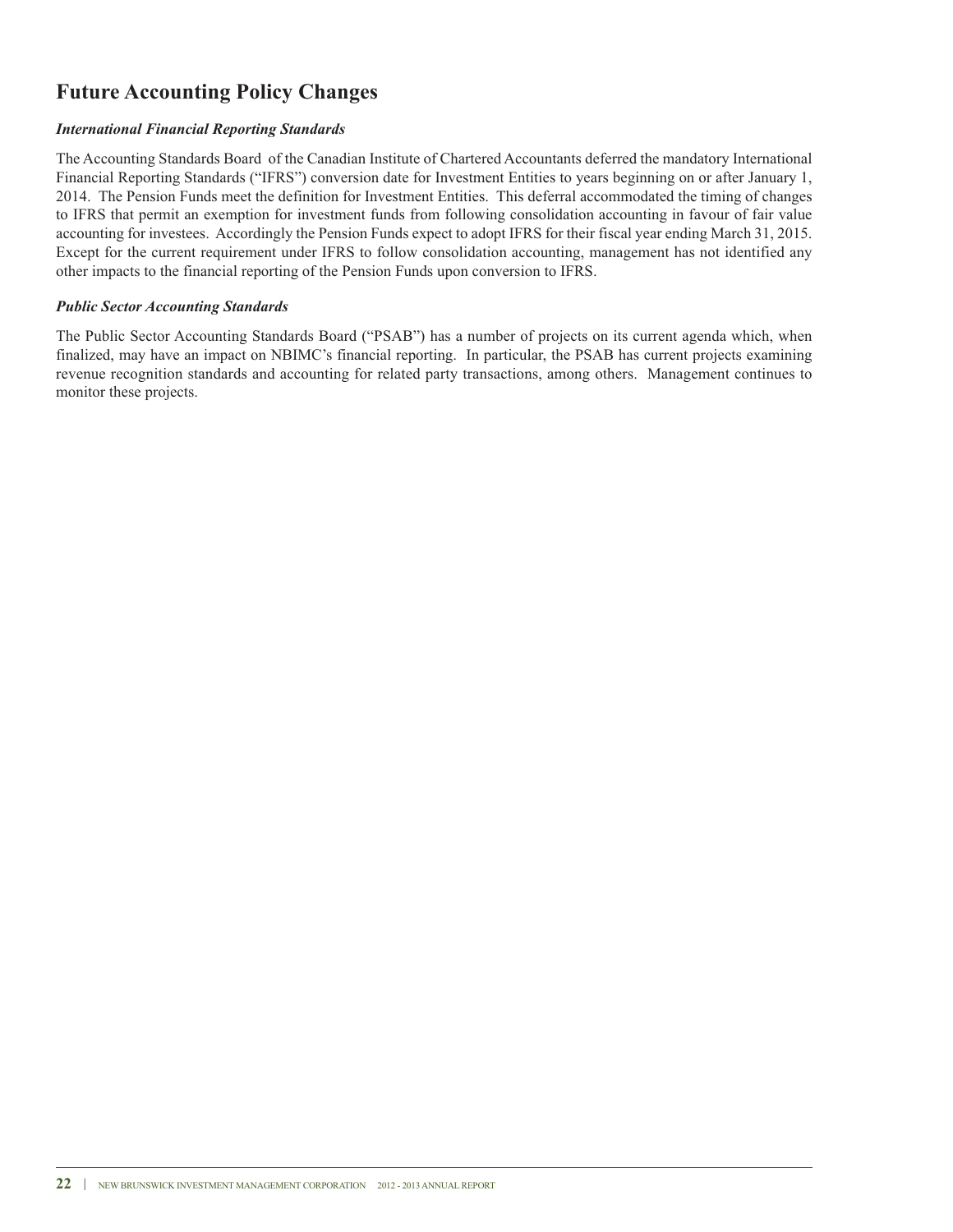## Future Accounting Policy Changes

### *International Financial Reporting Standards*

The Accounting Standards Board of the Canadian Institute of Chartered Accountants deferred the mandatory International Financial Reporting Standards ("IFRS") conversion date for Investment Entities to years beginning on or after January 1, 2014. The Pension Funds meet the definition for Investment Entities. This deferral accommodated the timing of changes to IFRS that permit an exemption for investment funds from following consolidation accounting in favour of fair value accounting for investees. Accordingly the Pension Funds expect to adopt IFRS for their fiscal year ending March 31, 2015. Except for the current requirement under IFRS to follow consolidation accounting, management has not identified any other impacts to the financial reporting of the Pension Funds upon conversion to IFRS.

### *Public Sector Accounting Standards*

The Public Sector Accounting Standards Board ("PSAB") has a number of projects on its current agenda which, when finalized, may have an impact on NBIMC's financial reporting. In particular, the PSAB has current projects examining revenue recognition standards and accounting for related party transactions, among others. Management continues to monitor these projects.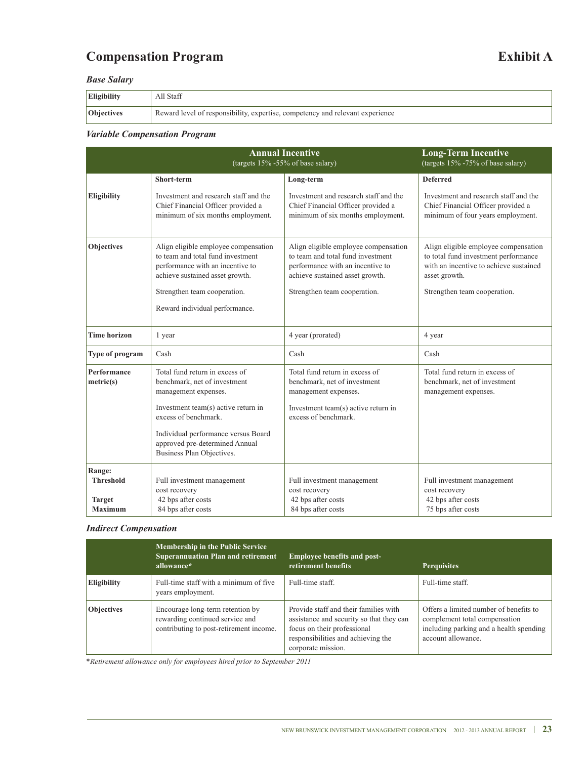## Compensation Program

## Exhibit A

### *Base Salary*

| | |
|---|---|
| **Eligibility** | All Staff |
| **Objectives** | Reward level of responsibility, expertise, competency and relevant experience |

### *Variable Compensation Program*

| | **Annual Incentive** (targets 15% -55% of base salary) | | **Long-Term Incentive** (targets 15% -75% of base salary) |
|---|---|---|---|
| | **Short-term** | **Long-term** | **Deferred** |
| **Eligibility** | Investment and research staff and the Chief Financial Officer provided a minimum of six months employment. | Investment and research staff and the Chief Financial Officer provided a minimum of six months employment. | Investment and research staff and the Chief Financial Officer provided a minimum of four years employment. |
| **Objectives** | Align eligible employee compensation to team and total fund investment performance with an incentive to achieve sustained asset growth.<br><br>Strengthen team cooperation.<br><br>Reward individual performance. | Align eligible employee compensation to team and total fund investment performance with an incentive to achieve sustained asset growth.<br><br>Strengthen team cooperation. | Align eligible employee compensation to total fund investment performance with an incentive to achieve sustained asset growth.<br><br>Strengthen team cooperation. |
| **Time horizon** | 1 year | 4 year (prorated) | 4 year |
| **Type of program** | Cash | Cash | Cash |
| **Performance metric(s)** | Total fund return in excess of benchmark, net of investment management expenses.<br><br>Investment team(s) active return in excess of benchmark.<br><br>Individual performance versus Board approved pre-determined Annual Business Plan Objectives. | Total fund return in excess of benchmark, net of investment management expenses.<br><br>Investment team(s) active return in excess of benchmark. | Total fund return in excess of benchmark, net of investment management expenses. |
| **Range:** | | | |
| **Threshold** | Full investment management cost recovery | Full investment management cost recovery | Full investment management cost recovery |
| **Target** | 42 bps after costs | 42 bps after costs | 42 bps after costs |
| **Maximum** | 84 bps after costs | 84 bps after costs | 75 bps after costs |

### *Indirect Compensation*

| | **Membership in the Public Service Superannuation Plan and retirement allowance*** | **Employee benefits and post-retirement benefits** | **Perquisites** |
|---|---|---|---|
| **Eligibility** | Full-time staff with a minimum of five years employment. | Full-time staff. | Full-time staff. |
| **Objectives** | Encourage long-term retention by rewarding continued service and contributing to post-retirement income. | Provide staff and their families with assistance and security so that they can focus on their professional responsibilities and achieving the corporate mission. | Offers a limited number of benefits to complement total compensation including parking and a health spending account allowance. |

**Retirement allowance only for employees hired prior to September 2011*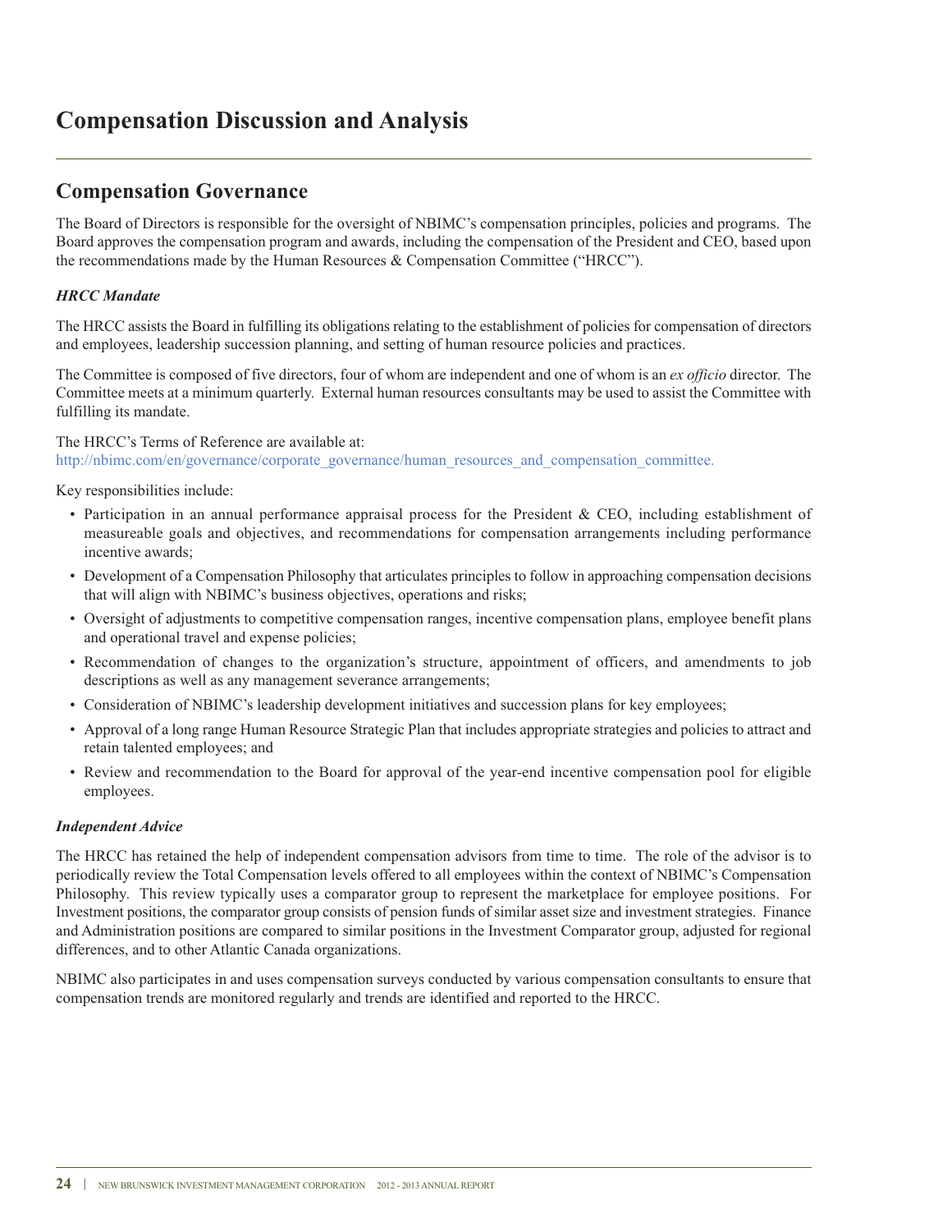# Compensation Discussion and Analysis

## Compensation Governance

The Board of Directors is responsible for the oversight of NBIMC's compensation principles, policies and programs. The Board approves the compensation program and awards, including the compensation of the President and CEO, based upon the recommendations made by the Human Resources & Compensation Committee ("HRCC").

### *HRCC Mandate*

The HRCC assists the Board in fulfilling its obligations relating to the establishment of policies for compensation of directors and employees, leadership succession planning, and setting of human resource policies and practices.

The Committee is composed of five directors, four of whom are independent and one of whom is an *ex officio* director. The Committee meets at a minimum quarterly. External human resources consultants may be used to assist the Committee with fulfilling its mandate.

The HRCC's Terms of Reference are available at:
http://nbimc.com/en/governance/corporate_governance/human_resources_and_compensation_committee.

Key responsibilities include:

- Participation in an annual performance appraisal process for the President & CEO, including establishment of measureable goals and objectives, and recommendations for compensation arrangements including performance incentive awards;
- Development of a Compensation Philosophy that articulates principles to follow in approaching compensation decisions that will align with NBIMC's business objectives, operations and risks;
- Oversight of adjustments to competitive compensation ranges, incentive compensation plans, employee benefit plans and operational travel and expense policies;
- Recommendation of changes to the organization's structure, appointment of officers, and amendments to job descriptions as well as any management severance arrangements;
- Consideration of NBIMC's leadership development initiatives and succession plans for key employees;
- Approval of a long range Human Resource Strategic Plan that includes appropriate strategies and policies to attract and retain talented employees; and
- Review and recommendation to the Board for approval of the year-end incentive compensation pool for eligible employees.

### *Independent Advice*

The HRCC has retained the help of independent compensation advisors from time to time. The role of the advisor is to periodically review the Total Compensation levels offered to all employees within the context of NBIMC's Compensation Philosophy. This review typically uses a comparator group to represent the marketplace for employee positions. For Investment positions, the comparator group consists of pension funds of similar asset size and investment strategies. Finance and Administration positions are compared to similar positions in the Investment Comparator group, adjusted for regional differences, and to other Atlantic Canada organizations.

NBIMC also participates in and uses compensation surveys conducted by various compensation consultants to ensure that compensation trends are monitored regularly and trends are identified and reported to the HRCC.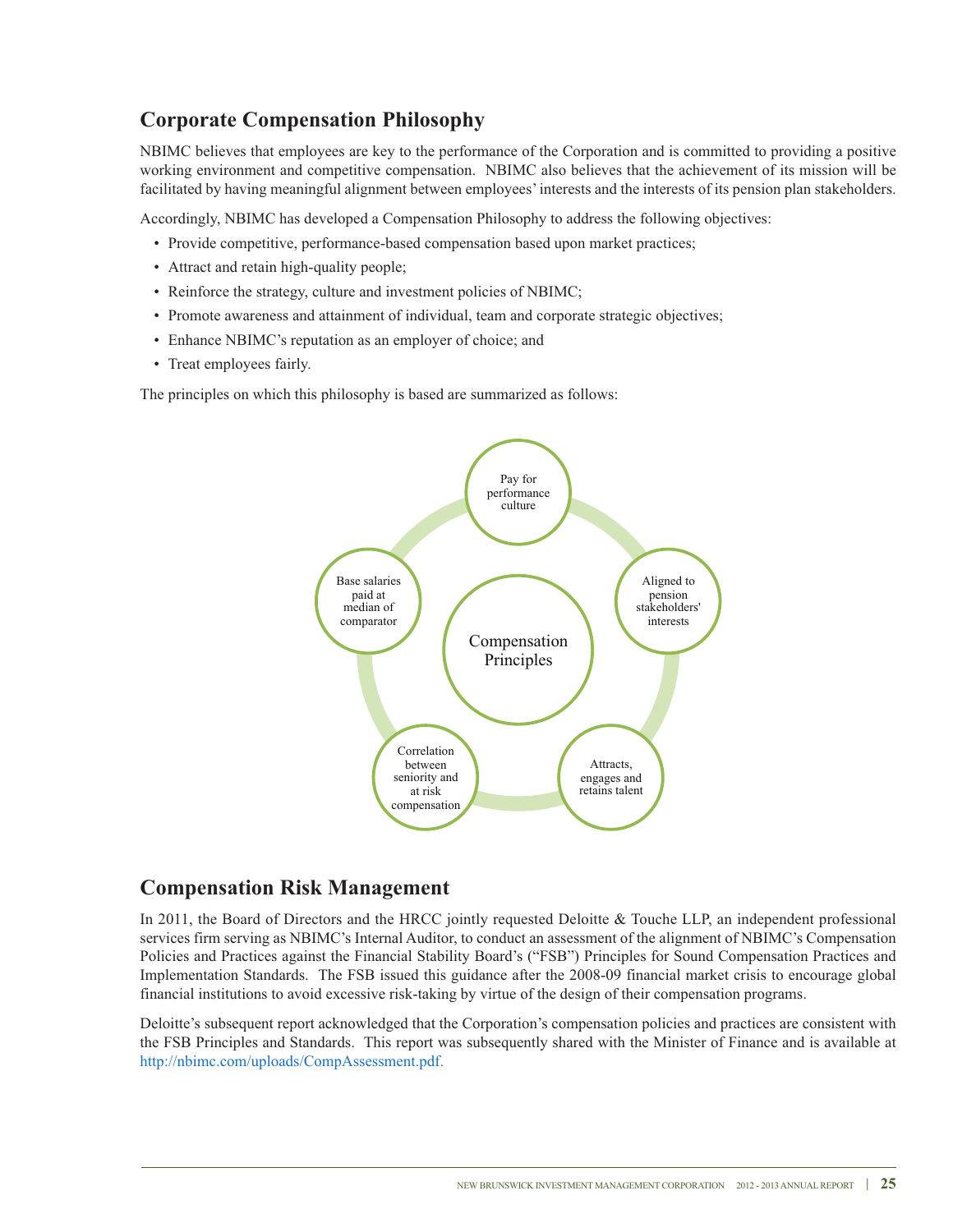## Corporate Compensation Philosophy

NBIMC believes that employees are key to the performance of the Corporation and is committed to providing a positive working environment and competitive compensation. NBIMC also believes that the achievement of its mission will be facilitated by having meaningful alignment between employees' interests and the interests of its pension plan stakeholders.

Accordingly, NBIMC has developed a Compensation Philosophy to address the following objectives:

- Provide competitive, performance-based compensation based upon market practices;
- Attract and retain high-quality people;
- Reinforce the strategy, culture and investment policies of NBIMC;
- Promote awareness and attainment of individual, team and corporate strategic objectives;
- Enhance NBIMC's reputation as an employer of choice; and
- Treat employees fairly.

The principles on which this philosophy is based are summarized as follows:

Compensation Principles

- Pay for performance culture
- Aligned to pension stakeholders' interests
- Attracts, engages and retains talent
- Correlation between seniority and at risk compensation
- Base salaries paid at median of comparator

## Compensation Risk Management

In 2011, the Board of Directors and the HRCC jointly requested Deloitte & Touche LLP, an independent professional services firm serving as NBIMC's Internal Auditor, to conduct an assessment of the alignment of NBIMC's Compensation Policies and Practices against the Financial Stability Board's ("FSB") Principles for Sound Compensation Practices and Implementation Standards. The FSB issued this guidance after the 2008-09 financial market crisis to encourage global financial institutions to avoid excessive risk-taking by virtue of the design of their compensation programs.

Deloitte's subsequent report acknowledged that the Corporation's compensation policies and practices are consistent with the FSB Principles and Standards. This report was subsequently shared with the Minister of Finance and is available at http://nbimc.com/uploads/CompAssessment.pdf.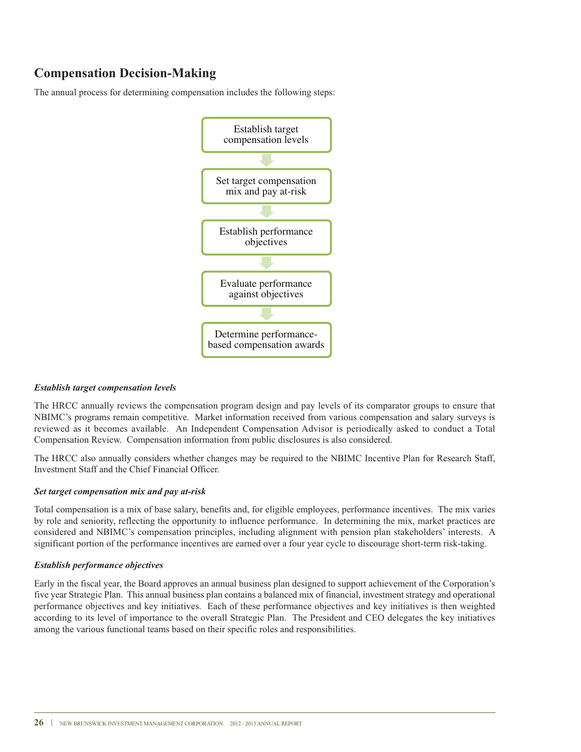## Compensation Decision-Making

The annual process for determining compensation includes the following steps:

1. Establish target compensation levels
2. Set target compensation mix and pay at-risk
3. Establish performance objectives
4. Evaluate performance against objectives
5. Determine performance-based compensation awards

***Establish target compensation levels***

The HRCC annually reviews the compensation program design and pay levels of its comparator groups to ensure that NBIMC's programs remain competitive. Market information received from various compensation and salary surveys is reviewed as it becomes available. An Independent Compensation Advisor is periodically asked to conduct a Total Compensation Review. Compensation information from public disclosures is also considered.

The HRCC also annually considers whether changes may be required to the NBIMC Incentive Plan for Research Staff, Investment Staff and the Chief Financial Officer.

***Set target compensation mix and pay at-risk***

Total compensation is a mix of base salary, benefits and, for eligible employees, performance incentives. The mix varies by role and seniority, reflecting the opportunity to influence performance. In determining the mix, market practices are considered and NBIMC's compensation principles, including alignment with pension plan stakeholders' interests. A significant portion of the performance incentives are earned over a four year cycle to discourage short-term risk-taking.

***Establish performance objectives***

Early in the fiscal year, the Board approves an annual business plan designed to support achievement of the Corporation's five year Strategic Plan. This annual business plan contains a balanced mix of financial, investment strategy and operational performance objectives and key initiatives. Each of these performance objectives and key initiatives is then weighted according to its level of importance to the overall Strategic Plan. The President and CEO delegates the key initiatives among the various functional teams based on their specific roles and responsibilities.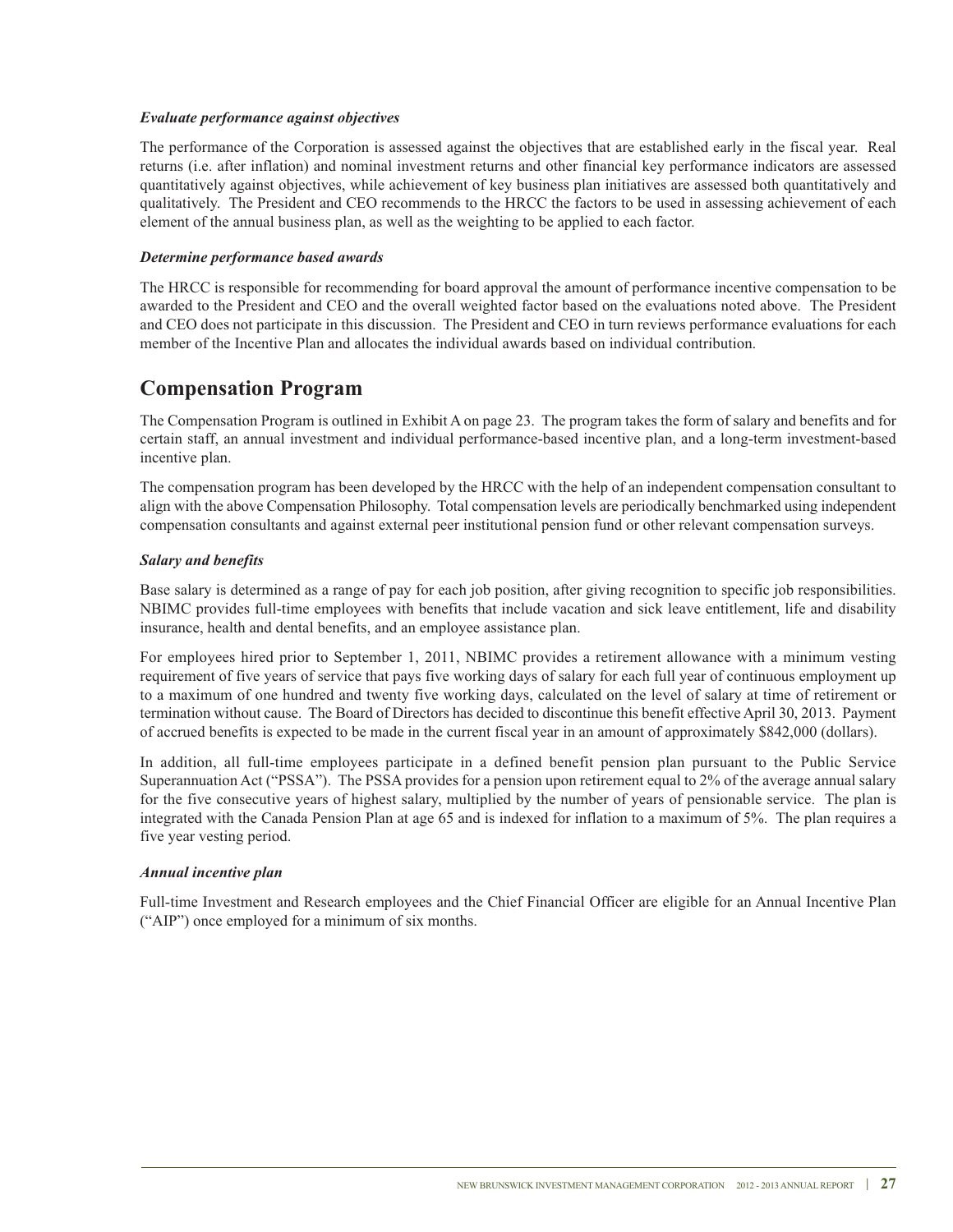*Evaluate performance against objectives*

The performance of the Corporation is assessed against the objectives that are established early in the fiscal year. Real returns (i.e. after inflation) and nominal investment returns and other financial key performance indicators are assessed quantitatively against objectives, while achievement of key business plan initiatives are assessed both quantitatively and qualitatively. The President and CEO recommends to the HRCC the factors to be used in assessing achievement of each element of the annual business plan, as well as the weighting to be applied to each factor.

*Determine performance based awards*

The HRCC is responsible for recommending for board approval the amount of performance incentive compensation to be awarded to the President and CEO and the overall weighted factor based on the evaluations noted above. The President and CEO does not participate in this discussion. The President and CEO in turn reviews performance evaluations for each member of the Incentive Plan and allocates the individual awards based on individual contribution.

## Compensation Program

The Compensation Program is outlined in Exhibit A on page 23. The program takes the form of salary and benefits and for certain staff, an annual investment and individual performance-based incentive plan, and a long-term investment-based incentive plan.

The compensation program has been developed by the HRCC with the help of an independent compensation consultant to align with the above Compensation Philosophy. Total compensation levels are periodically benchmarked using independent compensation consultants and against external peer institutional pension fund or other relevant compensation surveys.

*Salary and benefits*

Base salary is determined as a range of pay for each job position, after giving recognition to specific job responsibilities. NBIMC provides full-time employees with benefits that include vacation and sick leave entitlement, life and disability insurance, health and dental benefits, and an employee assistance plan.

For employees hired prior to September 1, 2011, NBIMC provides a retirement allowance with a minimum vesting requirement of five years of service that pays five working days of salary for each full year of continuous employment up to a maximum of one hundred and twenty five working days, calculated on the level of salary at time of retirement or termination without cause. The Board of Directors has decided to discontinue this benefit effective April 30, 2013. Payment of accrued benefits is expected to be made in the current fiscal year in an amount of approximately $842,000 (dollars).

In addition, all full-time employees participate in a defined benefit pension plan pursuant to the Public Service Superannuation Act ("PSSA"). The PSSA provides for a pension upon retirement equal to 2% of the average annual salary for the five consecutive years of highest salary, multiplied by the number of years of pensionable service. The plan is integrated with the Canada Pension Plan at age 65 and is indexed for inflation to a maximum of 5%. The plan requires a five year vesting period.

*Annual incentive plan*

Full-time Investment and Research employees and the Chief Financial Officer are eligible for an Annual Incentive Plan ("AIP") once employed for a minimum of six months.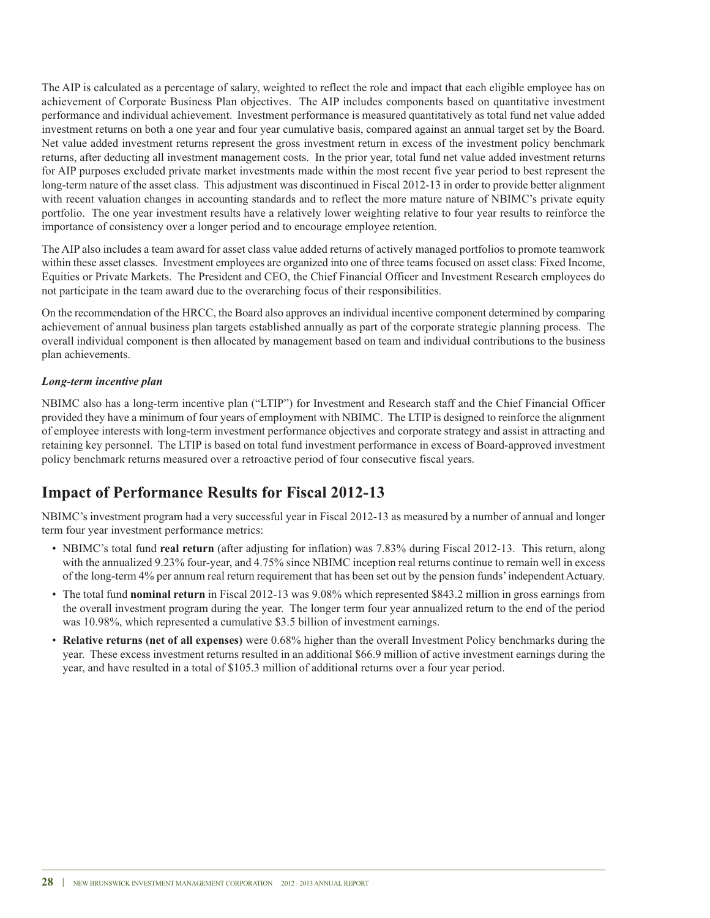The AIP is calculated as a percentage of salary, weighted to reflect the role and impact that each eligible employee has on achievement of Corporate Business Plan objectives. The AIP includes components based on quantitative investment performance and individual achievement. Investment performance is measured quantitatively as total fund net value added investment returns on both a one year and four year cumulative basis, compared against an annual target set by the Board. Net value added investment returns represent the gross investment return in excess of the investment policy benchmark returns, after deducting all investment management costs. In the prior year, total fund net value added investment returns for AIP purposes excluded private market investments made within the most recent five year period to best represent the long-term nature of the asset class. This adjustment was discontinued in Fiscal 2012-13 in order to provide better alignment with recent valuation changes in accounting standards and to reflect the more mature nature of NBIMC's private equity portfolio. The one year investment results have a relatively lower weighting relative to four year results to reinforce the importance of consistency over a longer period and to encourage employee retention.

The AIP also includes a team award for asset class value added returns of actively managed portfolios to promote teamwork within these asset classes. Investment employees are organized into one of three teams focused on asset class: Fixed Income, Equities or Private Markets. The President and CEO, the Chief Financial Officer and Investment Research employees do not participate in the team award due to the overarching focus of their responsibilities.

On the recommendation of the HRCC, the Board also approves an individual incentive component determined by comparing achievement of annual business plan targets established annually as part of the corporate strategic planning process. The overall individual component is then allocated by management based on team and individual contributions to the business plan achievements.

***Long-term incentive plan***

NBIMC also has a long-term incentive plan ("LTIP") for Investment and Research staff and the Chief Financial Officer provided they have a minimum of four years of employment with NBIMC. The LTIP is designed to reinforce the alignment of employee interests with long-term investment performance objectives and corporate strategy and assist in attracting and retaining key personnel. The LTIP is based on total fund investment performance in excess of Board-approved investment policy benchmark returns measured over a retroactive period of four consecutive fiscal years.

## Impact of Performance Results for Fiscal 2012-13

NBIMC's investment program had a very successful year in Fiscal 2012-13 as measured by a number of annual and longer term four year investment performance metrics:

- NBIMC's total fund **real return** (after adjusting for inflation) was 7.83% during Fiscal 2012-13. This return, along with the annualized 9.23% four-year, and 4.75% since NBIMC inception real returns continue to remain well in excess of the long-term 4% per annum real return requirement that has been set out by the pension funds' independent Actuary.
- The total fund **nominal return** in Fiscal 2012-13 was 9.08% which represented $843.2 million in gross earnings from the overall investment program during the year. The longer term four year annualized return to the end of the period was 10.98%, which represented a cumulative $3.5 billion of investment earnings.
- **Relative returns (net of all expenses)** were 0.68% higher than the overall Investment Policy benchmarks during the year. These excess investment returns resulted in an additional $66.9 million of active investment earnings during the year, and have resulted in a total of $105.3 million of additional returns over a four year period.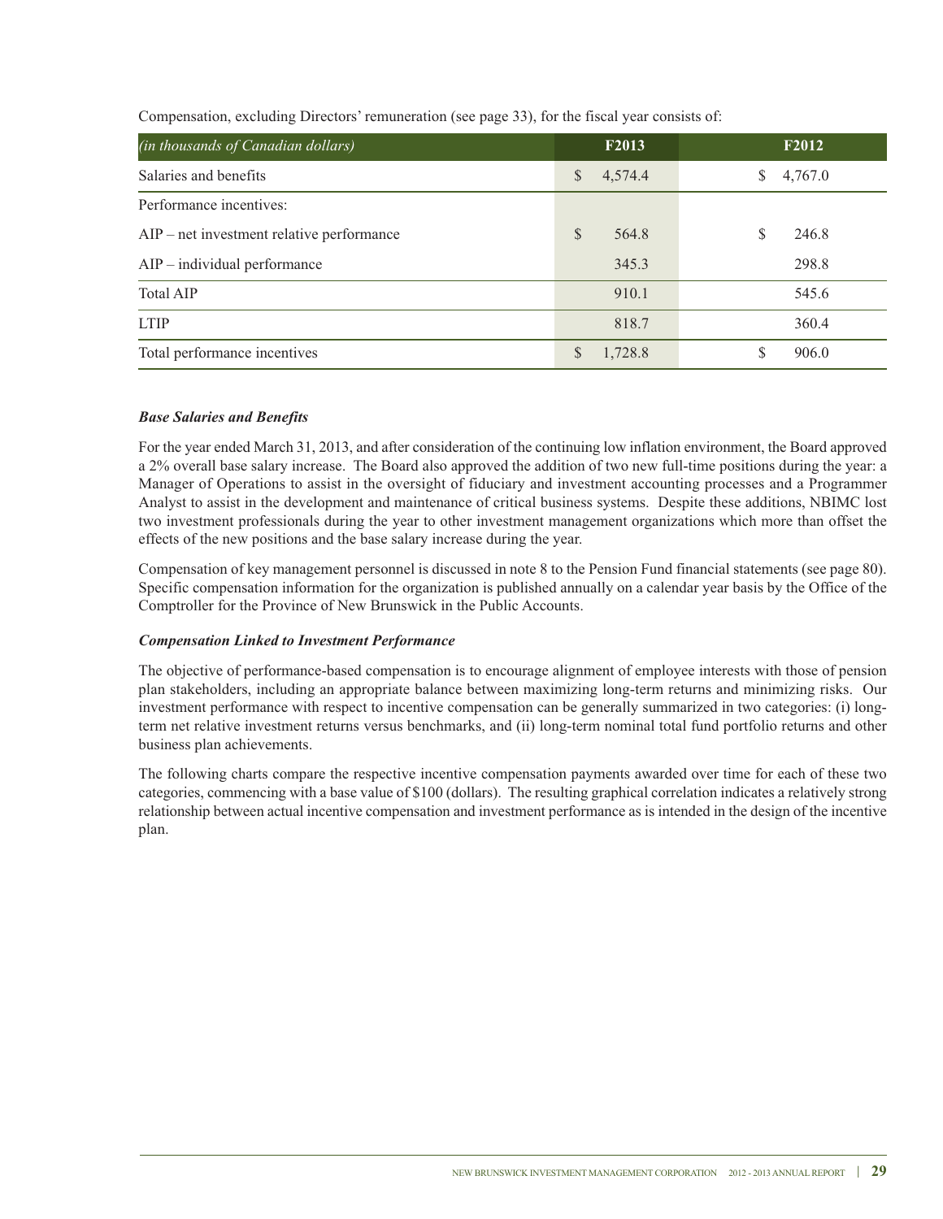Compensation, excluding Directors' remuneration (see page 33), for the fiscal year consists of:

| *(in thousands of Canadian dollars)* | F2013 | F2012 |
|---|---|---|
| Salaries and benefits | $ 4,574.4 | $ 4,767.0 |
| Performance incentives: | | |
| AIP – net investment relative performance | $ 564.8 | $ 246.8 |
| AIP – individual performance | 345.3 | 298.8 |
| Total AIP | 910.1 | 545.6 |
| LTIP | 818.7 | 360.4 |
| Total performance incentives | $ 1,728.8 | $ 906.0 |

***Base Salaries and Benefits***

For the year ended March 31, 2013, and after consideration of the continuing low inflation environment, the Board approved a 2% overall base salary increase. The Board also approved the addition of two new full-time positions during the year: a Manager of Operations to assist in the oversight of fiduciary and investment accounting processes and a Programmer Analyst to assist in the development and maintenance of critical business systems. Despite these additions, NBIMC lost two investment professionals during the year to other investment management organizations which more than offset the effects of the new positions and the base salary increase during the year.

Compensation of key management personnel is discussed in note 8 to the Pension Fund financial statements (see page 80). Specific compensation information for the organization is published annually on a calendar year basis by the Office of the Comptroller for the Province of New Brunswick in the Public Accounts.

***Compensation Linked to Investment Performance***

The objective of performance-based compensation is to encourage alignment of employee interests with those of pension plan stakeholders, including an appropriate balance between maximizing long-term returns and minimizing risks. Our investment performance with respect to incentive compensation can be generally summarized in two categories: (i) long-term net relative investment returns versus benchmarks, and (ii) long-term nominal total fund portfolio returns and other business plan achievements.

The following charts compare the respective incentive compensation payments awarded over time for each of these two categories, commencing with a base value of $100 (dollars). The resulting graphical correlation indicates a relatively strong relationship between actual incentive compensation and investment performance as is intended in the design of the incentive plan.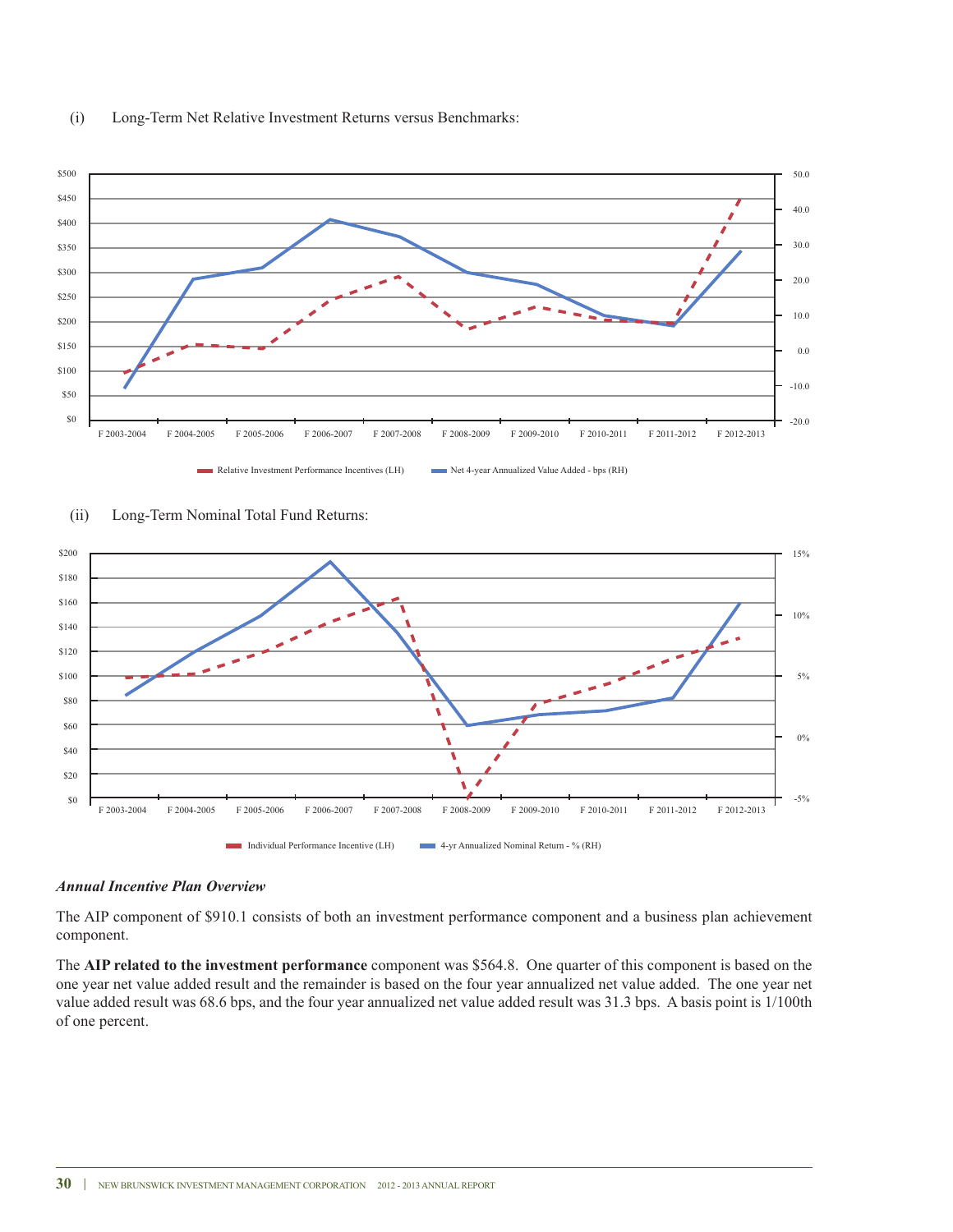(i) Long-Term Net Relative Investment Returns versus Benchmarks:

Relative Investment Performance Incentives (LH) — Net 4-year Annualized Value Added - bps (RH)

(ii) Long-Term Nominal Total Fund Returns:

Individual Performance Incentive (LH) — 4-yr Annualized Nominal Return - % (RH)

### *Annual Incentive Plan Overview*

The AIP component of $910.1 consists of both an investment performance component and a business plan achievement component.

The **AIP related to the investment performance** component was $564.8. One quarter of this component is based on the one year net value added result and the remainder is based on the four year annualized net value added. The one year net value added result was 68.6 bps, and the four year annualized net value added result was 31.3 bps. A basis point is 1/100th of one percent.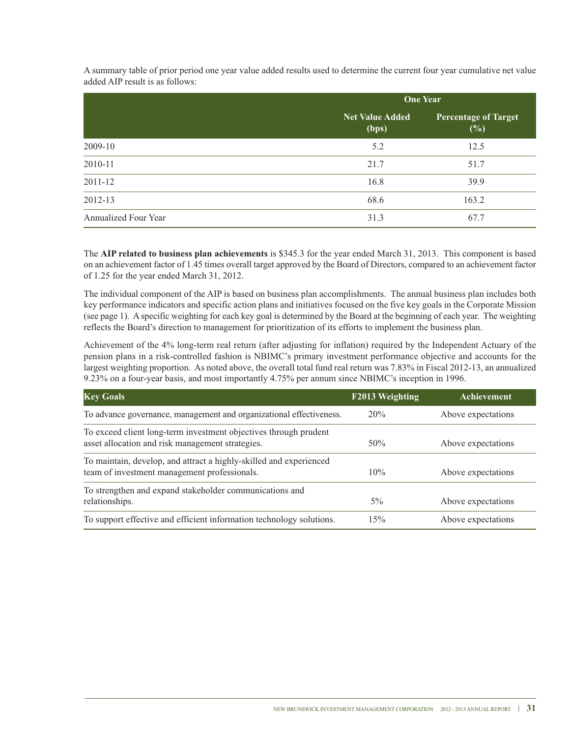A summary table of prior period one year value added results used to determine the current four year cumulative net value added AIP result is as follows:

| | One Year | |
|---|---|---|
| | **Net Value Added (bps)** | **Percentage of Target (%)** |
| 2009-10 | 5.2 | 12.5 |
| 2010-11 | 21.7 | 51.7 |
| 2011-12 | 16.8 | 39.9 |
| 2012-13 | 68.6 | 163.2 |
| Annualized Four Year | 31.3 | 67.7 |

The **AIP related to business plan achievements** is $345.3 for the year ended March 31, 2013. This component is based on an achievement factor of 1.45 times overall target approved by the Board of Directors, compared to an achievement factor of 1.25 for the year ended March 31, 2012.

The individual component of the AIP is based on business plan accomplishments. The annual business plan includes both key performance indicators and specific action plans and initiatives focused on the five key goals in the Corporate Mission (see page 1). A specific weighting for each key goal is determined by the Board at the beginning of each year. The weighting reflects the Board's direction to management for prioritization of its efforts to implement the business plan.

Achievement of the 4% long-term real return (after adjusting for inflation) required by the Independent Actuary of the pension plans in a risk-controlled fashion is NBIMC's primary investment performance objective and accounts for the largest weighting proportion. As noted above, the overall total fund real return was 7.83% in Fiscal 2012-13, an annualized 9.23% on a four-year basis, and most importantly 4.75% per annum since NBIMC's inception in 1996.

| Key Goals | F2013 Weighting | Achievement |
|---|---|---|
| To advance governance, management and organizational effectiveness. | 20% | Above expectations |
| To exceed client long-term investment objectives through prudent asset allocation and risk management strategies. | 50% | Above expectations |
| To maintain, develop, and attract a highly-skilled and experienced team of investment management professionals. | 10% | Above expectations |
| To strengthen and expand stakeholder communications and relationships. | 5% | Above expectations |
| To support effective and efficient information technology solutions. | 15% | Above expectations |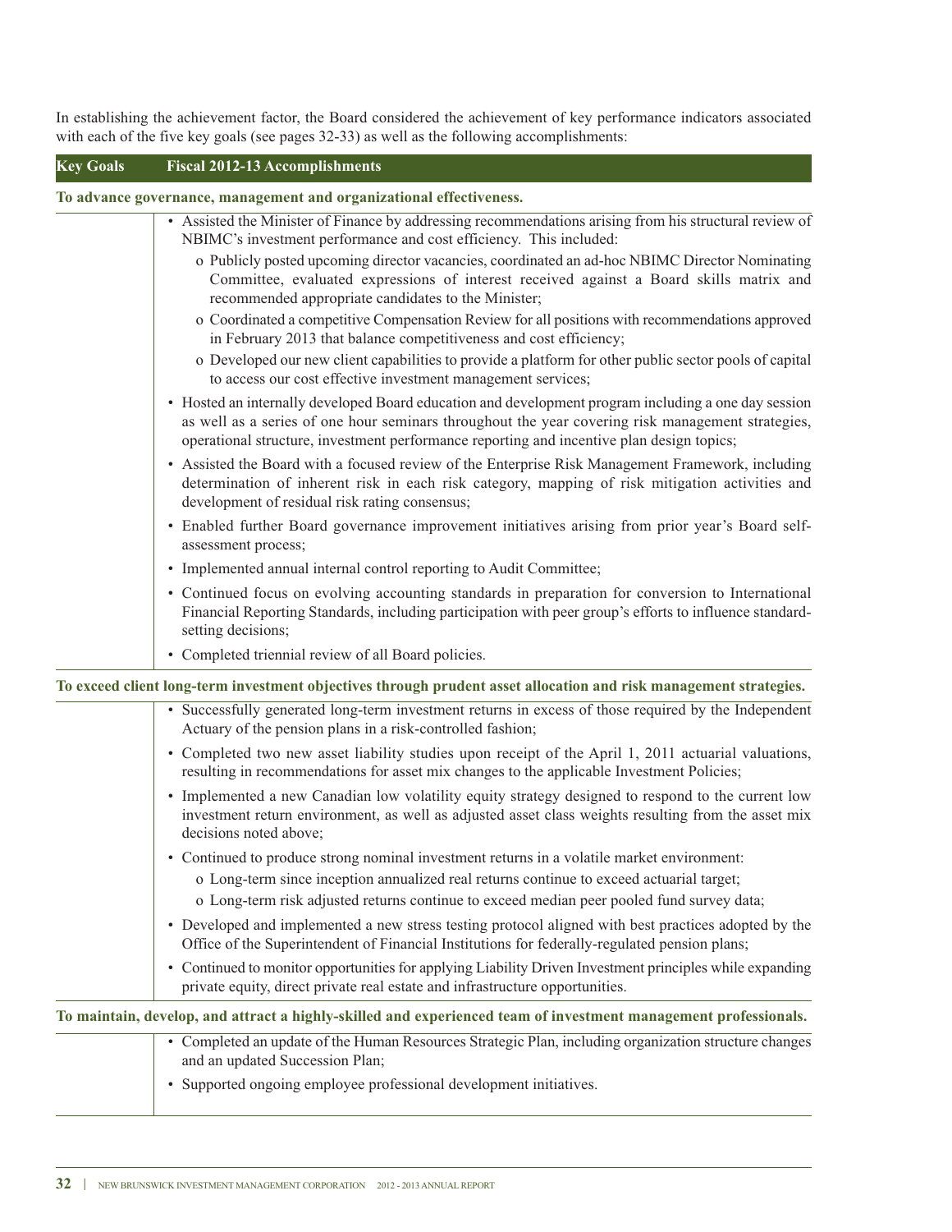In establishing the achievement factor, the Board considered the achievement of key performance indicators associated with each of the five key goals (see pages 32-33) as well as the following accomplishments:

| Key Goals | Fiscal 2012-13 Accomplishments |
|---|---|

**To advance governance, management and organizational effectiveness.**

- Assisted the Minister of Finance by addressing recommendations arising from his structural review of NBIMC's investment performance and cost efficiency. This included:
  - o Publicly posted upcoming director vacancies, coordinated an ad-hoc NBIMC Director Nominating Committee, evaluated expressions of interest received against a Board skills matrix and recommended appropriate candidates to the Minister;
  - o Coordinated a competitive Compensation Review for all positions with recommendations approved in February 2013 that balance competitiveness and cost efficiency;
  - o Developed our new client capabilities to provide a platform for other public sector pools of capital to access our cost effective investment management services;
- Hosted an internally developed Board education and development program including a one day session as well as a series of one hour seminars throughout the year covering risk management strategies, operational structure, investment performance reporting and incentive plan design topics;
- Assisted the Board with a focused review of the Enterprise Risk Management Framework, including determination of inherent risk in each risk category, mapping of risk mitigation activities and development of residual risk rating consensus;
- Enabled further Board governance improvement initiatives arising from prior year's Board self-assessment process;
- Implemented annual internal control reporting to Audit Committee;
- Continued focus on evolving accounting standards in preparation for conversion to International Financial Reporting Standards, including participation with peer group's efforts to influence standard-setting decisions;
- Completed triennial review of all Board policies.

**To exceed client long-term investment objectives through prudent asset allocation and risk management strategies.**

- Successfully generated long-term investment returns in excess of those required by the Independent Actuary of the pension plans in a risk-controlled fashion;
- Completed two new asset liability studies upon receipt of the April 1, 2011 actuarial valuations, resulting in recommendations for asset mix changes to the applicable Investment Policies;
- Implemented a new Canadian low volatility equity strategy designed to respond to the current low investment return environment, as well as adjusted asset class weights resulting from the asset mix decisions noted above;
- Continued to produce strong nominal investment returns in a volatile market environment:
  - o Long-term since inception annualized real returns continue to exceed actuarial target;
  - o Long-term risk adjusted returns continue to exceed median peer pooled fund survey data;
- Developed and implemented a new stress testing protocol aligned with best practices adopted by the Office of the Superintendent of Financial Institutions for federally-regulated pension plans;
- Continued to monitor opportunities for applying Liability Driven Investment principles while expanding private equity, direct private real estate and infrastructure opportunities.

**To maintain, develop, and attract a highly-skilled and experienced team of investment management professionals.**

- Completed an update of the Human Resources Strategic Plan, including organization structure changes and an updated Succession Plan;
- Supported ongoing employee professional development initiatives.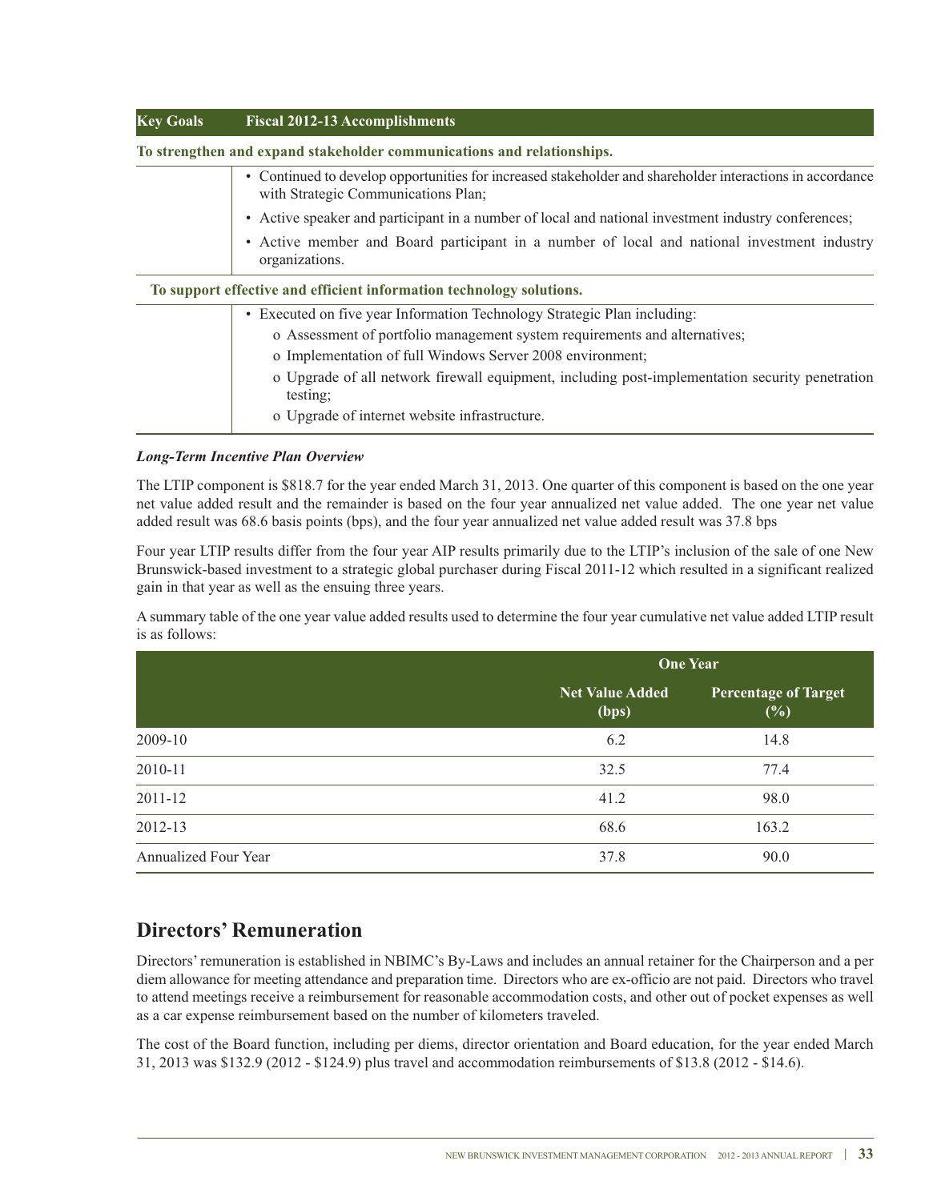| Key Goals | Fiscal 2012-13 Accomplishments |
|---|---|
| **To strengthen and expand stakeholder communications and relationships.** | |
| | • Continued to develop opportunities for increased stakeholder and shareholder interactions in accordance with Strategic Communications Plan; |
| | • Active speaker and participant in a number of local and national investment industry conferences; |
| | • Active member and Board participant in a number of local and national investment industry organizations. |
| **To support effective and efficient information technology solutions.** | |
| | • Executed on five year Information Technology Strategic Plan including: |
| | o Assessment of portfolio management system requirements and alternatives; |
| | o Implementation of full Windows Server 2008 environment; |
| | o Upgrade of all network firewall equipment, including post-implementation security penetration testing; |
| | o Upgrade of internet website infrastructure. |

***Long-Term Incentive Plan Overview***

The LTIP component is $818.7 for the year ended March 31, 2013. One quarter of this component is based on the one year net value added result and the remainder is based on the four year annualized net value added. The one year net value added result was 68.6 basis points (bps), and the four year annualized net value added result was 37.8 bps

Four year LTIP results differ from the four year AIP results primarily due to the LTIP's inclusion of the sale of one New Brunswick-based investment to a strategic global purchaser during Fiscal 2011-12 which resulted in a significant realized gain in that year as well as the ensuing three years.

A summary table of the one year value added results used to determine the four year cumulative net value added LTIP result is as follows:

| | One Year | |
|---|---|---|
| | Net Value Added (bps) | Percentage of Target (%) |
| 2009-10 | 6.2 | 14.8 |
| 2010-11 | 32.5 | 77.4 |
| 2011-12 | 41.2 | 98.0 |
| 2012-13 | 68.6 | 163.2 |
| Annualized Four Year | 37.8 | 90.0 |

## Directors' Remuneration

Directors' remuneration is established in NBIMC's By-Laws and includes an annual retainer for the Chairperson and a per diem allowance for meeting attendance and preparation time. Directors who are ex-officio are not paid. Directors who travel to attend meetings receive a reimbursement for reasonable accommodation costs, and other out of pocket expenses as well as a car expense reimbursement based on the number of kilometers traveled.

The cost of the Board function, including per diems, director orientation and Board education, for the year ended March 31, 2013 was $132.9 (2012 - $124.9) plus travel and accommodation reimbursements of $13.8 (2012 - $14.6).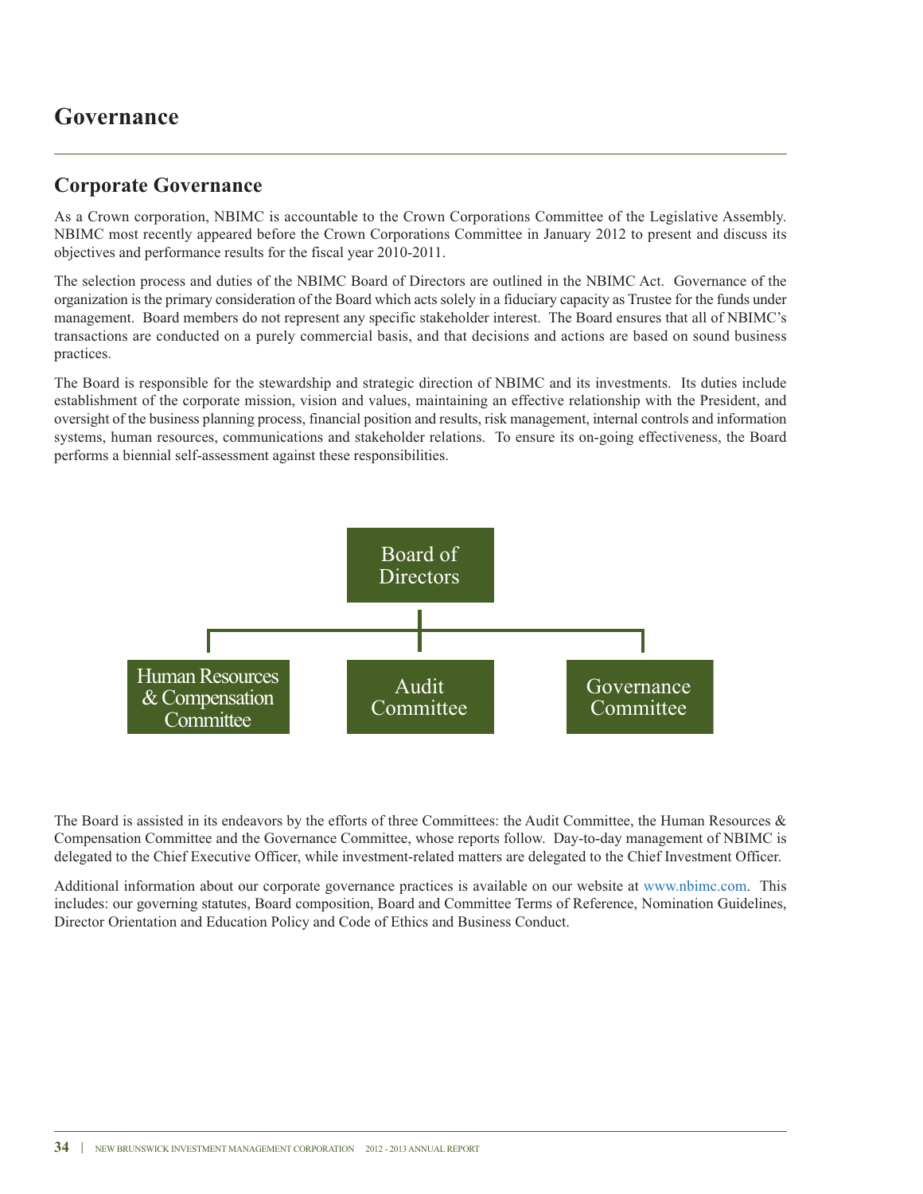# Governance

## Corporate Governance

As a Crown corporation, NBIMC is accountable to the Crown Corporations Committee of the Legislative Assembly. NBIMC most recently appeared before the Crown Corporations Committee in January 2012 to present and discuss its objectives and performance results for the fiscal year 2010-2011.

The selection process and duties of the NBIMC Board of Directors are outlined in the NBIMC Act. Governance of the organization is the primary consideration of the Board which acts solely in a fiduciary capacity as Trustee for the funds under management. Board members do not represent any specific stakeholder interest. The Board ensures that all of NBIMC's transactions are conducted on a purely commercial basis, and that decisions and actions are based on sound business practices.

The Board is responsible for the stewardship and strategic direction of NBIMC and its investments. Its duties include establishment of the corporate mission, vision and values, maintaining an effective relationship with the President, and oversight of the business planning process, financial position and results, risk management, internal controls and information systems, human resources, communications and stakeholder relations. To ensure its on-going effectiveness, the Board performs a biennial self-assessment against these responsibilities.

Board of Directors

Human Resources & Compensation Committee | Audit Committee | Governance Committee

The Board is assisted in its endeavors by the efforts of three Committees: the Audit Committee, the Human Resources & Compensation Committee and the Governance Committee, whose reports follow. Day-to-day management of NBIMC is delegated to the Chief Executive Officer, while investment-related matters are delegated to the Chief Investment Officer.

Additional information about our corporate governance practices is available on our website at www.nbimc.com. This includes: our governing statutes, Board composition, Board and Committee Terms of Reference, Nomination Guidelines, Director Orientation and Education Policy and Code of Ethics and Business Conduct.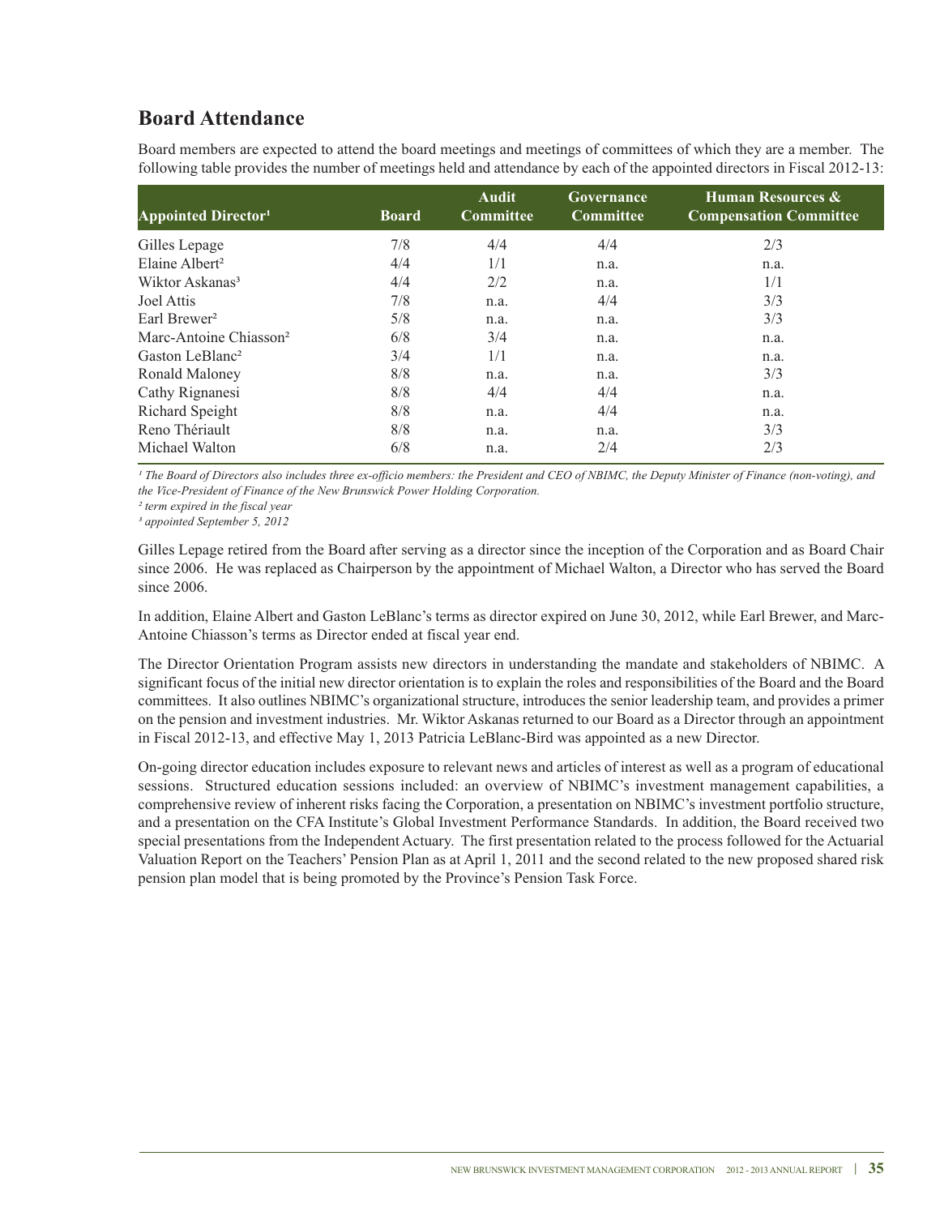## Board Attendance

Board members are expected to attend the board meetings and meetings of committees of which they are a member. The following table provides the number of meetings held and attendance by each of the appointed directors in Fiscal 2012-13:

| Appointed Director[1] | Board | Audit Committee | Governance Committee | Human Resources & Compensation Committee |
|---|---|---|---|---|
| Gilles Lepage | 7/8 | 4/4 | 4/4 | 2/3 |
| Elaine Albert[2] | 4/4 | 1/1 | n.a. | n.a. |
| Wiktor Askanas[3] | 4/4 | 2/2 | n.a. | 1/1 |
| Joel Attis | 7/8 | n.a. | 4/4 | 3/3 |
| Earl Brewer[2] | 5/8 | n.a. | n.a. | 3/3 |
| Marc-Antoine Chiasson[2] | 6/8 | 3/4 | n.a. | n.a. |
| Gaston LeBlanc[2] | 3/4 | 1/1 | n.a. | n.a. |
| Ronald Maloney | 8/8 | n.a. | n.a. | 3/3 |
| Cathy Rignanesi | 8/8 | 4/4 | 4/4 | n.a. |
| Richard Speight | 8/8 | n.a. | 4/4 | n.a. |
| Reno Thériault | 8/8 | n.a. | n.a. | 3/3 |
| Michael Walton | 6/8 | n.a. | 2/4 | 2/3 |

*[1] The Board of Directors also includes three ex-officio members: the President and CEO of NBIMC, the Deputy Minister of Finance (non-voting), and the Vice-President of Finance of the New Brunswick Power Holding Corporation.*

*[2] term expired in the fiscal year*

*[3] appointed September 5, 2012*

Gilles Lepage retired from the Board after serving as a director since the inception of the Corporation and as Board Chair since 2006. He was replaced as Chairperson by the appointment of Michael Walton, a Director who has served the Board since 2006.

In addition, Elaine Albert and Gaston LeBlanc's terms as director expired on June 30, 2012, while Earl Brewer, and Marc-Antoine Chiasson's terms as Director ended at fiscal year end.

The Director Orientation Program assists new directors in understanding the mandate and stakeholders of NBIMC. A significant focus of the initial new director orientation is to explain the roles and responsibilities of the Board and the Board committees. It also outlines NBIMC's organizational structure, introduces the senior leadership team, and provides a primer on the pension and investment industries. Mr. Wiktor Askanas returned to our Board as a Director through an appointment in Fiscal 2012-13, and effective May 1, 2013 Patricia LeBlanc-Bird was appointed as a new Director.

On-going director education includes exposure to relevant news and articles of interest as well as a program of educational sessions. Structured education sessions included: an overview of NBIMC's investment management capabilities, a comprehensive review of inherent risks facing the Corporation, a presentation on NBIMC's investment portfolio structure, and a presentation on the CFA Institute's Global Investment Performance Standards. In addition, the Board received two special presentations from the Independent Actuary. The first presentation related to the process followed for the Actuarial Valuation Report on the Teachers' Pension Plan as at April 1, 2011 and the second related to the new proposed shared risk pension plan model that is being promoted by the Province's Pension Task Force.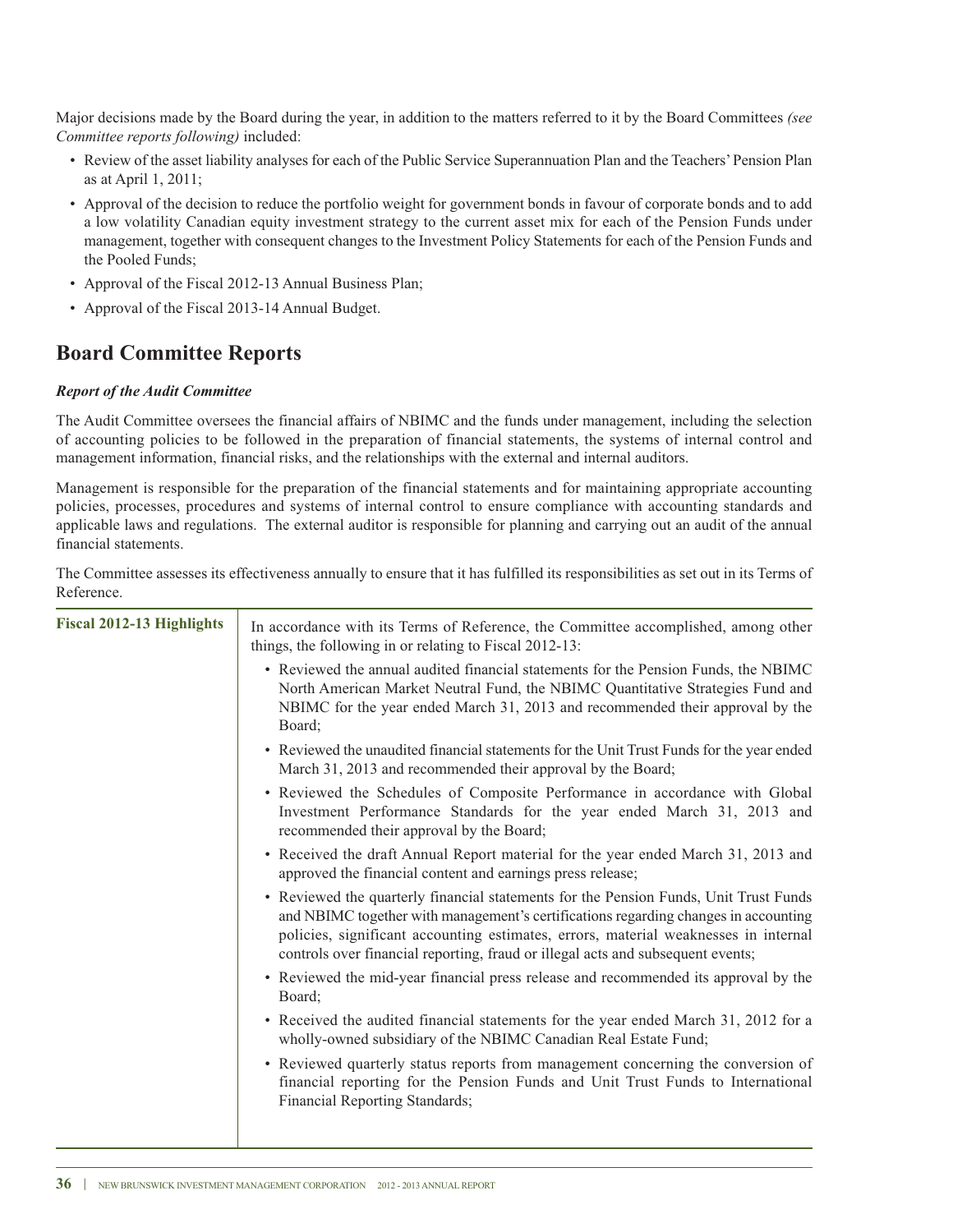Major decisions made by the Board during the year, in addition to the matters referred to it by the Board Committees *(see Committee reports following)* included:

- Review of the asset liability analyses for each of the Public Service Superannuation Plan and the Teachers' Pension Plan as at April 1, 2011;
- Approval of the decision to reduce the portfolio weight for government bonds in favour of corporate bonds and to add a low volatility Canadian equity investment strategy to the current asset mix for each of the Pension Funds under management, together with consequent changes to the Investment Policy Statements for each of the Pension Funds and the Pooled Funds;
- Approval of the Fiscal 2012-13 Annual Business Plan;
- Approval of the Fiscal 2013-14 Annual Budget.

## Board Committee Reports

***Report of the Audit Committee***

The Audit Committee oversees the financial affairs of NBIMC and the funds under management, including the selection of accounting policies to be followed in the preparation of financial statements, the systems of internal control and management information, financial risks, and the relationships with the external and internal auditors.

Management is responsible for the preparation of the financial statements and for maintaining appropriate accounting policies, processes, procedures and systems of internal control to ensure compliance with accounting standards and applicable laws and regulations. The external auditor is responsible for planning and carrying out an audit of the annual financial statements.

The Committee assesses its effectiveness annually to ensure that it has fulfilled its responsibilities as set out in its Terms of Reference.

**Fiscal 2012-13 Highlights**

In accordance with its Terms of Reference, the Committee accomplished, among other things, the following in or relating to Fiscal 2012-13:

- Reviewed the annual audited financial statements for the Pension Funds, the NBIMC North American Market Neutral Fund, the NBIMC Quantitative Strategies Fund and NBIMC for the year ended March 31, 2013 and recommended their approval by the Board;
- Reviewed the unaudited financial statements for the Unit Trust Funds for the year ended March 31, 2013 and recommended their approval by the Board;
- Reviewed the Schedules of Composite Performance in accordance with Global Investment Performance Standards for the year ended March 31, 2013 and recommended their approval by the Board;
- Received the draft Annual Report material for the year ended March 31, 2013 and approved the financial content and earnings press release;
- Reviewed the quarterly financial statements for the Pension Funds, Unit Trust Funds and NBIMC together with management's certifications regarding changes in accounting policies, significant accounting estimates, errors, material weaknesses in internal controls over financial reporting, fraud or illegal acts and subsequent events;
- Reviewed the mid-year financial press release and recommended its approval by the Board;
- Received the audited financial statements for the year ended March 31, 2012 for a wholly-owned subsidiary of the NBIMC Canadian Real Estate Fund;
- Reviewed quarterly status reports from management concerning the conversion of financial reporting for the Pension Funds and Unit Trust Funds to International Financial Reporting Standards;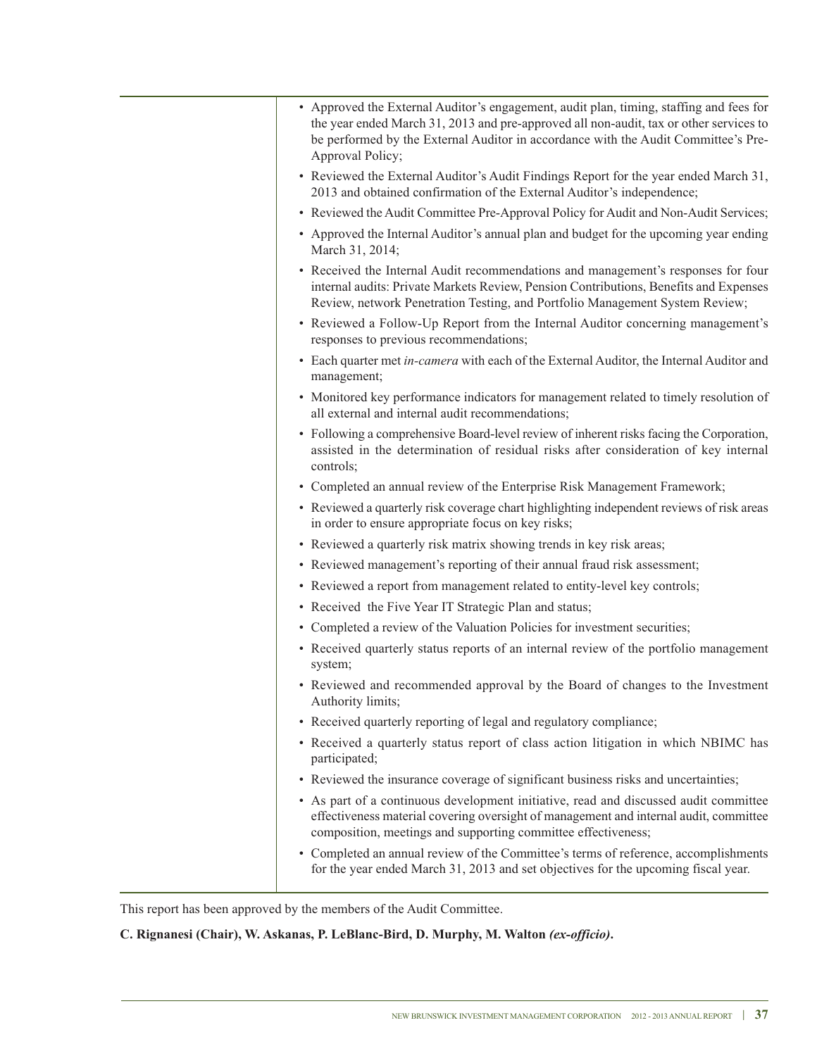- Approved the External Auditor's engagement, audit plan, timing, staffing and fees for the year ended March 31, 2013 and pre-approved all non-audit, tax or other services to be performed by the External Auditor in accordance with the Audit Committee's Pre-Approval Policy;
- Reviewed the External Auditor's Audit Findings Report for the year ended March 31, 2013 and obtained confirmation of the External Auditor's independence;
- Reviewed the Audit Committee Pre-Approval Policy for Audit and Non-Audit Services;
- Approved the Internal Auditor's annual plan and budget for the upcoming year ending March 31, 2014;
- Received the Internal Audit recommendations and management's responses for four internal audits: Private Markets Review, Pension Contributions, Benefits and Expenses Review, network Penetration Testing, and Portfolio Management System Review;
- Reviewed a Follow-Up Report from the Internal Auditor concerning management's responses to previous recommendations;
- Each quarter met *in-camera* with each of the External Auditor, the Internal Auditor and management;
- Monitored key performance indicators for management related to timely resolution of all external and internal audit recommendations;
- Following a comprehensive Board-level review of inherent risks facing the Corporation, assisted in the determination of residual risks after consideration of key internal controls;
- Completed an annual review of the Enterprise Risk Management Framework;
- Reviewed a quarterly risk coverage chart highlighting independent reviews of risk areas in order to ensure appropriate focus on key risks;
- Reviewed a quarterly risk matrix showing trends in key risk areas;
- Reviewed management's reporting of their annual fraud risk assessment;
- Reviewed a report from management related to entity-level key controls;
- Received the Five Year IT Strategic Plan and status;
- Completed a review of the Valuation Policies for investment securities;
- Received quarterly status reports of an internal review of the portfolio management system;
- Reviewed and recommended approval by the Board of changes to the Investment Authority limits;
- Received quarterly reporting of legal and regulatory compliance;
- Received a quarterly status report of class action litigation in which NBIMC has participated;
- Reviewed the insurance coverage of significant business risks and uncertainties;
- As part of a continuous development initiative, read and discussed audit committee effectiveness material covering oversight of management and internal audit, committee composition, meetings and supporting committee effectiveness;
- Completed an annual review of the Committee's terms of reference, accomplishments for the year ended March 31, 2013 and set objectives for the upcoming fiscal year.

This report has been approved by the members of the Audit Committee.

**C. Rignanesi (Chair), W. Askanas, P. LeBlanc-Bird, D. Murphy, M. Walton *(ex-officio)*.**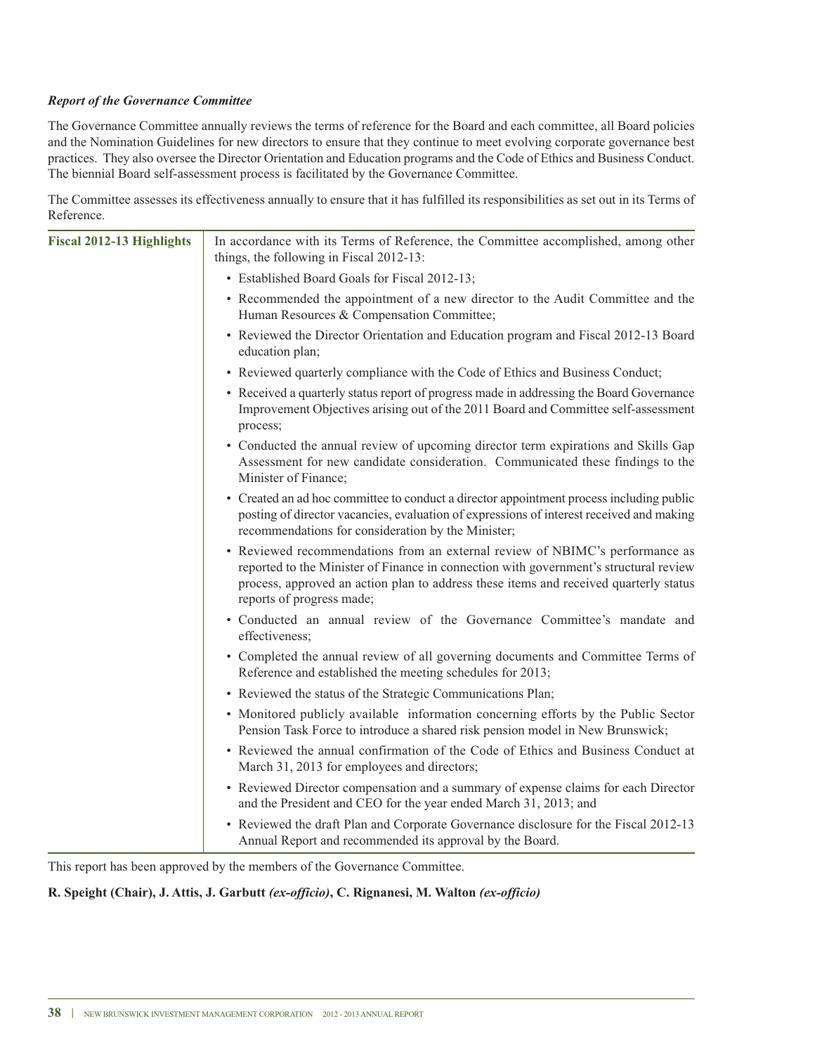*Report of the Governance Committee*

The Governance Committee annually reviews the terms of reference for the Board and each committee, all Board policies and the Nomination Guidelines for new directors to ensure that they continue to meet evolving corporate governance best practices. They also oversee the Director Orientation and Education programs and the Code of Ethics and Business Conduct. The biennial Board self-assessment process is facilitated by the Governance Committee.

The Committee assesses its effectiveness annually to ensure that it has fulfilled its responsibilities as set out in its Terms of Reference.

| **Fiscal 2012-13 Highlights** | In accordance with its Terms of Reference, the Committee accomplished, among other things, the following in Fiscal 2012-13: |
|---|---|
| | • Established Board Goals for Fiscal 2012-13; |
| | • Recommended the appointment of a new director to the Audit Committee and the Human Resources & Compensation Committee; |
| | • Reviewed the Director Orientation and Education program and Fiscal 2012-13 Board education plan; |
| | • Reviewed quarterly compliance with the Code of Ethics and Business Conduct; |
| | • Received a quarterly status report of progress made in addressing the Board Governance Improvement Objectives arising out of the 2011 Board and Committee self-assessment process; |
| | • Conducted the annual review of upcoming director term expirations and Skills Gap Assessment for new candidate consideration. Communicated these findings to the Minister of Finance; |
| | • Created an ad hoc committee to conduct a director appointment process including public posting of director vacancies, evaluation of expressions of interest received and making recommendations for consideration by the Minister; |
| | • Reviewed recommendations from an external review of NBIMC's performance as reported to the Minister of Finance in connection with government's structural review process, approved an action plan to address these items and received quarterly status reports of progress made; |
| | • Conducted an annual review of the Governance Committee's mandate and effectiveness; |
| | • Completed the annual review of all governing documents and Committee Terms of Reference and established the meeting schedules for 2013; |
| | • Reviewed the status of the Strategic Communications Plan; |
| | • Monitored publicly available information concerning efforts by the Public Sector Pension Task Force to introduce a shared risk pension model in New Brunswick; |
| | • Reviewed the annual confirmation of the Code of Ethics and Business Conduct at March 31, 2013 for employees and directors; |
| | • Reviewed Director compensation and a summary of expense claims for each Director and the President and CEO for the year ended March 31, 2013; and |
| | • Reviewed the draft Plan and Corporate Governance disclosure for the Fiscal 2012-13 Annual Report and recommended its approval by the Board. |

This report has been approved by the members of the Governance Committee.

**R. Speight (Chair), J. Attis, J. Garbutt *(ex-officio)*, C. Rignanesi, M. Walton *(ex-officio)***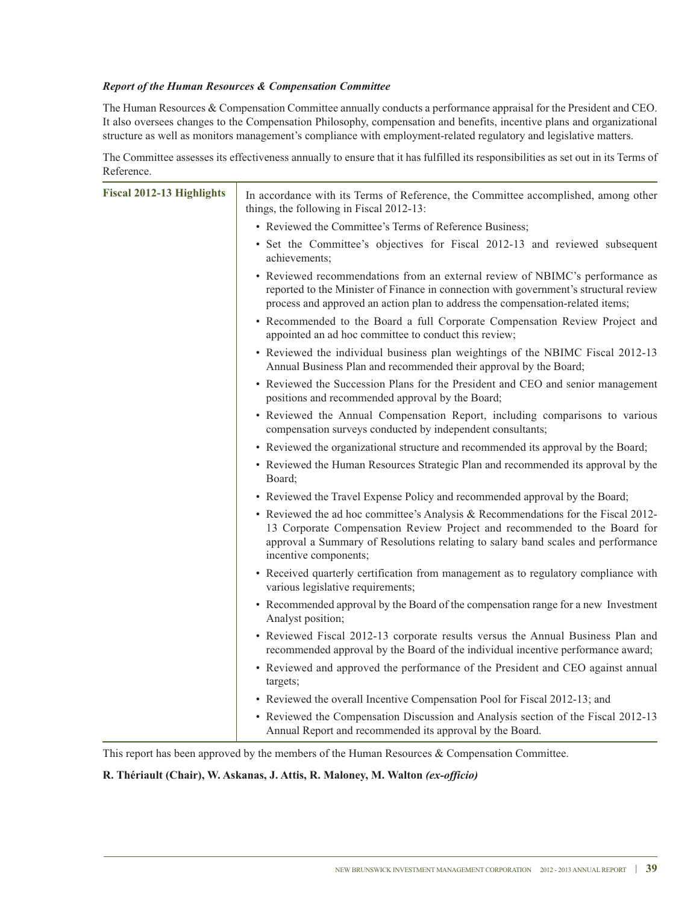***Report of the Human Resources & Compensation Committee***

The Human Resources & Compensation Committee annually conducts a performance appraisal for the President and CEO. It also oversees changes to the Compensation Philosophy, compensation and benefits, incentive plans and organizational structure as well as monitors management's compliance with employment-related regulatory and legislative matters.

The Committee assesses its effectiveness annually to ensure that it has fulfilled its responsibilities as set out in its Terms of Reference.

| **Fiscal 2012-13 Highlights** | In accordance with its Terms of Reference, the Committee accomplished, among other things, the following in Fiscal 2012-13:<br>• Reviewed the Committee's Terms of Reference Business;<br>• Set the Committee's objectives for Fiscal 2012-13 and reviewed subsequent achievements;<br>• Reviewed recommendations from an external review of NBIMC's performance as reported to the Minister of Finance in connection with government's structural review process and approved an action plan to address the compensation-related items;<br>• Recommended to the Board a full Corporate Compensation Review Project and appointed an ad hoc committee to conduct this review;<br>• Reviewed the individual business plan weightings of the NBIMC Fiscal 2012-13 Annual Business Plan and recommended their approval by the Board;<br>• Reviewed the Succession Plans for the President and CEO and senior management positions and recommended approval by the Board;<br>• Reviewed the Annual Compensation Report, including comparisons to various compensation surveys conducted by independent consultants;<br>• Reviewed the organizational structure and recommended its approval by the Board;<br>• Reviewed the Human Resources Strategic Plan and recommended its approval by the Board;<br>• Reviewed the Travel Expense Policy and recommended approval by the Board;<br>• Reviewed the ad hoc committee's Analysis & Recommendations for the Fiscal 2012-13 Corporate Compensation Review Project and recommended to the Board for approval a Summary of Resolutions relating to salary band scales and performance incentive components;<br>• Received quarterly certification from management as to regulatory compliance with various legislative requirements;<br>• Recommended approval by the Board of the compensation range for a new Investment Analyst position;<br>• Reviewed Fiscal 2012-13 corporate results versus the Annual Business Plan and recommended approval by the Board of the individual incentive performance award;<br>• Reviewed and approved the performance of the President and CEO against annual targets;<br>• Reviewed the overall Incentive Compensation Pool for Fiscal 2012-13; and<br>• Reviewed the Compensation Discussion and Analysis section of the Fiscal 2012-13 Annual Report and recommended its approval by the Board. |
|---|---|

This report has been approved by the members of the Human Resources & Compensation Committee.

**R. Thériault (Chair), W. Askanas, J. Attis, R. Maloney, M. Walton *(ex-officio)***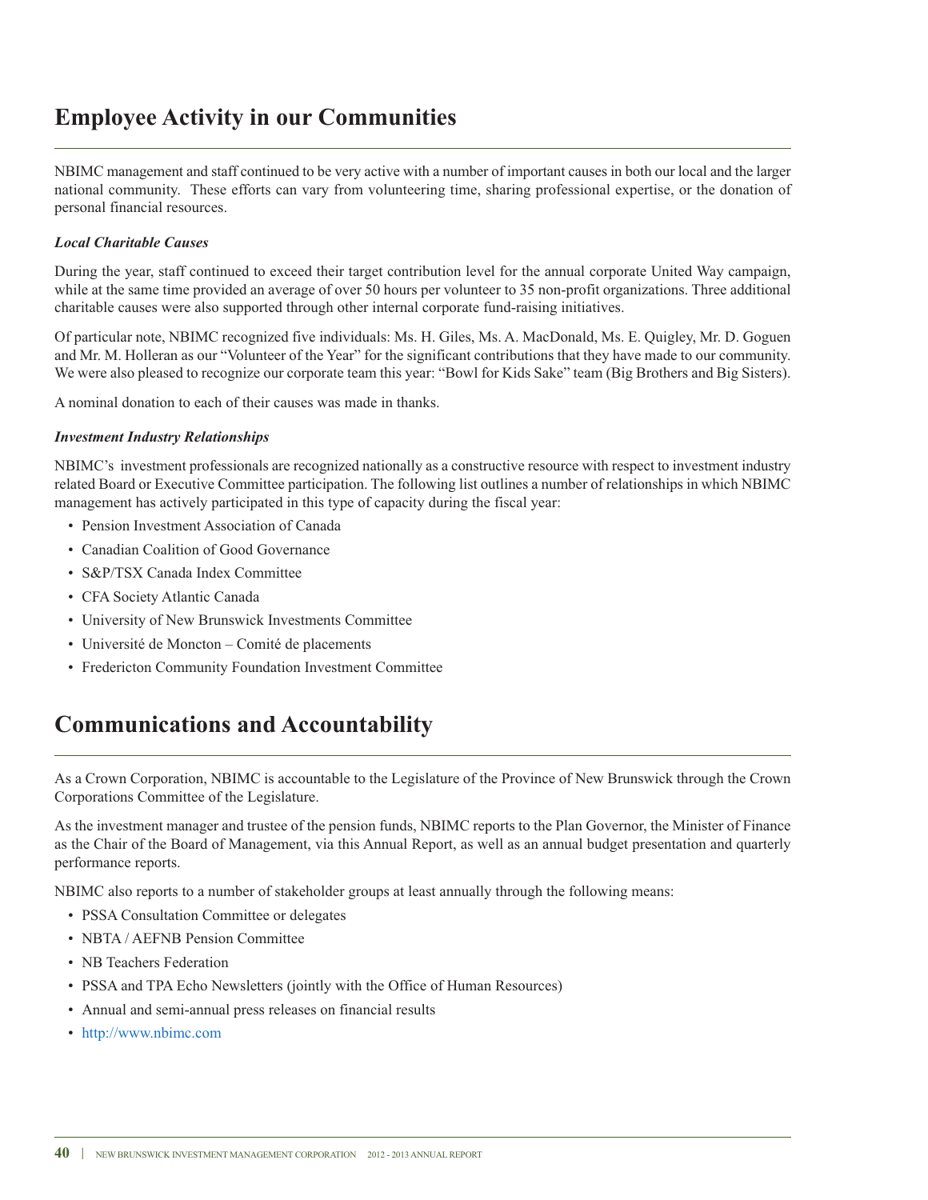# Employee Activity in our Communities

NBIMC management and staff continued to be very active with a number of important causes in both our local and the larger national community. These efforts can vary from volunteering time, sharing professional expertise, or the donation of personal financial resources.

***Local Charitable Causes***

During the year, staff continued to exceed their target contribution level for the annual corporate United Way campaign, while at the same time provided an average of over 50 hours per volunteer to 35 non-profit organizations. Three additional charitable causes were also supported through other internal corporate fund-raising initiatives.

Of particular note, NBIMC recognized five individuals: Ms. H. Giles, Ms. A. MacDonald, Ms. E. Quigley, Mr. D. Goguen and Mr. M. Holleran as our "Volunteer of the Year" for the significant contributions that they have made to our community. We were also pleased to recognize our corporate team this year: "Bowl for Kids Sake" team (Big Brothers and Big Sisters).

A nominal donation to each of their causes was made in thanks.

***Investment Industry Relationships***

NBIMC's investment professionals are recognized nationally as a constructive resource with respect to investment industry related Board or Executive Committee participation. The following list outlines a number of relationships in which NBIMC management has actively participated in this type of capacity during the fiscal year:

- Pension Investment Association of Canada
- Canadian Coalition of Good Governance
- S&P/TSX Canada Index Committee
- CFA Society Atlantic Canada
- University of New Brunswick Investments Committee
- Université de Moncton – Comité de placements
- Fredericton Community Foundation Investment Committee

# Communications and Accountability

As a Crown Corporation, NBIMC is accountable to the Legislature of the Province of New Brunswick through the Crown Corporations Committee of the Legislature.

As the investment manager and trustee of the pension funds, NBIMC reports to the Plan Governor, the Minister of Finance as the Chair of the Board of Management, via this Annual Report, as well as an annual budget presentation and quarterly performance reports.

NBIMC also reports to a number of stakeholder groups at least annually through the following means:

- PSSA Consultation Committee or delegates
- NBTA / AEFNB Pension Committee
- NB Teachers Federation
- PSSA and TPA Echo Newsletters (jointly with the Office of Human Resources)
- Annual and semi-annual press releases on financial results
- http://www.nbimc.com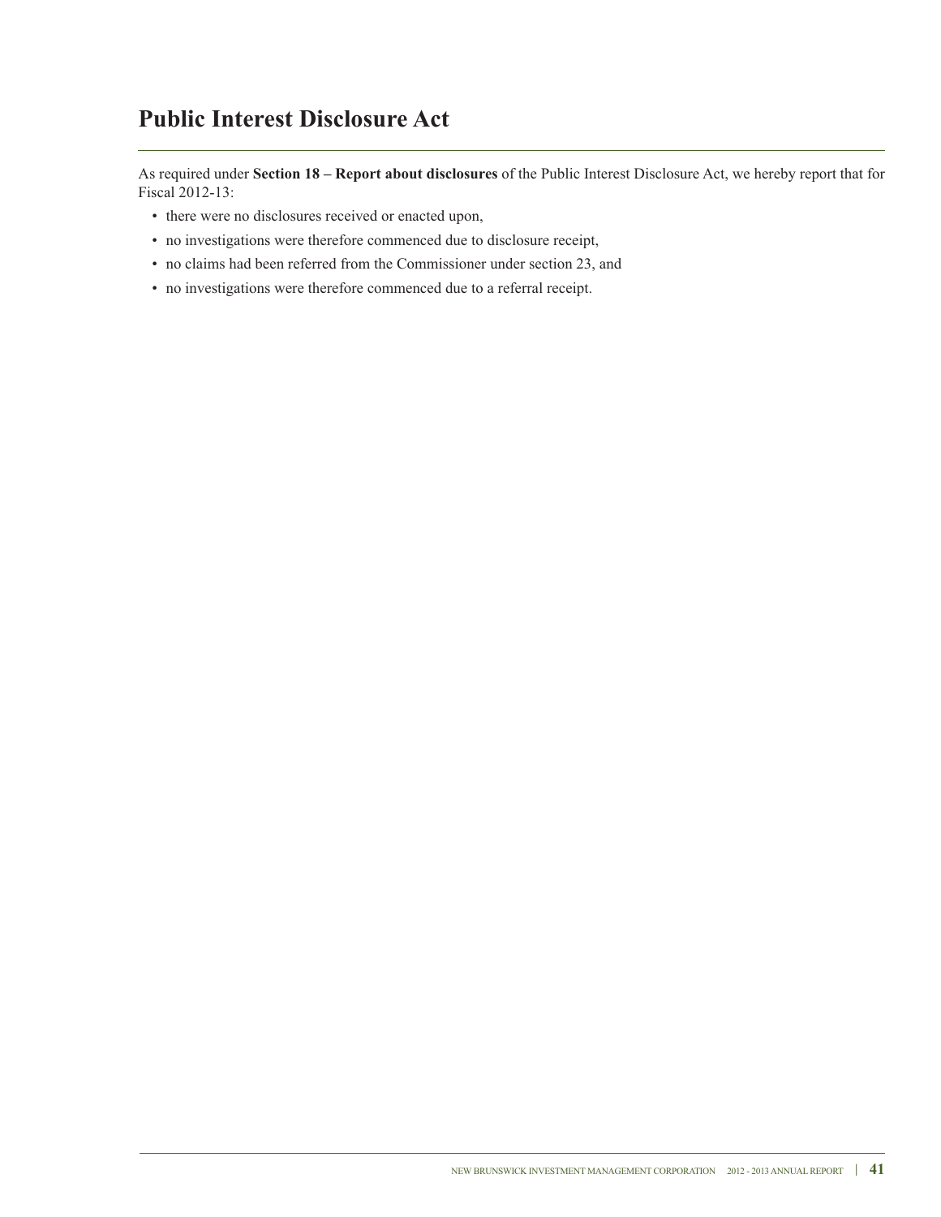# Public Interest Disclosure Act

As required under **Section 18 – Report about disclosures** of the Public Interest Disclosure Act, we hereby report that for Fiscal 2012-13:

- there were no disclosures received or enacted upon,
- no investigations were therefore commenced due to disclosure receipt,
- no claims had been referred from the Commissioner under section 23, and
- no investigations were therefore commenced due to a referral receipt.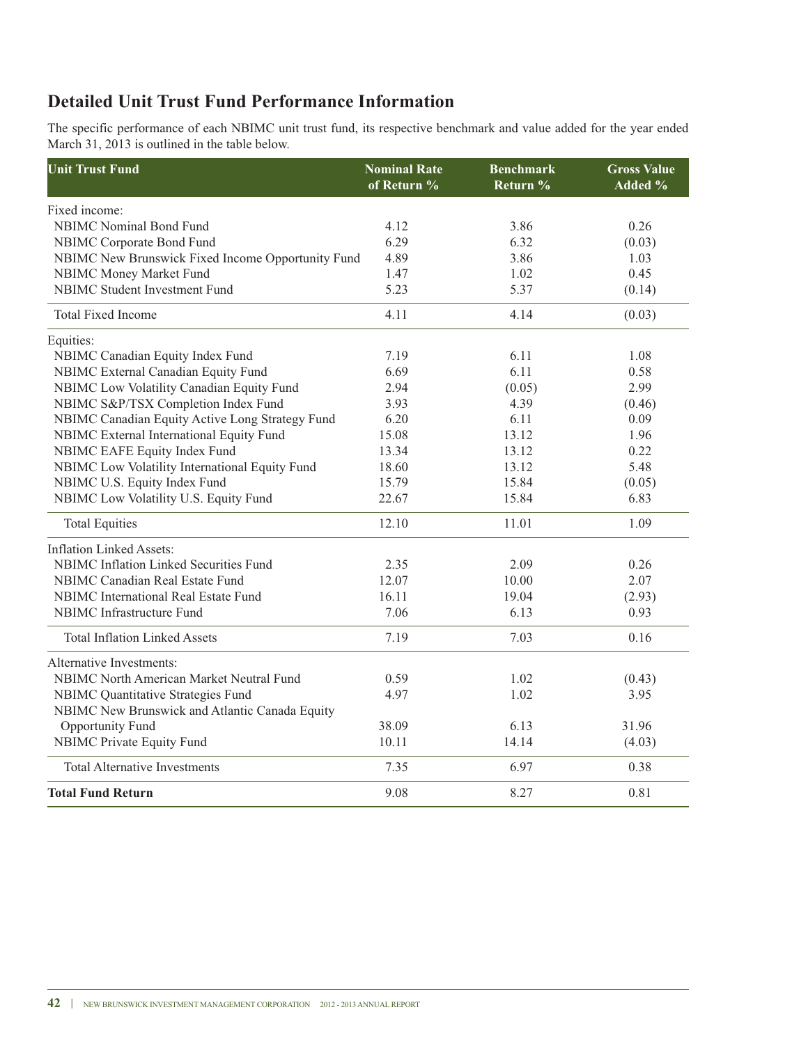## Detailed Unit Trust Fund Performance Information

The specific performance of each NBIMC unit trust fund, its respective benchmark and value added for the year ended March 31, 2013 is outlined in the table below.

| Unit Trust Fund | Nominal Rate of Return % | Benchmark Return % | Gross Value Added % |
|---|---|---|---|
| Fixed income: | | | |
| NBIMC Nominal Bond Fund | 4.12 | 3.86 | 0.26 |
| NBIMC Corporate Bond Fund | 6.29 | 6.32 | (0.03) |
| NBIMC New Brunswick Fixed Income Opportunity Fund | 4.89 | 3.86 | 1.03 |
| NBIMC Money Market Fund | 1.47 | 1.02 | 0.45 |
| NBIMC Student Investment Fund | 5.23 | 5.37 | (0.14) |
| Total Fixed Income | 4.11 | 4.14 | (0.03) |
| Equities: | | | |
| NBIMC Canadian Equity Index Fund | 7.19 | 6.11 | 1.08 |
| NBIMC External Canadian Equity Fund | 6.69 | 6.11 | 0.58 |
| NBIMC Low Volatility Canadian Equity Fund | 2.94 | (0.05) | 2.99 |
| NBIMC S&P/TSX Completion Index Fund | 3.93 | 4.39 | (0.46) |
| NBIMC Canadian Equity Active Long Strategy Fund | 6.20 | 6.11 | 0.09 |
| NBIMC External International Equity Fund | 15.08 | 13.12 | 1.96 |
| NBIMC EAFE Equity Index Fund | 13.34 | 13.12 | 0.22 |
| NBIMC Low Volatility International Equity Fund | 18.60 | 13.12 | 5.48 |
| NBIMC U.S. Equity Index Fund | 15.79 | 15.84 | (0.05) |
| NBIMC Low Volatility U.S. Equity Fund | 22.67 | 15.84 | 6.83 |
| Total Equities | 12.10 | 11.01 | 1.09 |
| Inflation Linked Assets: | | | |
| NBIMC Inflation Linked Securities Fund | 2.35 | 2.09 | 0.26 |
| NBIMC Canadian Real Estate Fund | 12.07 | 10.00 | 2.07 |
| NBIMC International Real Estate Fund | 16.11 | 19.04 | (2.93) |
| NBIMC Infrastructure Fund | 7.06 | 6.13 | 0.93 |
| Total Inflation Linked Assets | 7.19 | 7.03 | 0.16 |
| Alternative Investments: | | | |
| NBIMC North American Market Neutral Fund | 0.59 | 1.02 | (0.43) |
| NBIMC Quantitative Strategies Fund | 4.97 | 1.02 | 3.95 |
| NBIMC New Brunswick and Atlantic Canada Equity Opportunity Fund | 38.09 | 6.13 | 31.96 |
| NBIMC Private Equity Fund | 10.11 | 14.14 | (4.03) |
| Total Alternative Investments | 7.35 | 6.97 | 0.38 |
| **Total Fund Return** | 9.08 | 8.27 | 0.81 |